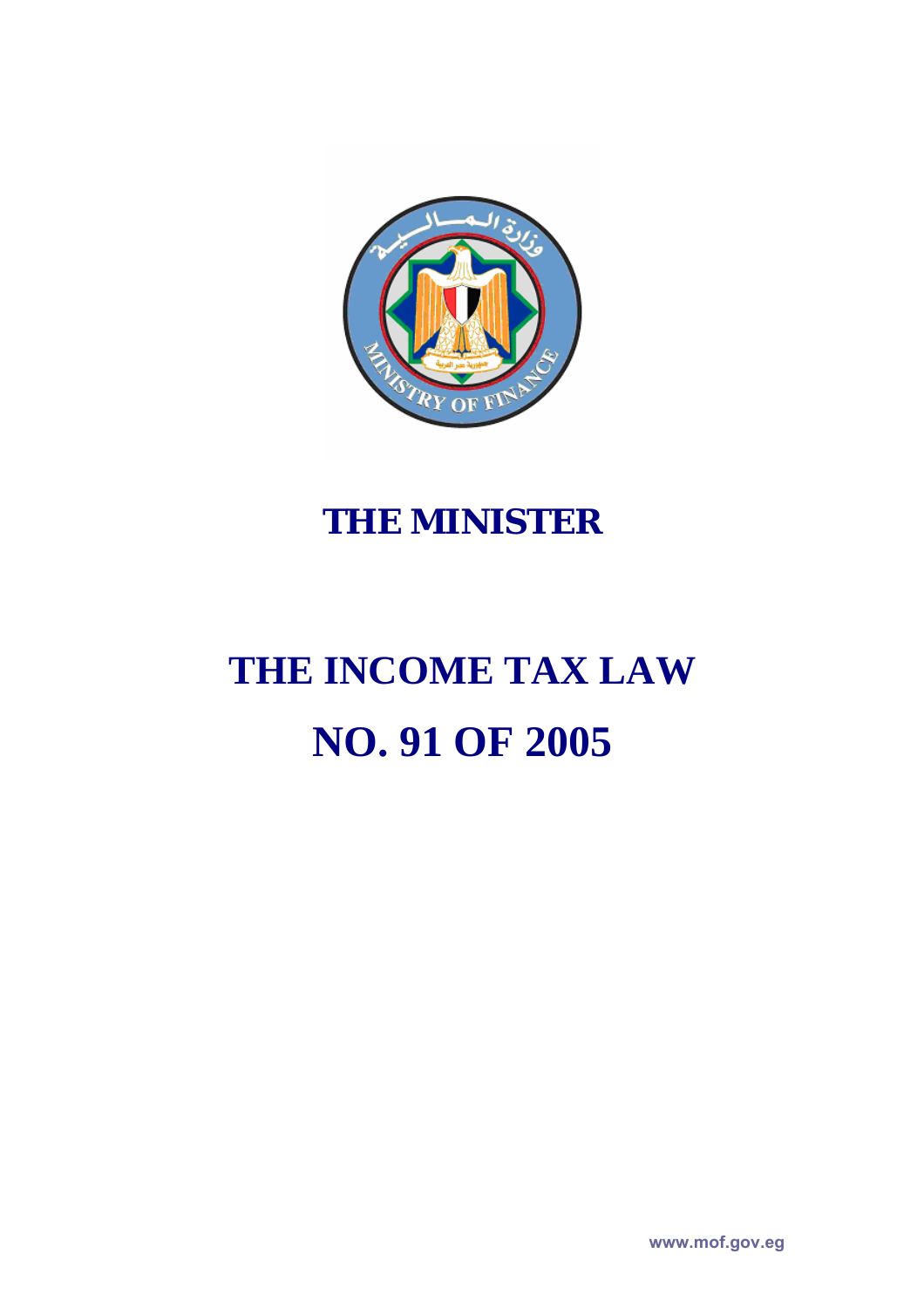# THE MINISTER

# THE INCOME TAX LAW

# NO. 91 OF 2005

www.mof.gov.eg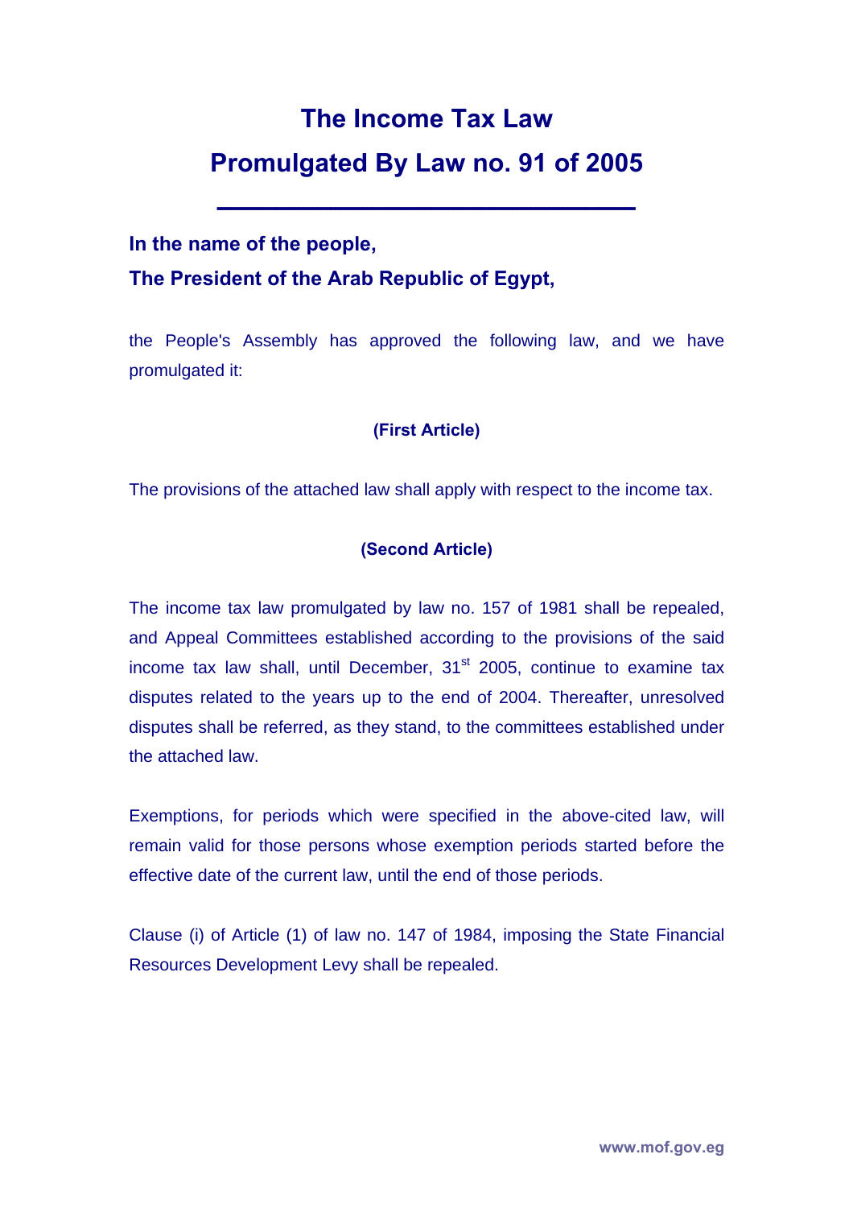# The Income Tax Law
# Promulgated By Law no. 91 of 2005

---

**In the name of the people,**

**The President of the Arab Republic of Egypt,**

the People's Assembly has approved the following law, and we have promulgated it:

**(First Article)**

The provisions of the attached law shall apply with respect to the income tax.

**(Second Article)**

The income tax law promulgated by law no. 157 of 1981 shall be repealed, and Appeal Committees established according to the provisions of the said income tax law shall, until December, 31st 2005, continue to examine tax disputes related to the years up to the end of 2004. Thereafter, unresolved disputes shall be referred, as they stand, to the committees established under the attached law.

Exemptions, for periods which were specified in the above-cited law, will remain valid for those persons whose exemption periods started before the effective date of the current law, until the end of those periods.

Clause (i) of Article (1) of law no. 147 of 1984, imposing the State Financial Resources Development Levy shall be repealed.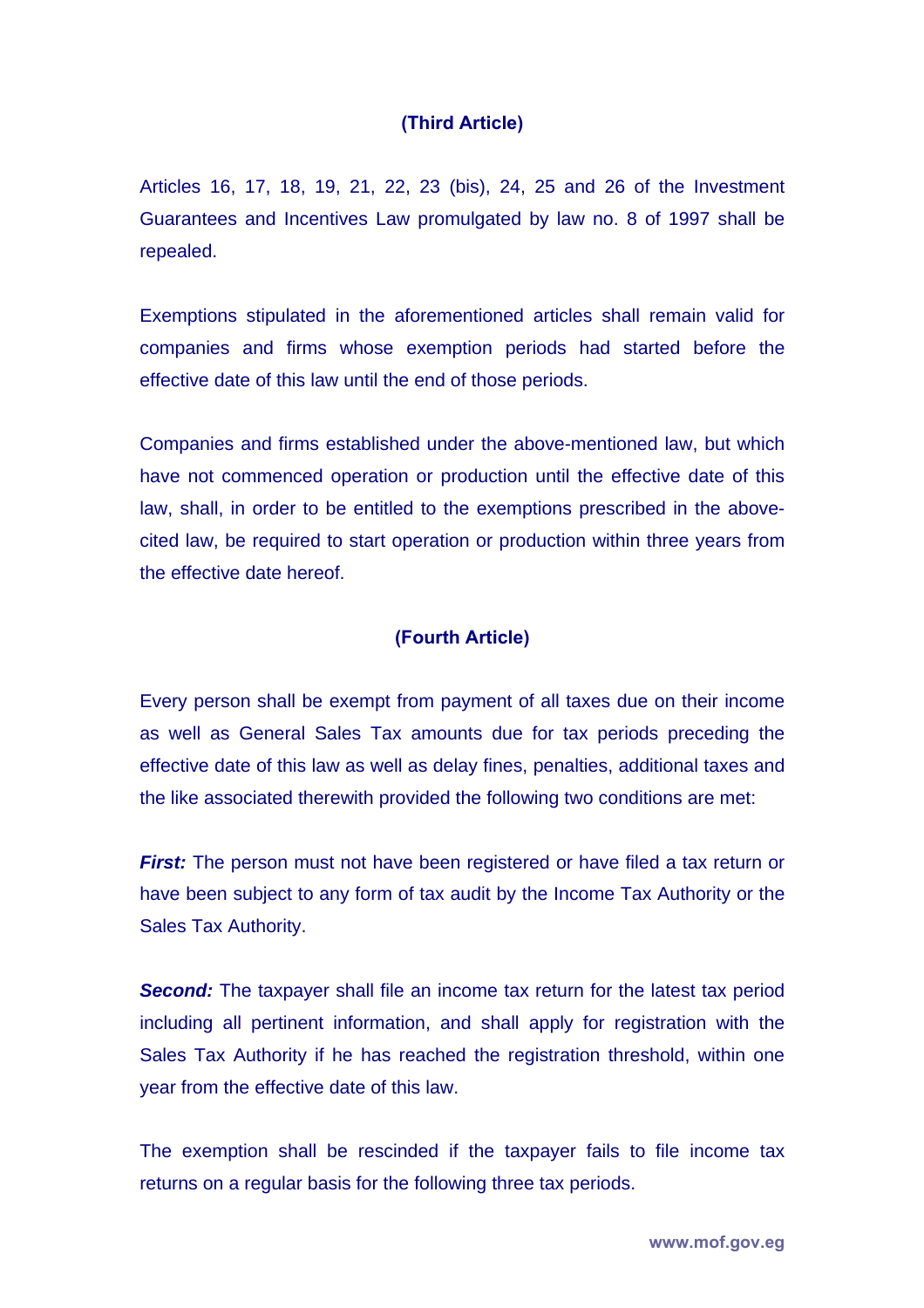### (Third Article)

Articles 16, 17, 18, 19, 21, 22, 23 (bis), 24, 25 and 26 of the Investment Guarantees and Incentives Law promulgated by law no. 8 of 1997 shall be repealed.

Exemptions stipulated in the aforementioned articles shall remain valid for companies and firms whose exemption periods had started before the effective date of this law until the end of those periods.

Companies and firms established under the above-mentioned law, but which have not commenced operation or production until the effective date of this law, shall, in order to be entitled to the exemptions prescribed in the above-cited law, be required to start operation or production within three years from the effective date hereof.

### (Fourth Article)

Every person shall be exempt from payment of all taxes due on their income as well as General Sales Tax amounts due for tax periods preceding the effective date of this law as well as delay fines, penalties, additional taxes and the like associated therewith provided the following two conditions are met:

***First:*** The person must not have been registered or have filed a tax return or have been subject to any form of tax audit by the Income Tax Authority or the Sales Tax Authority.

***Second:*** The taxpayer shall file an income tax return for the latest tax period including all pertinent information, and shall apply for registration with the Sales Tax Authority if he has reached the registration threshold, within one year from the effective date of this law.

The exemption shall be rescinded if the taxpayer fails to file income tax returns on a regular basis for the following three tax periods.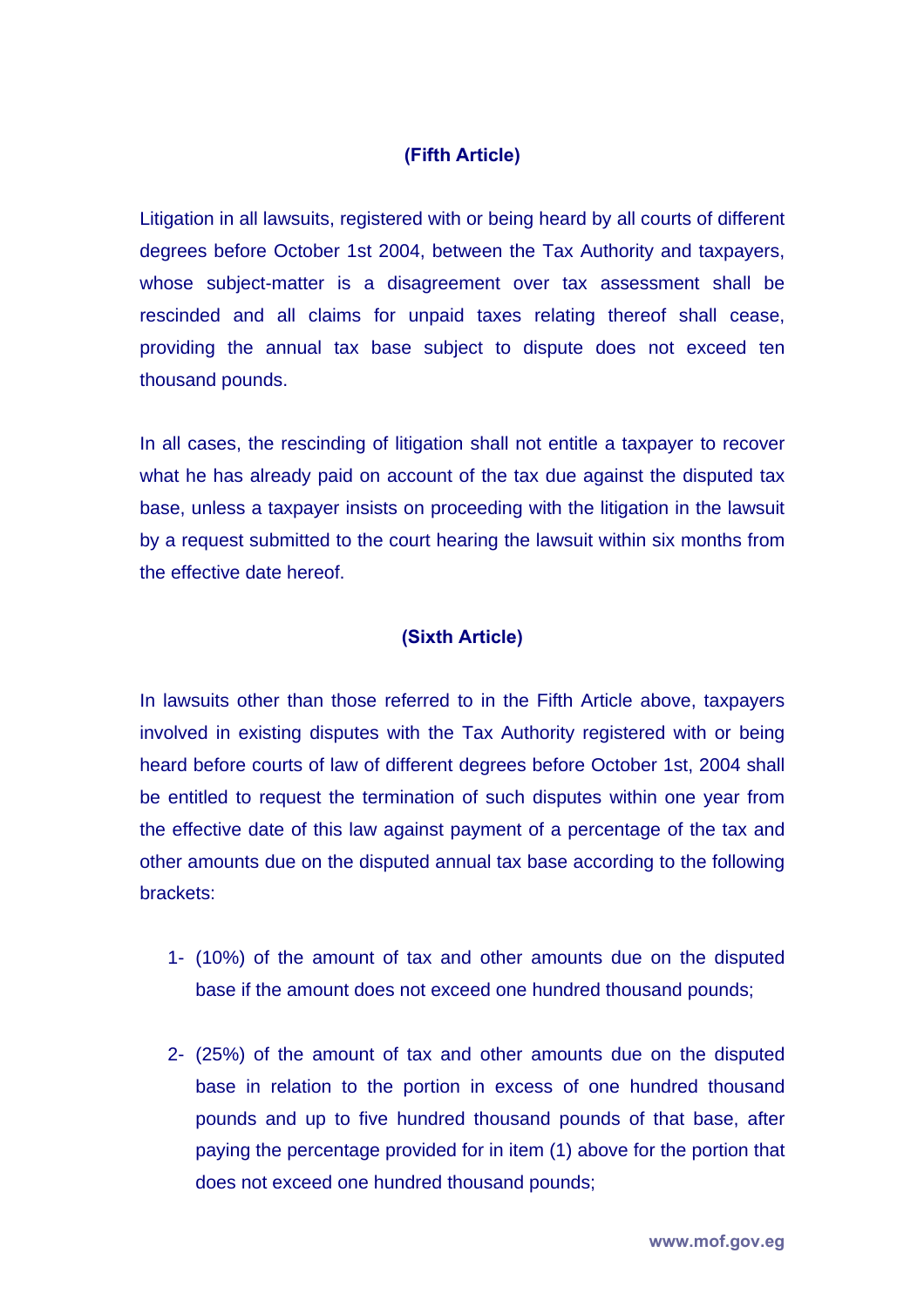### (Fifth Article)

Litigation in all lawsuits, registered with or being heard by all courts of different degrees before October 1st 2004, between the Tax Authority and taxpayers, whose subject-matter is a disagreement over tax assessment shall be rescinded and all claims for unpaid taxes relating thereof shall cease, providing the annual tax base subject to dispute does not exceed ten thousand pounds.

In all cases, the rescinding of litigation shall not entitle a taxpayer to recover what he has already paid on account of the tax due against the disputed tax base, unless a taxpayer insists on proceeding with the litigation in the lawsuit by a request submitted to the court hearing the lawsuit within six months from the effective date hereof.

### (Sixth Article)

In lawsuits other than those referred to in the Fifth Article above, taxpayers involved in existing disputes with the Tax Authority registered with or being heard before courts of law of different degrees before October 1st, 2004 shall be entitled to request the termination of such disputes within one year from the effective date of this law against payment of a percentage of the tax and other amounts due on the disputed annual tax base according to the following brackets:

1- (10%) of the amount of tax and other amounts due on the disputed base if the amount does not exceed one hundred thousand pounds;

2- (25%) of the amount of tax and other amounts due on the disputed base in relation to the portion in excess of one hundred thousand pounds and up to five hundred thousand pounds of that base, after paying the percentage provided for in item (1) above for the portion that does not exceed one hundred thousand pounds;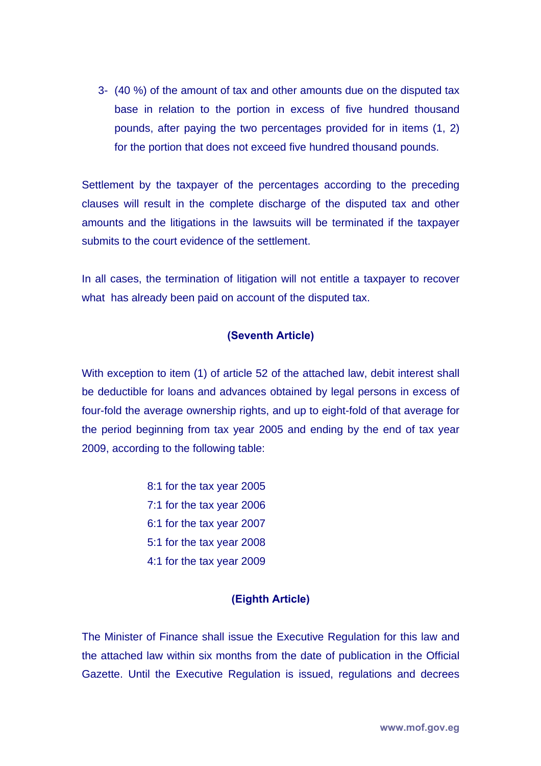3- (40 %) of the amount of tax and other amounts due on the disputed tax base in relation to the portion in excess of five hundred thousand pounds, after paying the two percentages provided for in items (1, 2) for the portion that does not exceed five hundred thousand pounds.

Settlement by the taxpayer of the percentages according to the preceding clauses will result in the complete discharge of the disputed tax and other amounts and the litigations in the lawsuits will be terminated if the taxpayer submits to the court evidence of the settlement.

In all cases, the termination of litigation will not entitle a taxpayer to recover what has already been paid on account of the disputed tax.

### (Seventh Article)

With exception to item (1) of article 52 of the attached law, debit interest shall be deductible for loans and advances obtained by legal persons in excess of four-fold the average ownership rights, and up to eight-fold of that average for the period beginning from tax year 2005 and ending by the end of tax year 2009, according to the following table:

8:1 for the tax year 2005
7:1 for the tax year 2006
6:1 for the tax year 2007
5:1 for the tax year 2008
4:1 for the tax year 2009

### (Eighth Article)

The Minister of Finance shall issue the Executive Regulation for this law and the attached law within six months from the date of publication in the Official Gazette. Until the Executive Regulation is issued, regulations and decrees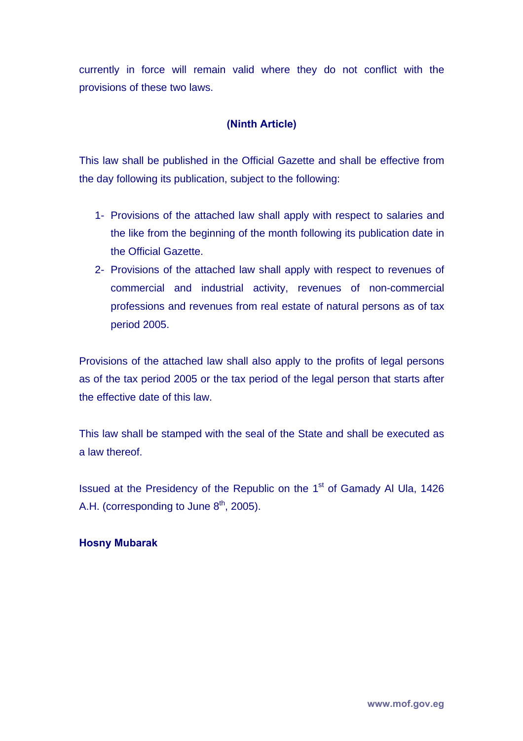currently in force will remain valid where they do not conflict with the provisions of these two laws.

### (Ninth Article)

This law shall be published in the Official Gazette and shall be effective from the day following its publication, subject to the following:

1- Provisions of the attached law shall apply with respect to salaries and the like from the beginning of the month following its publication date in the Official Gazette.
2- Provisions of the attached law shall apply with respect to revenues of commercial and industrial activity, revenues of non-commercial professions and revenues from real estate of natural persons as of tax period 2005.

Provisions of the attached law shall also apply to the profits of legal persons as of the tax period 2005 or the tax period of the legal person that starts after the effective date of this law.

This law shall be stamped with the seal of the State and shall be executed as a law thereof.

Issued at the Presidency of the Republic on the 1st of Gamady Al Ula, 1426 A.H. (corresponding to June 8th, 2005).

**Hosny Mubarak**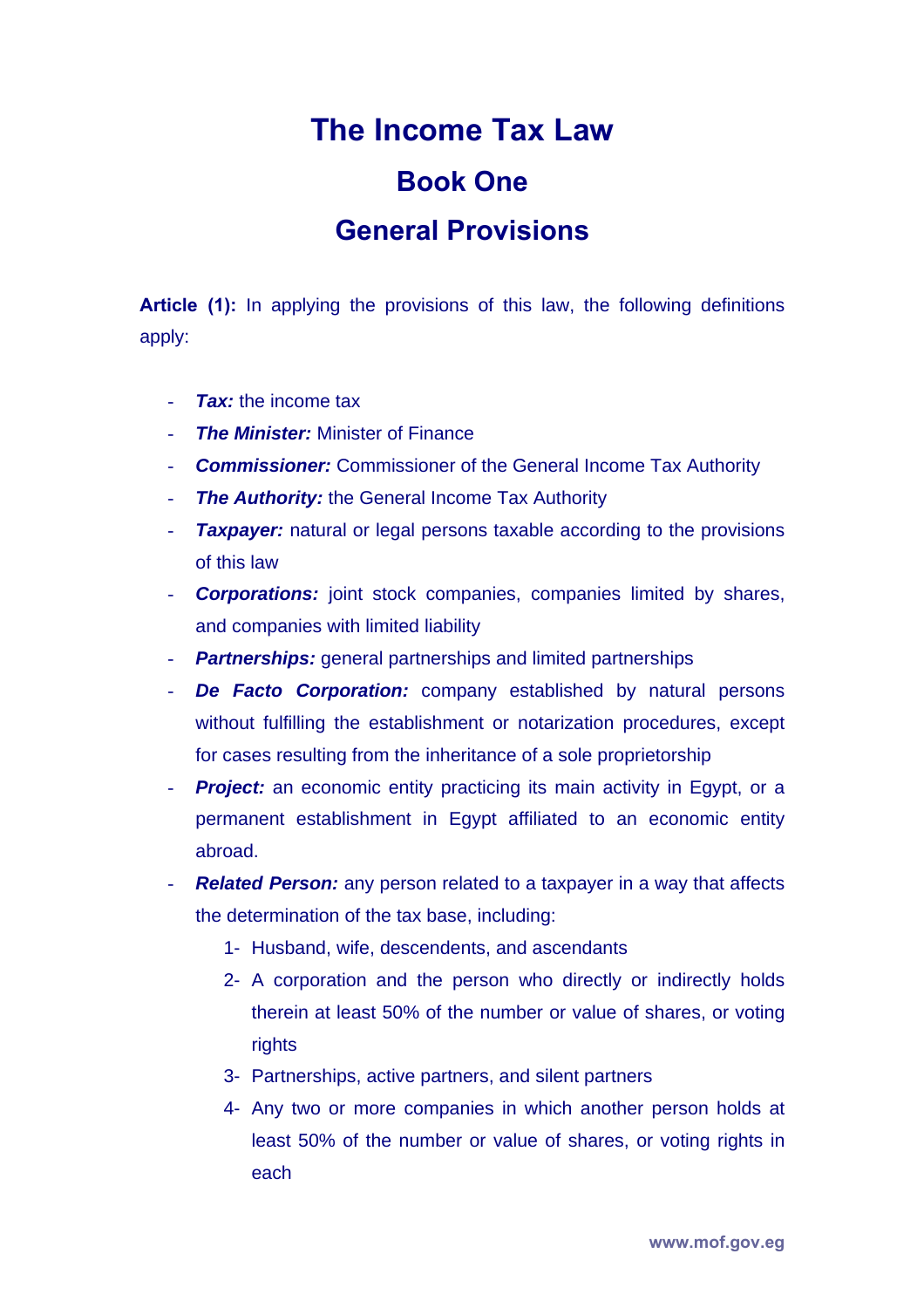# The Income Tax Law

## Book One

## General Provisions

**Article (1):** In applying the provisions of this law, the following definitions apply:

- ***Tax:*** the income tax
- ***The Minister:*** Minister of Finance
- ***Commissioner:*** Commissioner of the General Income Tax Authority
- ***The Authority:*** the General Income Tax Authority
- ***Taxpayer:*** natural or legal persons taxable according to the provisions of this law
- ***Corporations:*** joint stock companies, companies limited by shares, and companies with limited liability
- ***Partnerships:*** general partnerships and limited partnerships
- ***De Facto Corporation:*** company established by natural persons without fulfilling the establishment or notarization procedures, except for cases resulting from the inheritance of a sole proprietorship
- ***Project:*** an economic entity practicing its main activity in Egypt, or a permanent establishment in Egypt affiliated to an economic entity abroad.
- ***Related Person:*** any person related to a taxpayer in a way that affects the determination of the tax base, including:
  1. Husband, wife, descendents, and ascendants
  2. A corporation and the person who directly or indirectly holds therein at least 50% of the number or value of shares, or voting rights
  3. Partnerships, active partners, and silent partners
  4. Any two or more companies in which another person holds at least 50% of the number or value of shares, or voting rights in each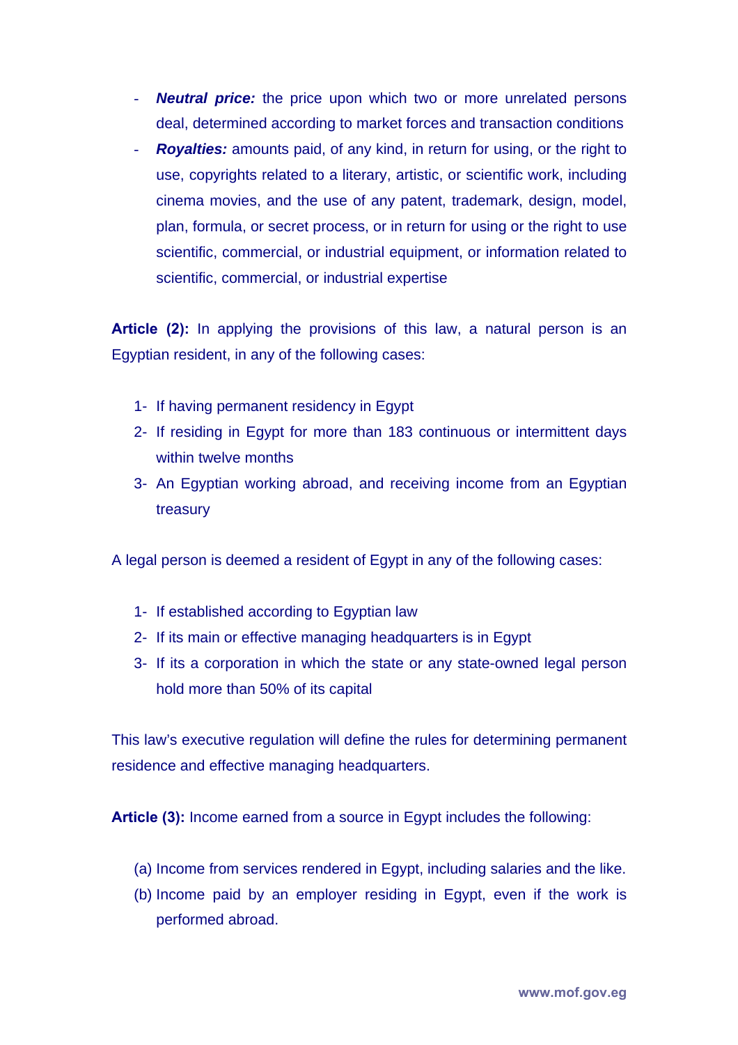- ***Neutral price:*** the price upon which two or more unrelated persons deal, determined according to market forces and transaction conditions
- ***Royalties:*** amounts paid, of any kind, in return for using, or the right to use, copyrights related to a literary, artistic, or scientific work, including cinema movies, and the use of any patent, trademark, design, model, plan, formula, or secret process, or in return for using or the right to use scientific, commercial, or industrial equipment, or information related to scientific, commercial, or industrial expertise

**Article (2):** In applying the provisions of this law, a natural person is an Egyptian resident, in any of the following cases:

1- If having permanent residency in Egypt
2- If residing in Egypt for more than 183 continuous or intermittent days within twelve months
3- An Egyptian working abroad, and receiving income from an Egyptian treasury

A legal person is deemed a resident of Egypt in any of the following cases:

1- If established according to Egyptian law
2- If its main or effective managing headquarters is in Egypt
3- If its a corporation in which the state or any state-owned legal person hold more than 50% of its capital

This law's executive regulation will define the rules for determining permanent residence and effective managing headquarters.

**Article (3):** Income earned from a source in Egypt includes the following:

(a) Income from services rendered in Egypt, including salaries and the like.
(b) Income paid by an employer residing in Egypt, even if the work is performed abroad.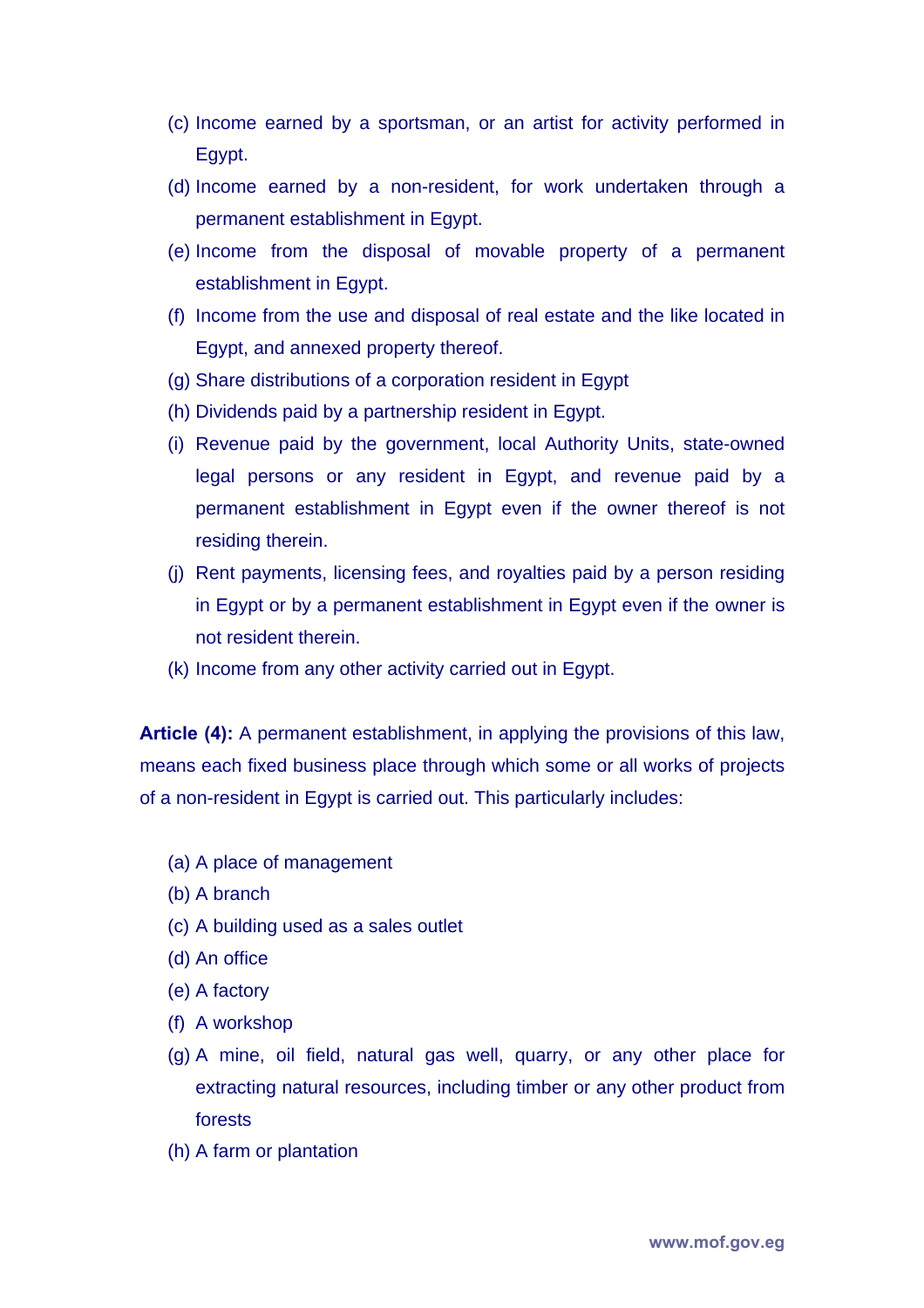(c) Income earned by a sportsman, or an artist for activity performed in Egypt.

(d) Income earned by a non-resident, for work undertaken through a permanent establishment in Egypt.

(e) Income from the disposal of movable property of a permanent establishment in Egypt.

(f) Income from the use and disposal of real estate and the like located in Egypt, and annexed property thereof.

(g) Share distributions of a corporation resident in Egypt

(h) Dividends paid by a partnership resident in Egypt.

(i) Revenue paid by the government, local Authority Units, state-owned legal persons or any resident in Egypt, and revenue paid by a permanent establishment in Egypt even if the owner thereof is not residing therein.

(j) Rent payments, licensing fees, and royalties paid by a person residing in Egypt or by a permanent establishment in Egypt even if the owner is not resident therein.

(k) Income from any other activity carried out in Egypt.

**Article (4):** A permanent establishment, in applying the provisions of this law, means each fixed business place through which some or all works of projects of a non-resident in Egypt is carried out. This particularly includes:

(a) A place of management

(b) A branch

(c) A building used as a sales outlet

(d) An office

(e) A factory

(f) A workshop

(g) A mine, oil field, natural gas well, quarry, or any other place for extracting natural resources, including timber or any other product from forests

(h) A farm or plantation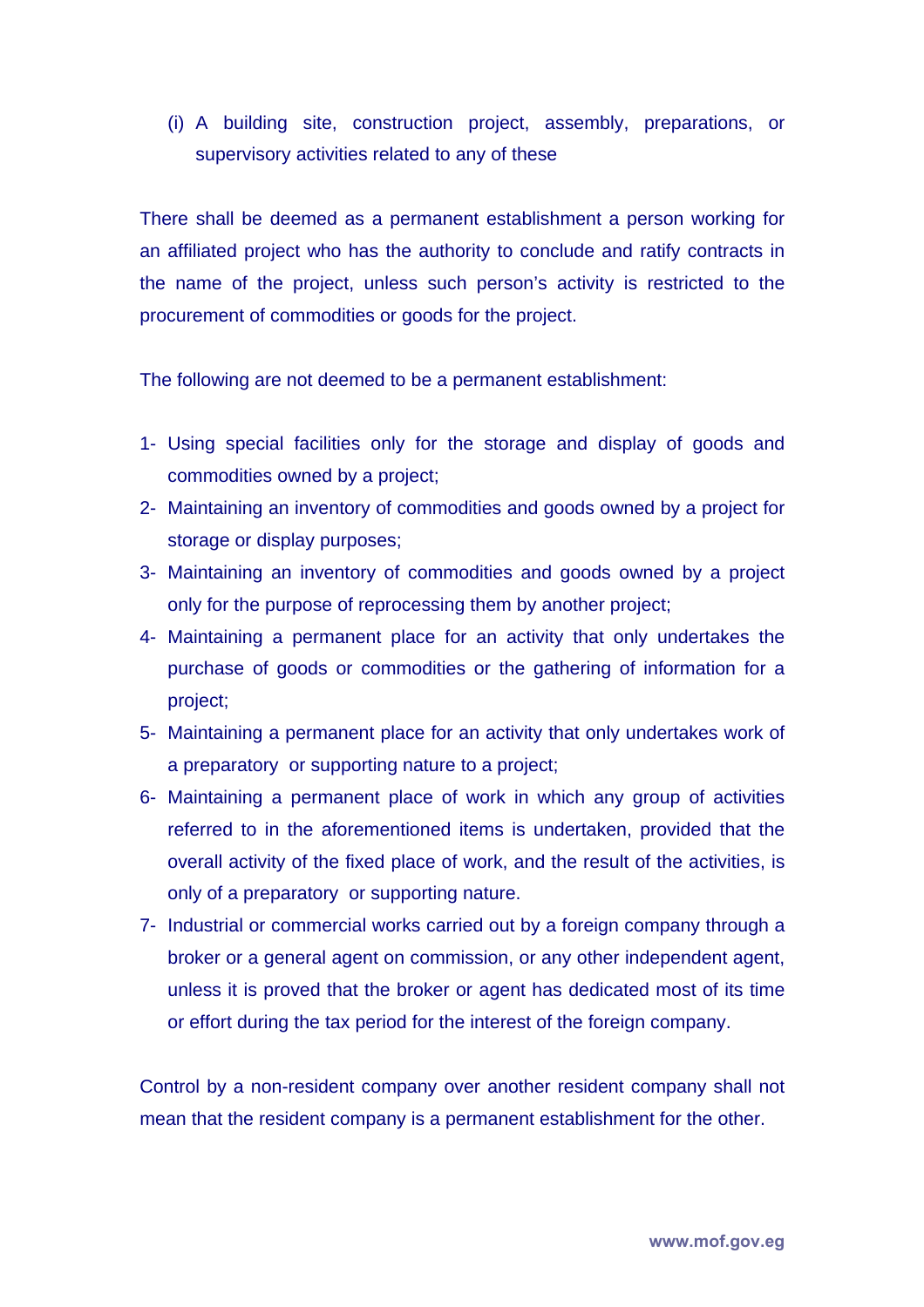(i) A building site, construction project, assembly, preparations, or supervisory activities related to any of these

There shall be deemed as a permanent establishment a person working for an affiliated project who has the authority to conclude and ratify contracts in the name of the project, unless such person's activity is restricted to the procurement of commodities or goods for the project.

The following are not deemed to be a permanent establishment:

1- Using special facilities only for the storage and display of goods and commodities owned by a project;
2- Maintaining an inventory of commodities and goods owned by a project for storage or display purposes;
3- Maintaining an inventory of commodities and goods owned by a project only for the purpose of reprocessing them by another project;
4- Maintaining a permanent place for an activity that only undertakes the purchase of goods or commodities or the gathering of information for a project;
5- Maintaining a permanent place for an activity that only undertakes work of a preparatory or supporting nature to a project;
6- Maintaining a permanent place of work in which any group of activities referred to in the aforementioned items is undertaken, provided that the overall activity of the fixed place of work, and the result of the activities, is only of a preparatory or supporting nature.
7- Industrial or commercial works carried out by a foreign company through a broker or a general agent on commission, or any other independent agent, unless it is proved that the broker or agent has dedicated most of its time or effort during the tax period for the interest of the foreign company.

Control by a non-resident company over another resident company shall not mean that the resident company is a permanent establishment for the other.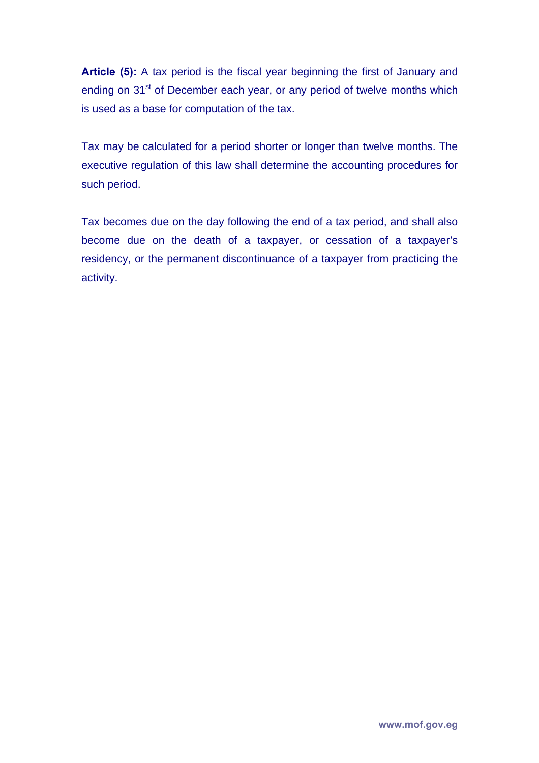**Article (5):** A tax period is the fiscal year beginning the first of January and ending on 31st of December each year, or any period of twelve months which is used as a base for computation of the tax.

Tax may be calculated for a period shorter or longer than twelve months. The executive regulation of this law shall determine the accounting procedures for such period.

Tax becomes due on the day following the end of a tax period, and shall also become due on the death of a taxpayer, or cessation of a taxpayer's residency, or the permanent discontinuance of a taxpayer from practicing the activity.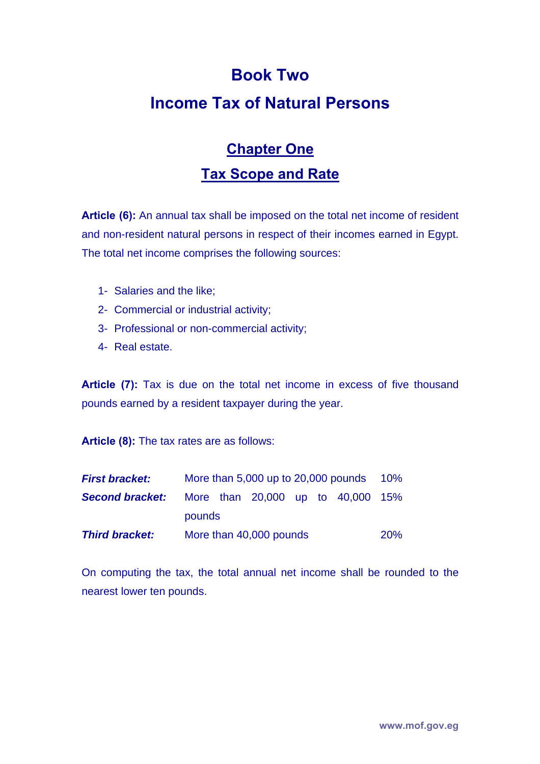# Book Two

# Income Tax of Natural Persons

## Chapter One

## Tax Scope and Rate

**Article (6):** An annual tax shall be imposed on the total net income of resident and non-resident natural persons in respect of their incomes earned in Egypt. The total net income comprises the following sources:

1- Salaries and the like;
2- Commercial or industrial activity;
3- Professional or non-commercial activity;
4- Real estate.

**Article (7):** Tax is due on the total net income in excess of five thousand pounds earned by a resident taxpayer during the year.

**Article (8):** The tax rates are as follows:

| | | |
|---|---|---|
| ***First bracket:*** | More than 5,000 up to 20,000 pounds | 10% |
| ***Second bracket:*** | More than 20,000 up to 40,000 pounds | 15% |
| ***Third bracket:*** | More than 40,000 pounds | 20% |

On computing the tax, the total annual net income shall be rounded to the nearest lower ten pounds.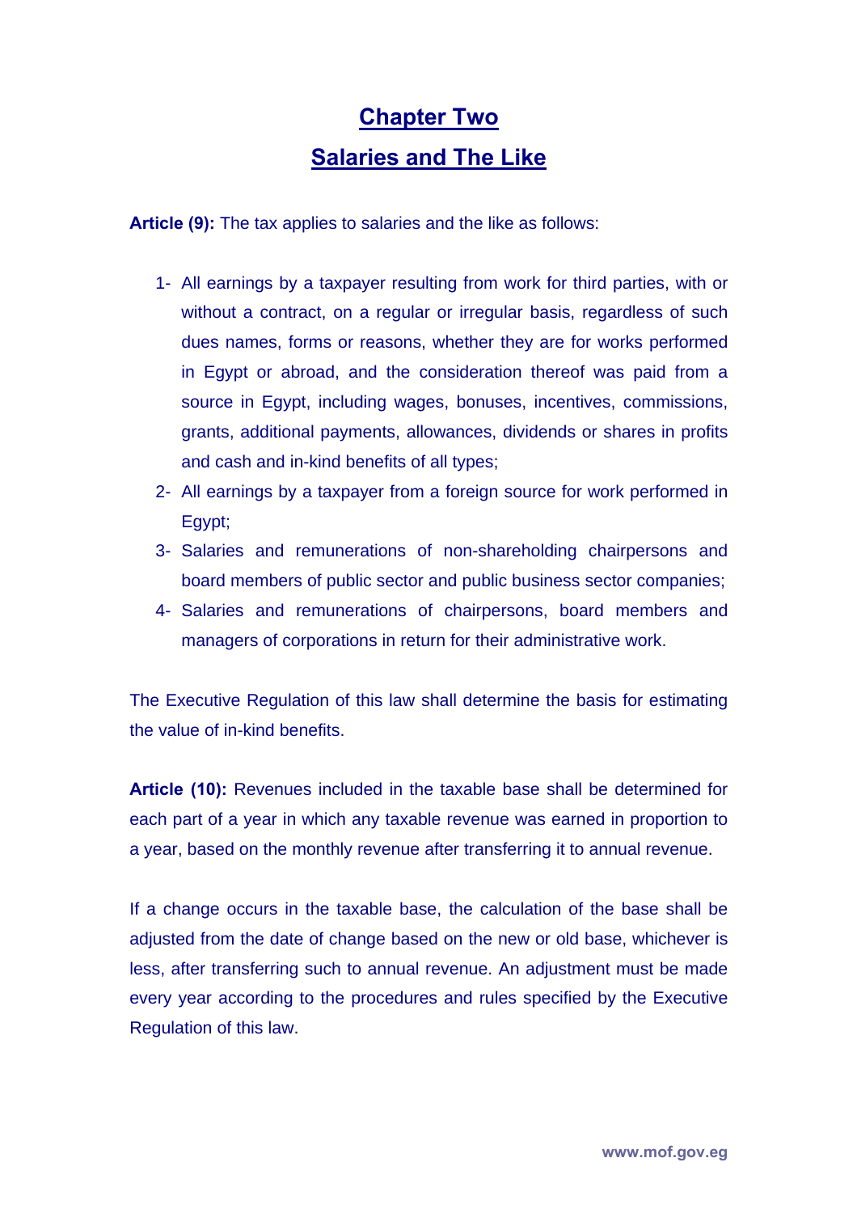## Chapter Two

## Salaries and The Like

**Article (9):** The tax applies to salaries and the like as follows:

1- All earnings by a taxpayer resulting from work for third parties, with or without a contract, on a regular or irregular basis, regardless of such dues names, forms or reasons, whether they are for works performed in Egypt or abroad, and the consideration thereof was paid from a source in Egypt, including wages, bonuses, incentives, commissions, grants, additional payments, allowances, dividends or shares in profits and cash and in-kind benefits of all types;

2- All earnings by a taxpayer from a foreign source for work performed in Egypt;

3- Salaries and remunerations of non-shareholding chairpersons and board members of public sector and public business sector companies;

4- Salaries and remunerations of chairpersons, board members and managers of corporations in return for their administrative work.

The Executive Regulation of this law shall determine the basis for estimating the value of in-kind benefits.

**Article (10):** Revenues included in the taxable base shall be determined for each part of a year in which any taxable revenue was earned in proportion to a year, based on the monthly revenue after transferring it to annual revenue.

If a change occurs in the taxable base, the calculation of the base shall be adjusted from the date of change based on the new or old base, whichever is less, after transferring such to annual revenue. An adjustment must be made every year according to the procedures and rules specified by the Executive Regulation of this law.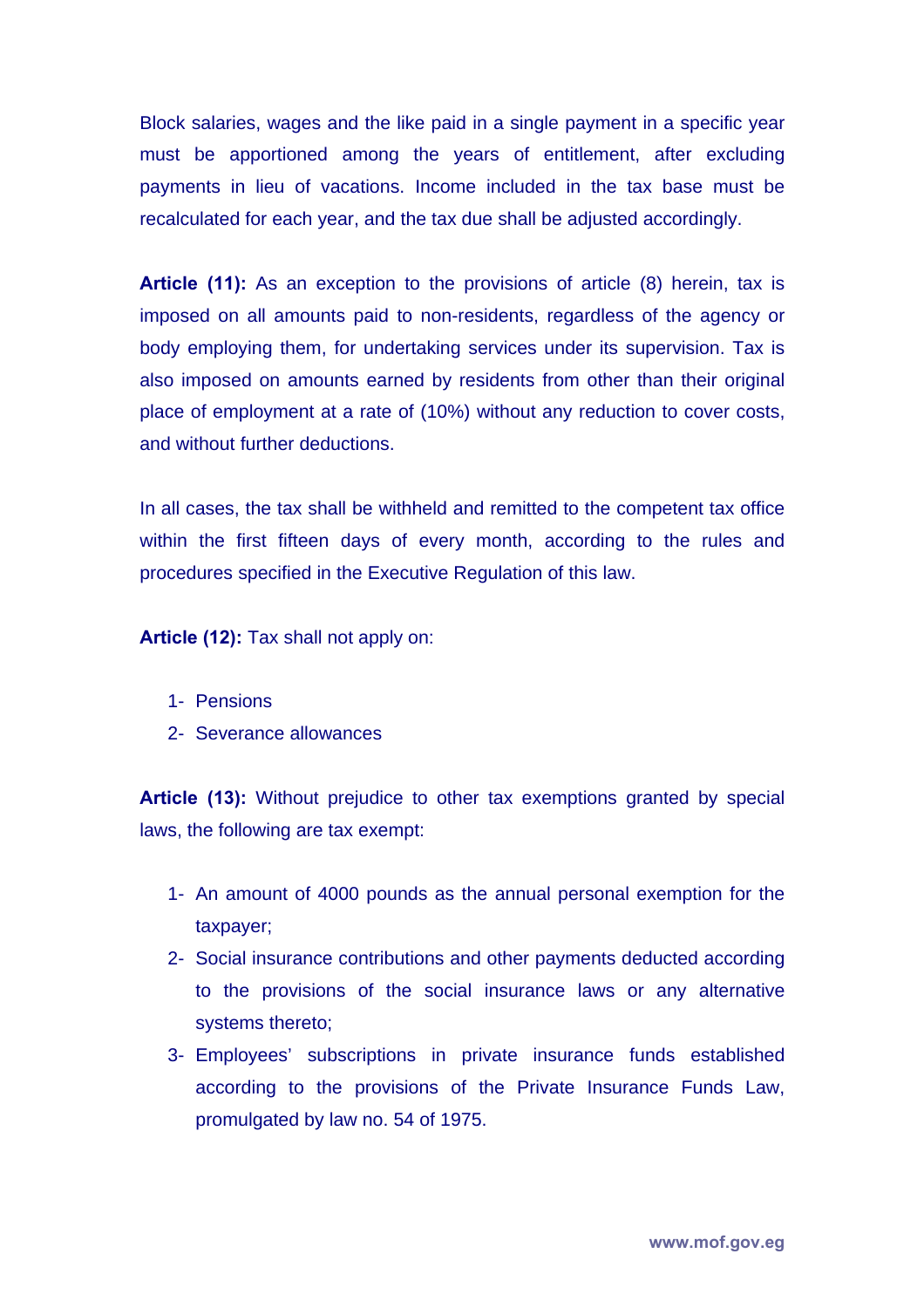Block salaries, wages and the like paid in a single payment in a specific year must be apportioned among the years of entitlement, after excluding payments in lieu of vacations. Income included in the tax base must be recalculated for each year, and the tax due shall be adjusted accordingly.

**Article (11):** As an exception to the provisions of article (8) herein, tax is imposed on all amounts paid to non-residents, regardless of the agency or body employing them, for undertaking services under its supervision. Tax is also imposed on amounts earned by residents from other than their original place of employment at a rate of (10%) without any reduction to cover costs, and without further deductions.

In all cases, the tax shall be withheld and remitted to the competent tax office within the first fifteen days of every month, according to the rules and procedures specified in the Executive Regulation of this law.

**Article (12):** Tax shall not apply on:

1- Pensions
2- Severance allowances

**Article (13):** Without prejudice to other tax exemptions granted by special laws, the following are tax exempt:

1- An amount of 4000 pounds as the annual personal exemption for the taxpayer;
2- Social insurance contributions and other payments deducted according to the provisions of the social insurance laws or any alternative systems thereto;
3- Employees' subscriptions in private insurance funds established according to the provisions of the Private Insurance Funds Law, promulgated by law no. 54 of 1975.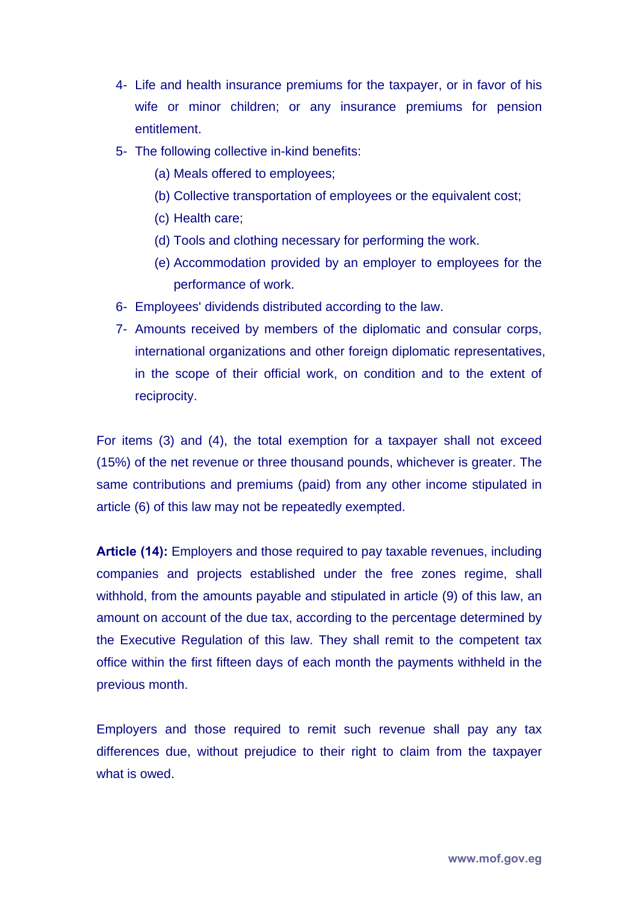4- Life and health insurance premiums for the taxpayer, or in favor of his wife or minor children; or any insurance premiums for pension entitlement.

5- The following collective in-kind benefits:
   - (a) Meals offered to employees;
   - (b) Collective transportation of employees or the equivalent cost;
   - (c) Health care;
   - (d) Tools and clothing necessary for performing the work.
   - (e) Accommodation provided by an employer to employees for the performance of work.

6- Employees' dividends distributed according to the law.

7- Amounts received by members of the diplomatic and consular corps, international organizations and other foreign diplomatic representatives, in the scope of their official work, on condition and to the extent of reciprocity.

For items (3) and (4), the total exemption for a taxpayer shall not exceed (15%) of the net revenue or three thousand pounds, whichever is greater. The same contributions and premiums (paid) from any other income stipulated in article (6) of this law may not be repeatedly exempted.

**Article (14):** Employers and those required to pay taxable revenues, including companies and projects established under the free zones regime, shall withhold, from the amounts payable and stipulated in article (9) of this law, an amount on account of the due tax, according to the percentage determined by the Executive Regulation of this law. They shall remit to the competent tax office within the first fifteen days of each month the payments withheld in the previous month.

Employers and those required to remit such revenue shall pay any tax differences due, without prejudice to their right to claim from the taxpayer what is owed.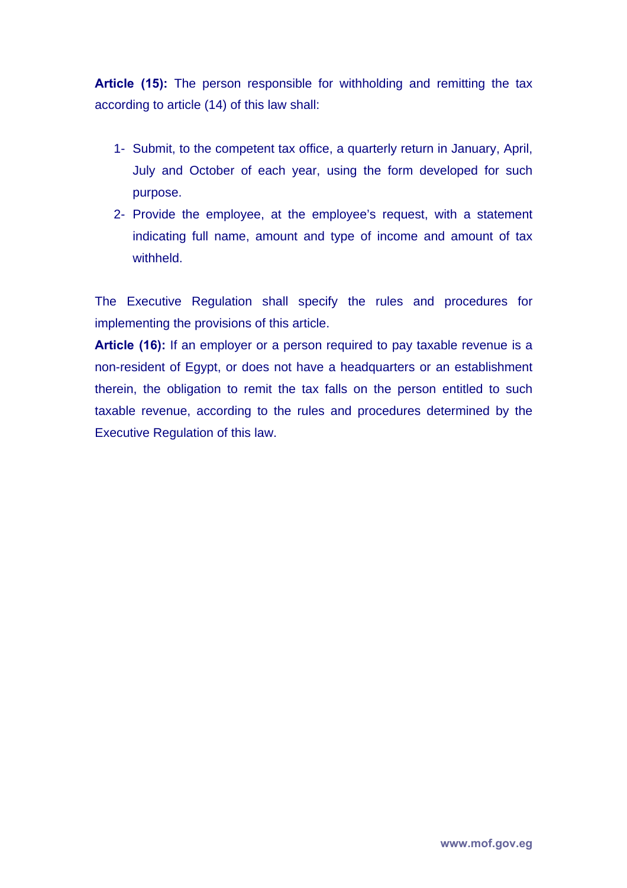**Article (15):** The person responsible for withholding and remitting the tax according to article (14) of this law shall:

1- Submit, to the competent tax office, a quarterly return in January, April, July and October of each year, using the form developed for such purpose.
2- Provide the employee, at the employee's request, with a statement indicating full name, amount and type of income and amount of tax withheld.

The Executive Regulation shall specify the rules and procedures for implementing the provisions of this article.

**Article (16):** If an employer or a person required to pay taxable revenue is a non-resident of Egypt, or does not have a headquarters or an establishment therein, the obligation to remit the tax falls on the person entitled to such taxable revenue, according to the rules and procedures determined by the Executive Regulation of this law.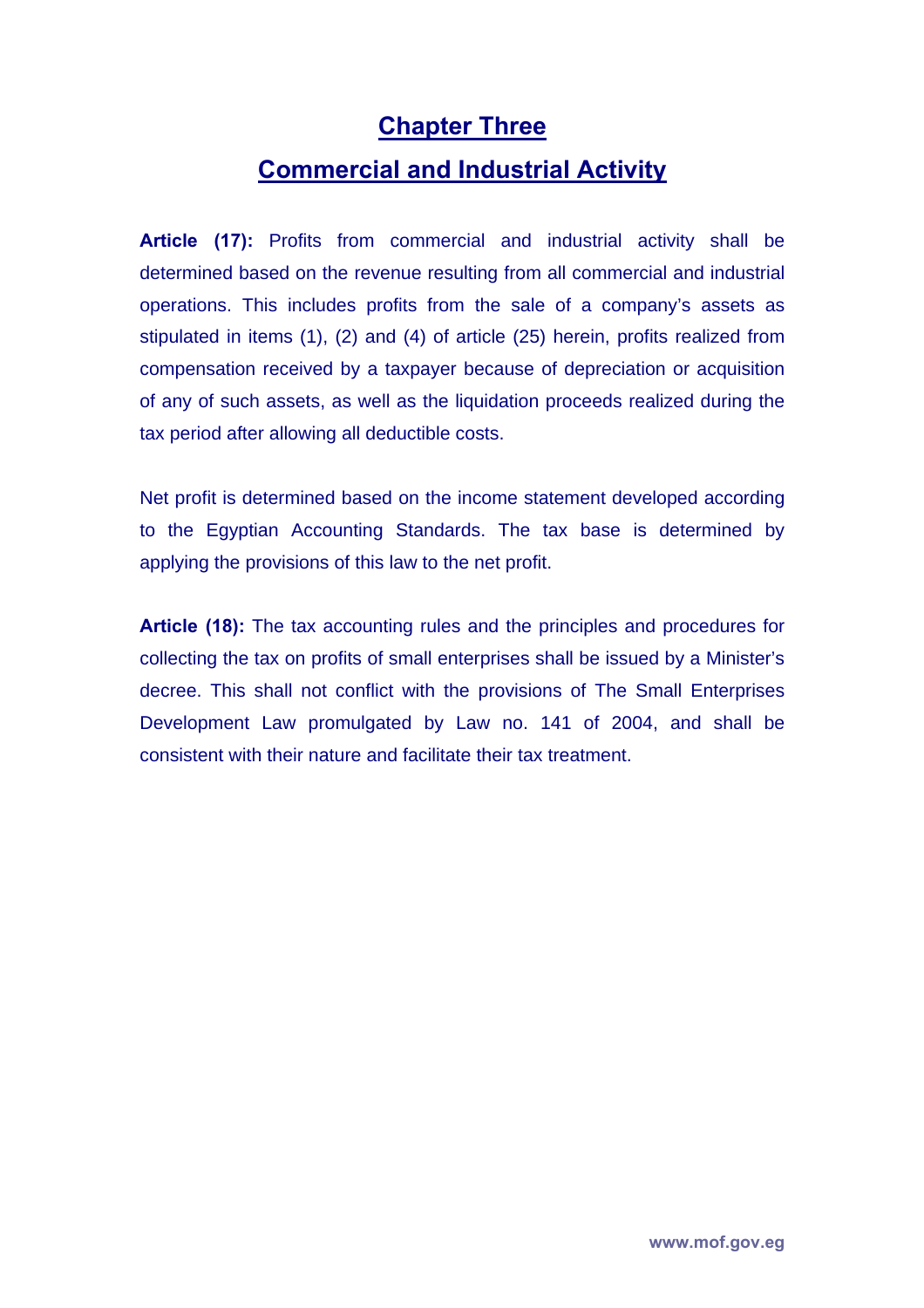## Chapter Three

## Commercial and Industrial Activity

**Article (17):** Profits from commercial and industrial activity shall be determined based on the revenue resulting from all commercial and industrial operations. This includes profits from the sale of a company's assets as stipulated in items (1), (2) and (4) of article (25) herein, profits realized from compensation received by a taxpayer because of depreciation or acquisition of any of such assets, as well as the liquidation proceeds realized during the tax period after allowing all deductible costs.

Net profit is determined based on the income statement developed according to the Egyptian Accounting Standards. The tax base is determined by applying the provisions of this law to the net profit.

**Article (18):** The tax accounting rules and the principles and procedures for collecting the tax on profits of small enterprises shall be issued by a Minister's decree. This shall not conflict with the provisions of The Small Enterprises Development Law promulgated by Law no. 141 of 2004, and shall be consistent with their nature and facilitate their tax treatment.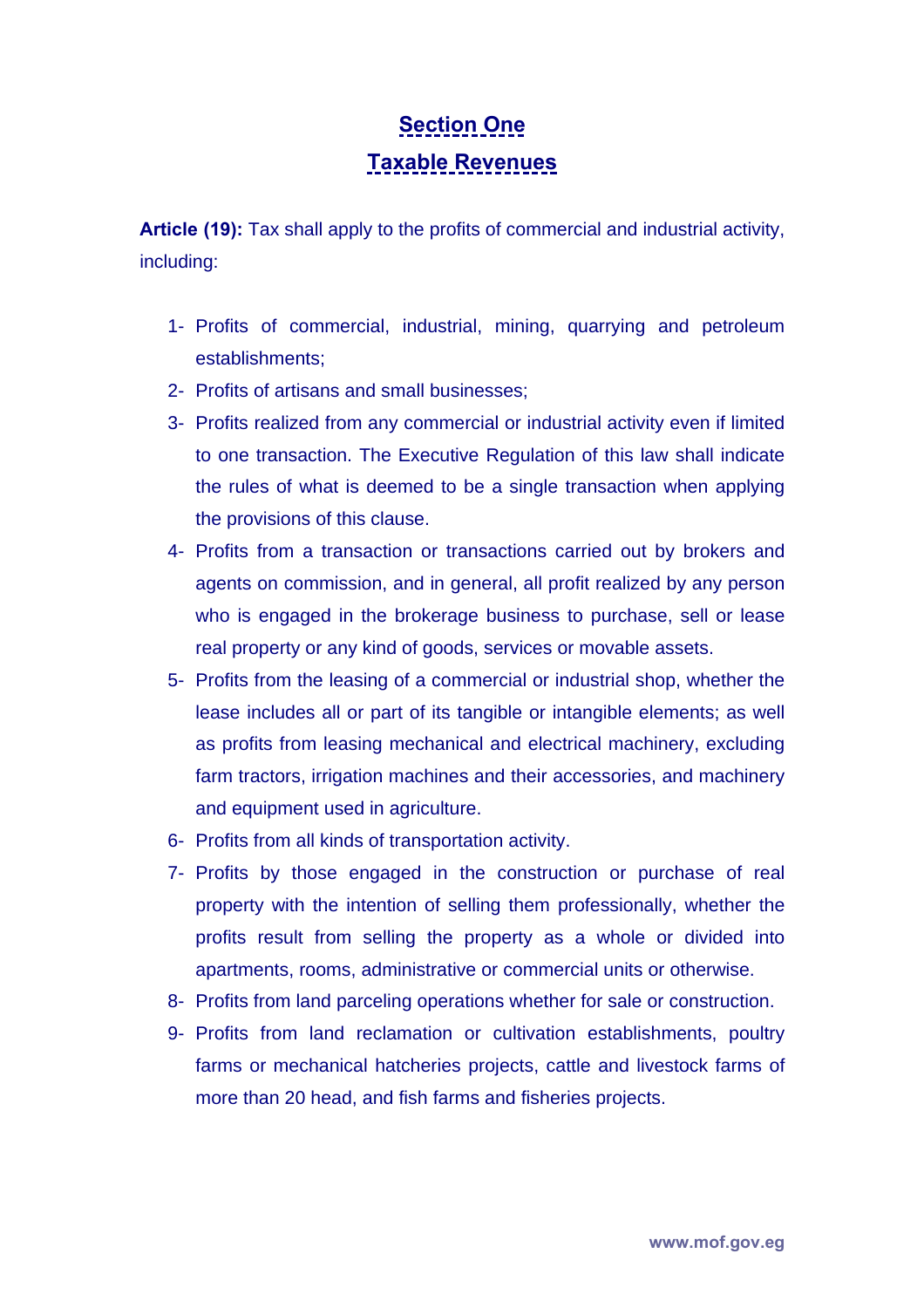## Section One

## Taxable Revenues

**Article (19):** Tax shall apply to the profits of commercial and industrial activity, including:

1- Profits of commercial, industrial, mining, quarrying and petroleum establishments;

2- Profits of artisans and small businesses;

3- Profits realized from any commercial or industrial activity even if limited to one transaction. The Executive Regulation of this law shall indicate the rules of what is deemed to be a single transaction when applying the provisions of this clause.

4- Profits from a transaction or transactions carried out by brokers and agents on commission, and in general, all profit realized by any person who is engaged in the brokerage business to purchase, sell or lease real property or any kind of goods, services or movable assets.

5- Profits from the leasing of a commercial or industrial shop, whether the lease includes all or part of its tangible or intangible elements; as well as profits from leasing mechanical and electrical machinery, excluding farm tractors, irrigation machines and their accessories, and machinery and equipment used in agriculture.

6- Profits from all kinds of transportation activity.

7- Profits by those engaged in the construction or purchase of real property with the intention of selling them professionally, whether the profits result from selling the property as a whole or divided into apartments, rooms, administrative or commercial units or otherwise.

8- Profits from land parceling operations whether for sale or construction.

9- Profits from land reclamation or cultivation establishments, poultry farms or mechanical hatcheries projects, cattle and livestock farms of more than 20 head, and fish farms and fisheries projects.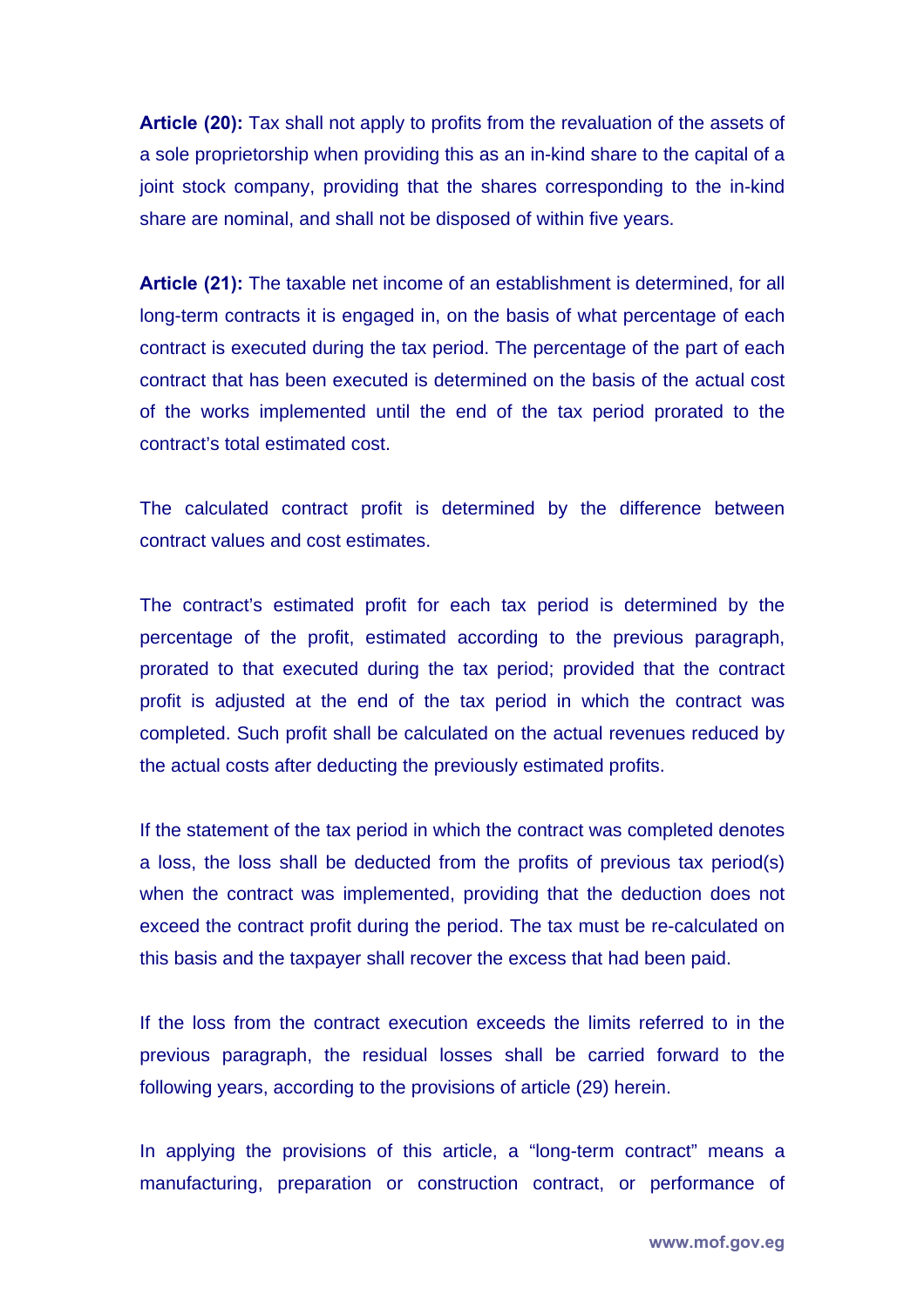**Article (20):** Tax shall not apply to profits from the revaluation of the assets of a sole proprietorship when providing this as an in-kind share to the capital of a joint stock company, providing that the shares corresponding to the in-kind share are nominal, and shall not be disposed of within five years.

**Article (21):** The taxable net income of an establishment is determined, for all long-term contracts it is engaged in, on the basis of what percentage of each contract is executed during the tax period. The percentage of the part of each contract that has been executed is determined on the basis of the actual cost of the works implemented until the end of the tax period prorated to the contract's total estimated cost.

The calculated contract profit is determined by the difference between contract values and cost estimates.

The contract's estimated profit for each tax period is determined by the percentage of the profit, estimated according to the previous paragraph, prorated to that executed during the tax period; provided that the contract profit is adjusted at the end of the tax period in which the contract was completed. Such profit shall be calculated on the actual revenues reduced by the actual costs after deducting the previously estimated profits.

If the statement of the tax period in which the contract was completed denotes a loss, the loss shall be deducted from the profits of previous tax period(s) when the contract was implemented, providing that the deduction does not exceed the contract profit during the period. The tax must be re-calculated on this basis and the taxpayer shall recover the excess that had been paid.

If the loss from the contract execution exceeds the limits referred to in the previous paragraph, the residual losses shall be carried forward to the following years, according to the provisions of article (29) herein.

In applying the provisions of this article, a "long-term contract" means a manufacturing, preparation or construction contract, or performance of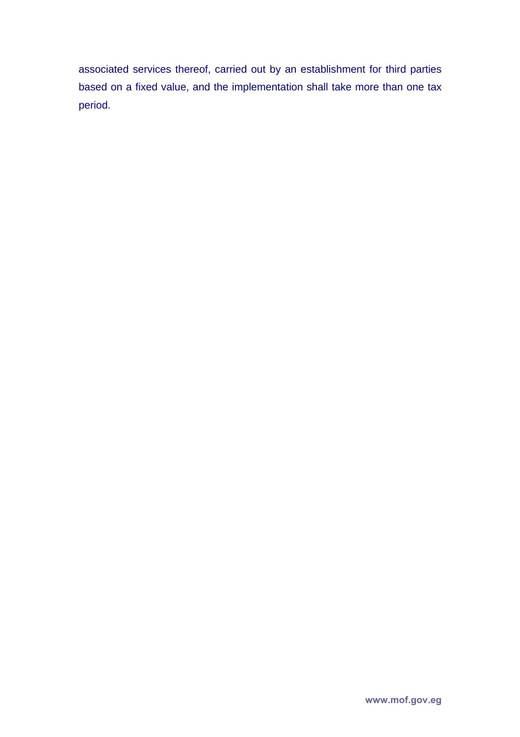associated services thereof, carried out by an establishment for third parties based on a fixed value, and the implementation shall take more than one tax period.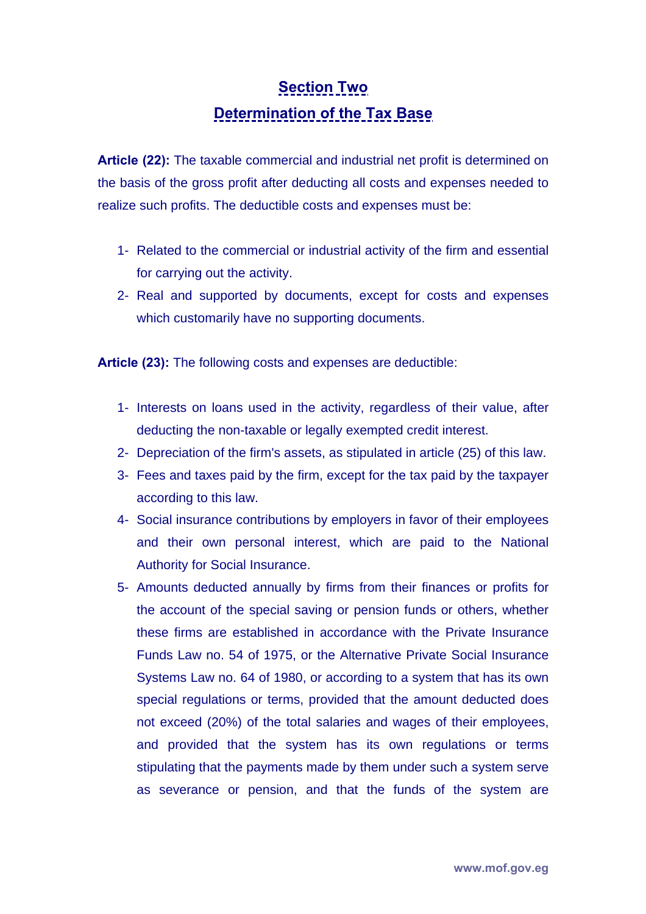## Section Two

## Determination of the Tax Base

**Article (22):** The taxable commercial and industrial net profit is determined on the basis of the gross profit after deducting all costs and expenses needed to realize such profits. The deductible costs and expenses must be:

1- Related to the commercial or industrial activity of the firm and essential for carrying out the activity.
2- Real and supported by documents, except for costs and expenses which customarily have no supporting documents.

**Article (23):** The following costs and expenses are deductible:

1- Interests on loans used in the activity, regardless of their value, after deducting the non-taxable or legally exempted credit interest.
2- Depreciation of the firm's assets, as stipulated in article (25) of this law.
3- Fees and taxes paid by the firm, except for the tax paid by the taxpayer according to this law.
4- Social insurance contributions by employers in favor of their employees and their own personal interest, which are paid to the National Authority for Social Insurance.
5- Amounts deducted annually by firms from their finances or profits for the account of the special saving or pension funds or others, whether these firms are established in accordance with the Private Insurance Funds Law no. 54 of 1975, or the Alternative Private Social Insurance Systems Law no. 64 of 1980, or according to a system that has its own special regulations or terms, provided that the amount deducted does not exceed (20%) of the total salaries and wages of their employees, and provided that the system has its own regulations or terms stipulating that the payments made by them under such a system serve as severance or pension, and that the funds of the system are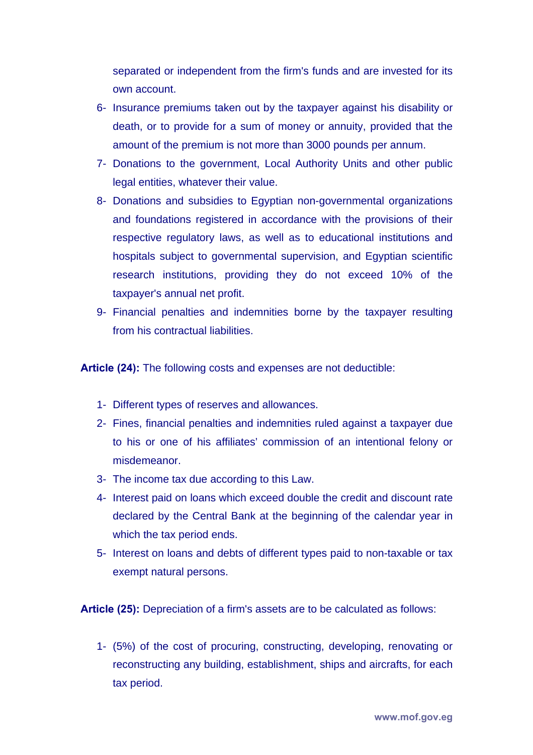separated or independent from the firm's funds and are invested for its own account.

6- Insurance premiums taken out by the taxpayer against his disability or death, or to provide for a sum of money or annuity, provided that the amount of the premium is not more than 3000 pounds per annum.
7- Donations to the government, Local Authority Units and other public legal entities, whatever their value.
8- Donations and subsidies to Egyptian non-governmental organizations and foundations registered in accordance with the provisions of their respective regulatory laws, as well as to educational institutions and hospitals subject to governmental supervision, and Egyptian scientific research institutions, providing they do not exceed 10% of the taxpayer's annual net profit.
9- Financial penalties and indemnities borne by the taxpayer resulting from his contractual liabilities.

**Article (24):** The following costs and expenses are not deductible:

1- Different types of reserves and allowances.
2- Fines, financial penalties and indemnities ruled against a taxpayer due to his or one of his affiliates' commission of an intentional felony or misdemeanor.
3- The income tax due according to this Law.
4- Interest paid on loans which exceed double the credit and discount rate declared by the Central Bank at the beginning of the calendar year in which the tax period ends.
5- Interest on loans and debts of different types paid to non-taxable or tax exempt natural persons.

**Article (25):** Depreciation of a firm's assets are to be calculated as follows:

1- (5%) of the cost of procuring, constructing, developing, renovating or reconstructing any building, establishment, ships and aircrafts, for each tax period.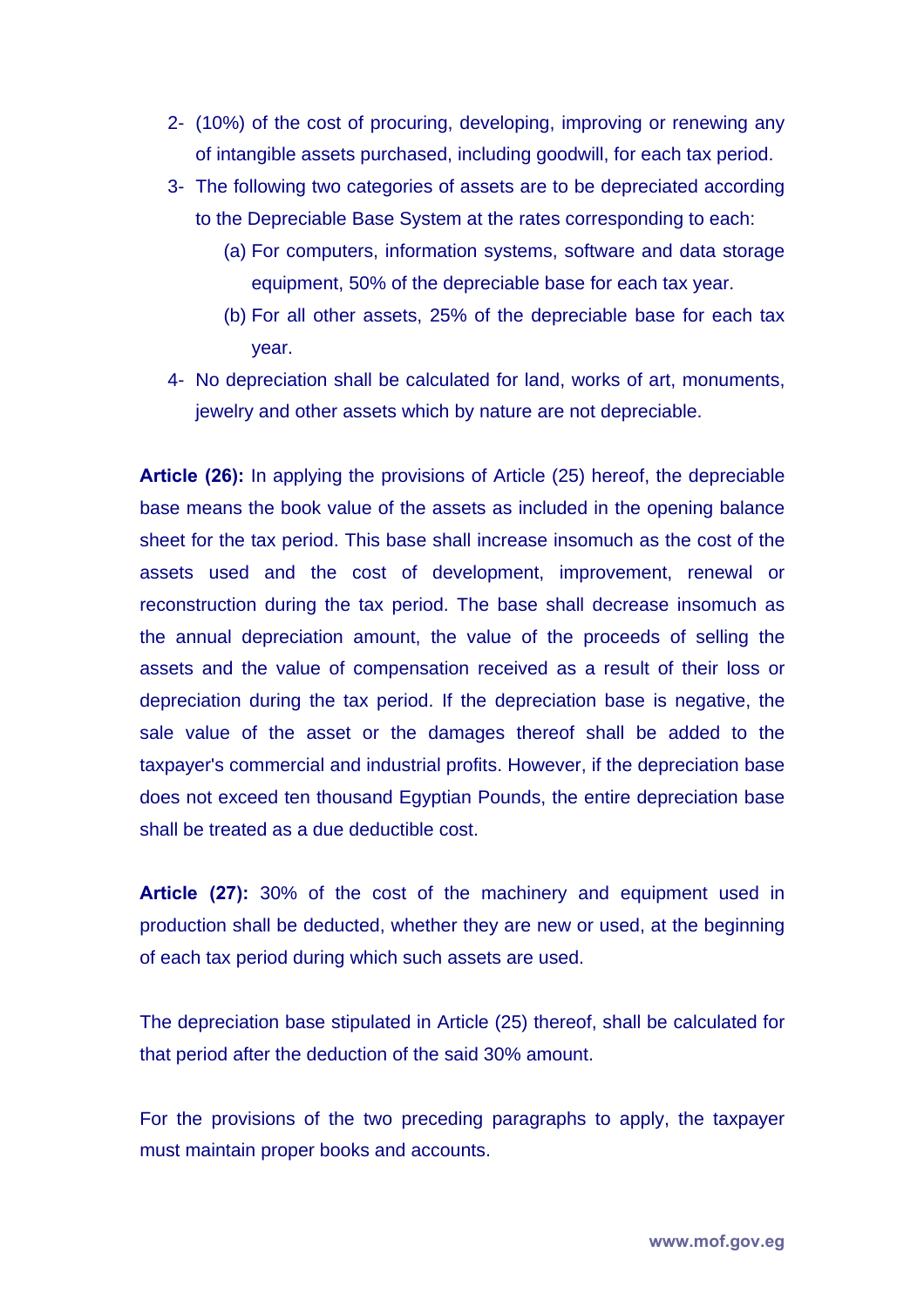2- (10%) of the cost of procuring, developing, improving or renewing any of intangible assets purchased, including goodwill, for each tax period.

3- The following two categories of assets are to be depreciated according to the Depreciable Base System at the rates corresponding to each:

   (a) For computers, information systems, software and data storage equipment, 50% of the depreciable base for each tax year.

   (b) For all other assets, 25% of the depreciable base for each tax year.

4- No depreciation shall be calculated for land, works of art, monuments, jewelry and other assets which by nature are not depreciable.

**Article (26):** In applying the provisions of Article (25) hereof, the depreciable base means the book value of the assets as included in the opening balance sheet for the tax period. This base shall increase insomuch as the cost of the assets used and the cost of development, improvement, renewal or reconstruction during the tax period. The base shall decrease insomuch as the annual depreciation amount, the value of the proceeds of selling the assets and the value of compensation received as a result of their loss or depreciation during the tax period. If the depreciation base is negative, the sale value of the asset or the damages thereof shall be added to the taxpayer's commercial and industrial profits. However, if the depreciation base does not exceed ten thousand Egyptian Pounds, the entire depreciation base shall be treated as a due deductible cost.

**Article (27):** 30% of the cost of the machinery and equipment used in production shall be deducted, whether they are new or used, at the beginning of each tax period during which such assets are used.

The depreciation base stipulated in Article (25) thereof, shall be calculated for that period after the deduction of the said 30% amount.

For the provisions of the two preceding paragraphs to apply, the taxpayer must maintain proper books and accounts.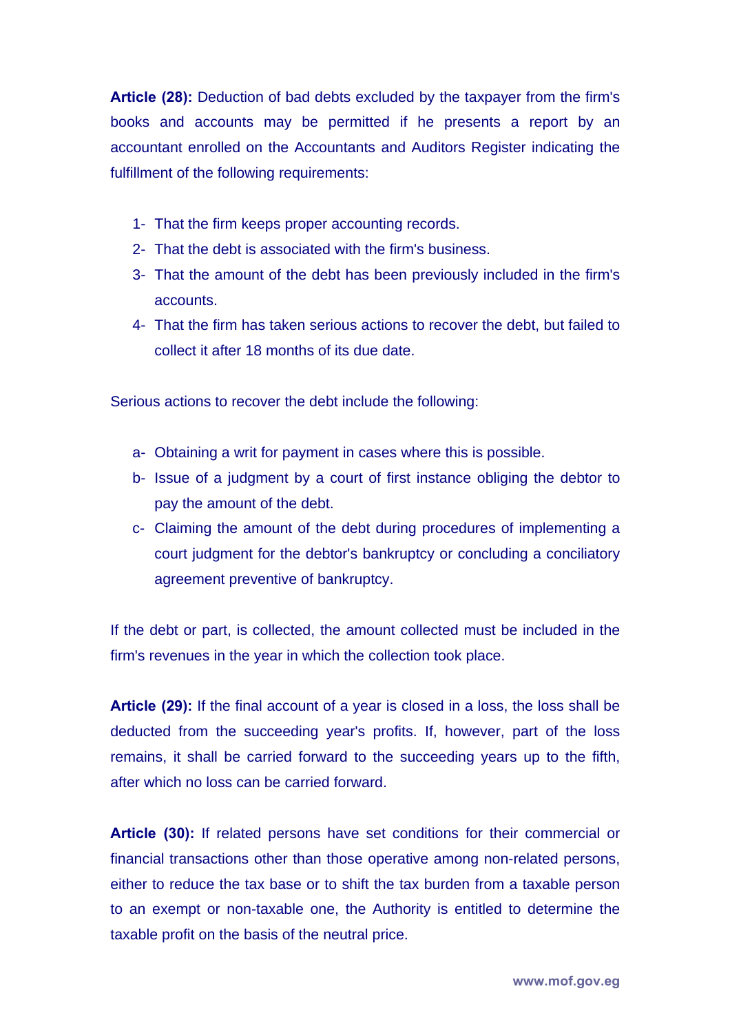**Article (28):** Deduction of bad debts excluded by the taxpayer from the firm's books and accounts may be permitted if he presents a report by an accountant enrolled on the Accountants and Auditors Register indicating the fulfillment of the following requirements:

1- That the firm keeps proper accounting records.
2- That the debt is associated with the firm's business.
3- That the amount of the debt has been previously included in the firm's accounts.
4- That the firm has taken serious actions to recover the debt, but failed to collect it after 18 months of its due date.

Serious actions to recover the debt include the following:

a- Obtaining a writ for payment in cases where this is possible.
b- Issue of a judgment by a court of first instance obliging the debtor to pay the amount of the debt.
c- Claiming the amount of the debt during procedures of implementing a court judgment for the debtor's bankruptcy or concluding a conciliatory agreement preventive of bankruptcy.

If the debt or part, is collected, the amount collected must be included in the firm's revenues in the year in which the collection took place.

**Article (29):** If the final account of a year is closed in a loss, the loss shall be deducted from the succeeding year's profits. If, however, part of the loss remains, it shall be carried forward to the succeeding years up to the fifth, after which no loss can be carried forward.

**Article (30):** If related persons have set conditions for their commercial or financial transactions other than those operative among non-related persons, either to reduce the tax base or to shift the tax burden from a taxable person to an exempt or non-taxable one, the Authority is entitled to determine the taxable profit on the basis of the neutral price.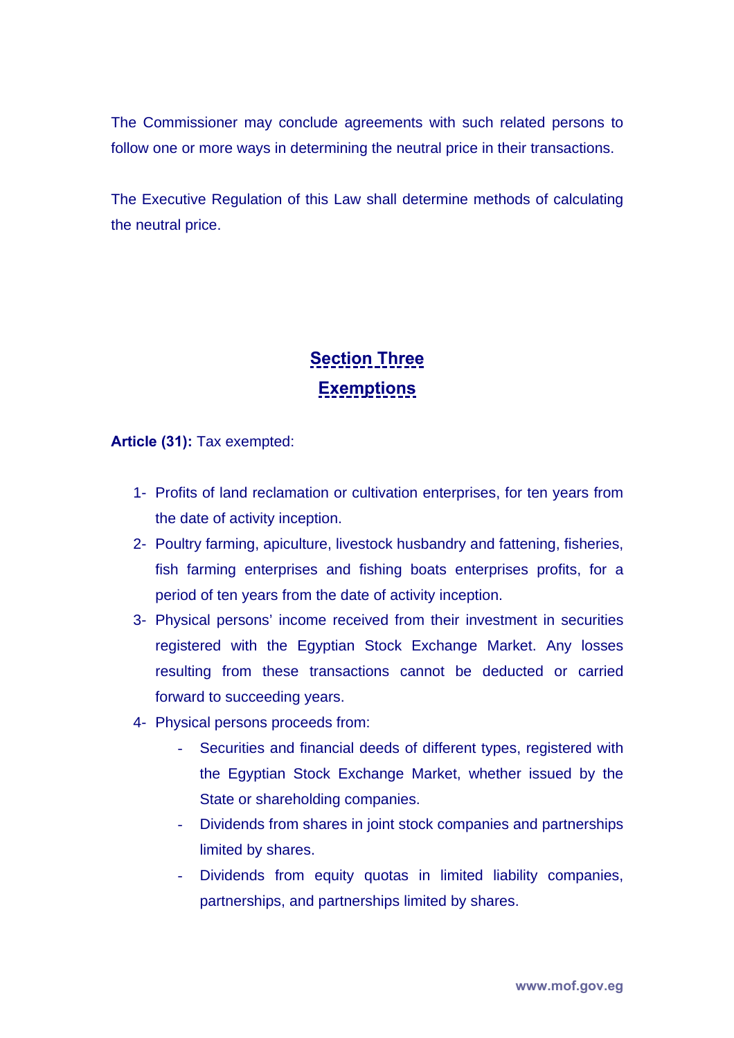The Commissioner may conclude agreements with such related persons to follow one or more ways in determining the neutral price in their transactions.

The Executive Regulation of this Law shall determine methods of calculating the neutral price.

## Section Three
## Exemptions

**Article (31):** Tax exempted:

1- Profits of land reclamation or cultivation enterprises, for ten years from the date of activity inception.
2- Poultry farming, apiculture, livestock husbandry and fattening, fisheries, fish farming enterprises and fishing boats enterprises profits, for a period of ten years from the date of activity inception.
3- Physical persons' income received from their investment in securities registered with the Egyptian Stock Exchange Market. Any losses resulting from these transactions cannot be deducted or carried forward to succeeding years.
4- Physical persons proceeds from:
    - Securities and financial deeds of different types, registered with the Egyptian Stock Exchange Market, whether issued by the State or shareholding companies.
    - Dividends from shares in joint stock companies and partnerships limited by shares.
    - Dividends from equity quotas in limited liability companies, partnerships, and partnerships limited by shares.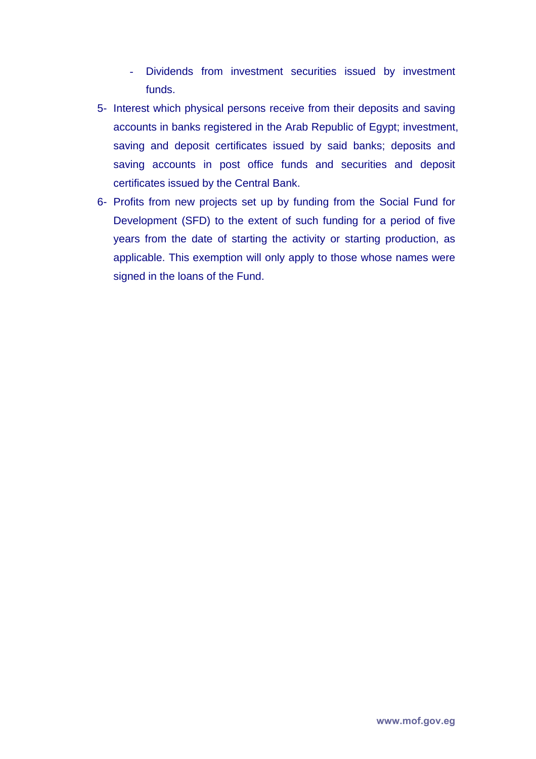- Dividends from investment securities issued by investment funds.

5- Interest which physical persons receive from their deposits and saving accounts in banks registered in the Arab Republic of Egypt; investment, saving and deposit certificates issued by said banks; deposits and saving accounts in post office funds and securities and deposit certificates issued by the Central Bank.

6- Profits from new projects set up by funding from the Social Fund for Development (SFD) to the extent of such funding for a period of five years from the date of starting the activity or starting production, as applicable. This exemption will only apply to those whose names were signed in the loans of the Fund.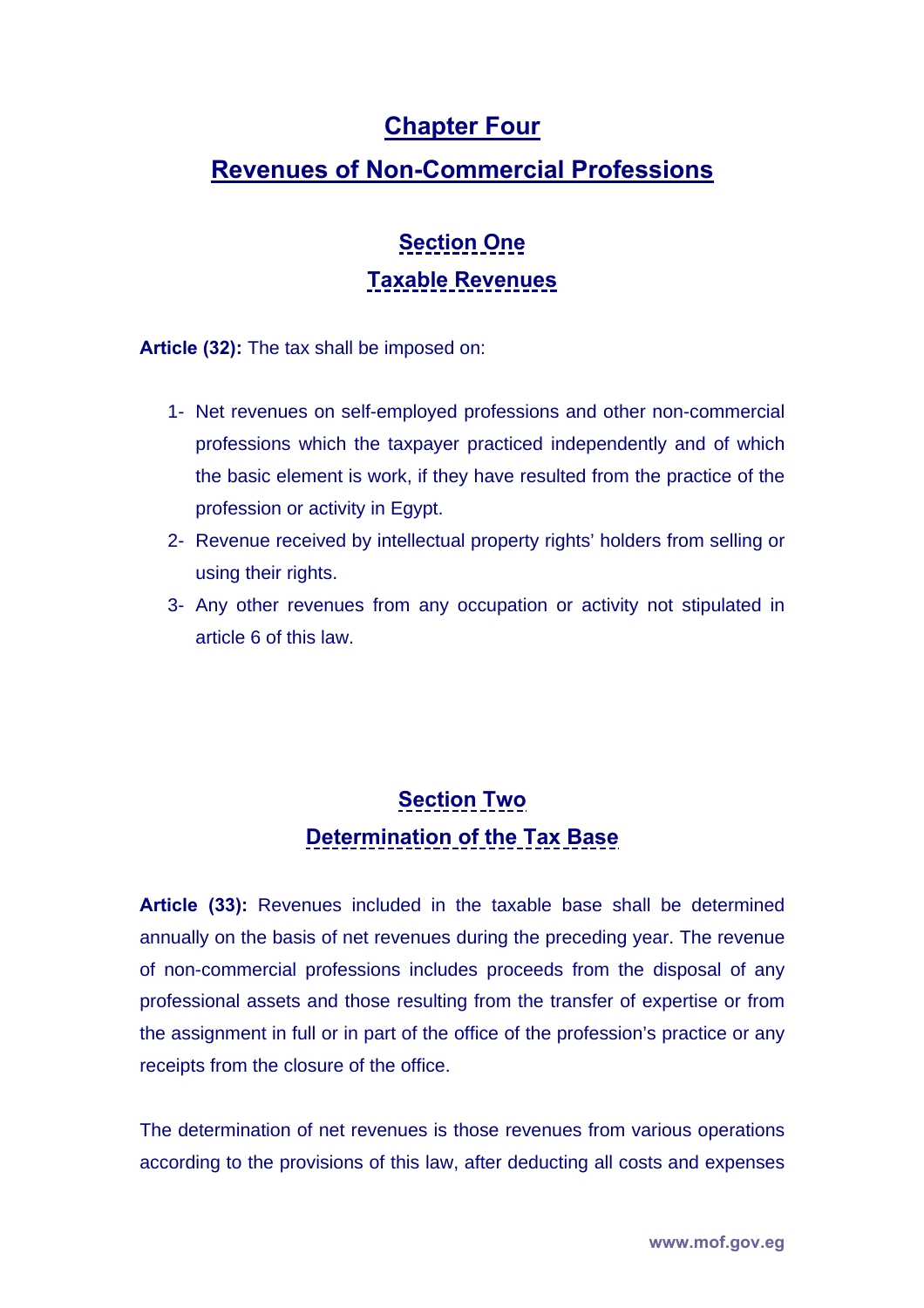# Chapter Four

# Revenues of Non-Commercial Professions

## Section One

## Taxable Revenues

**Article (32):** The tax shall be imposed on:

1- Net revenues on self-employed professions and other non-commercial professions which the taxpayer practiced independently and of which the basic element is work, if they have resulted from the practice of the profession or activity in Egypt.
2- Revenue received by intellectual property rights' holders from selling or using their rights.
3- Any other revenues from any occupation or activity not stipulated in article 6 of this law.

## Section Two

## Determination of the Tax Base

**Article (33):** Revenues included in the taxable base shall be determined annually on the basis of net revenues during the preceding year. The revenue of non-commercial professions includes proceeds from the disposal of any professional assets and those resulting from the transfer of expertise or from the assignment in full or in part of the office of the profession's practice or any receipts from the closure of the office.

The determination of net revenues is those revenues from various operations according to the provisions of this law, after deducting all costs and expenses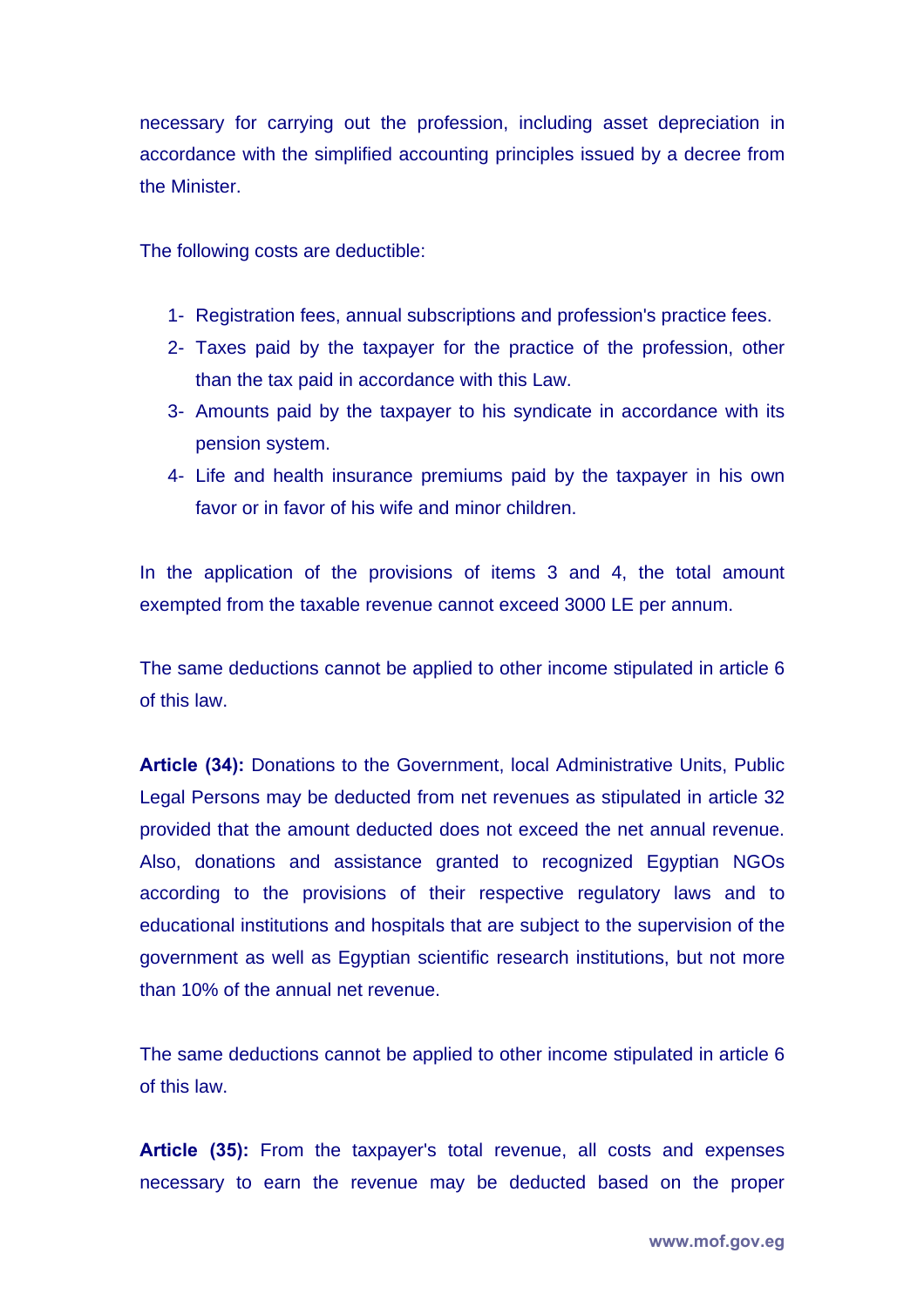necessary for carrying out the profession, including asset depreciation in accordance with the simplified accounting principles issued by a decree from the Minister.

The following costs are deductible:

1- Registration fees, annual subscriptions and profession's practice fees.
2- Taxes paid by the taxpayer for the practice of the profession, other than the tax paid in accordance with this Law.
3- Amounts paid by the taxpayer to his syndicate in accordance with its pension system.
4- Life and health insurance premiums paid by the taxpayer in his own favor or in favor of his wife and minor children.

In the application of the provisions of items 3 and 4, the total amount exempted from the taxable revenue cannot exceed 3000 LE per annum.

The same deductions cannot be applied to other income stipulated in article 6 of this law.

**Article (34):** Donations to the Government, local Administrative Units, Public Legal Persons may be deducted from net revenues as stipulated in article 32 provided that the amount deducted does not exceed the net annual revenue. Also, donations and assistance granted to recognized Egyptian NGOs according to the provisions of their respective regulatory laws and to educational institutions and hospitals that are subject to the supervision of the government as well as Egyptian scientific research institutions, but not more than 10% of the annual net revenue.

The same deductions cannot be applied to other income stipulated in article 6 of this law.

**Article (35):** From the taxpayer's total revenue, all costs and expenses necessary to earn the revenue may be deducted based on the proper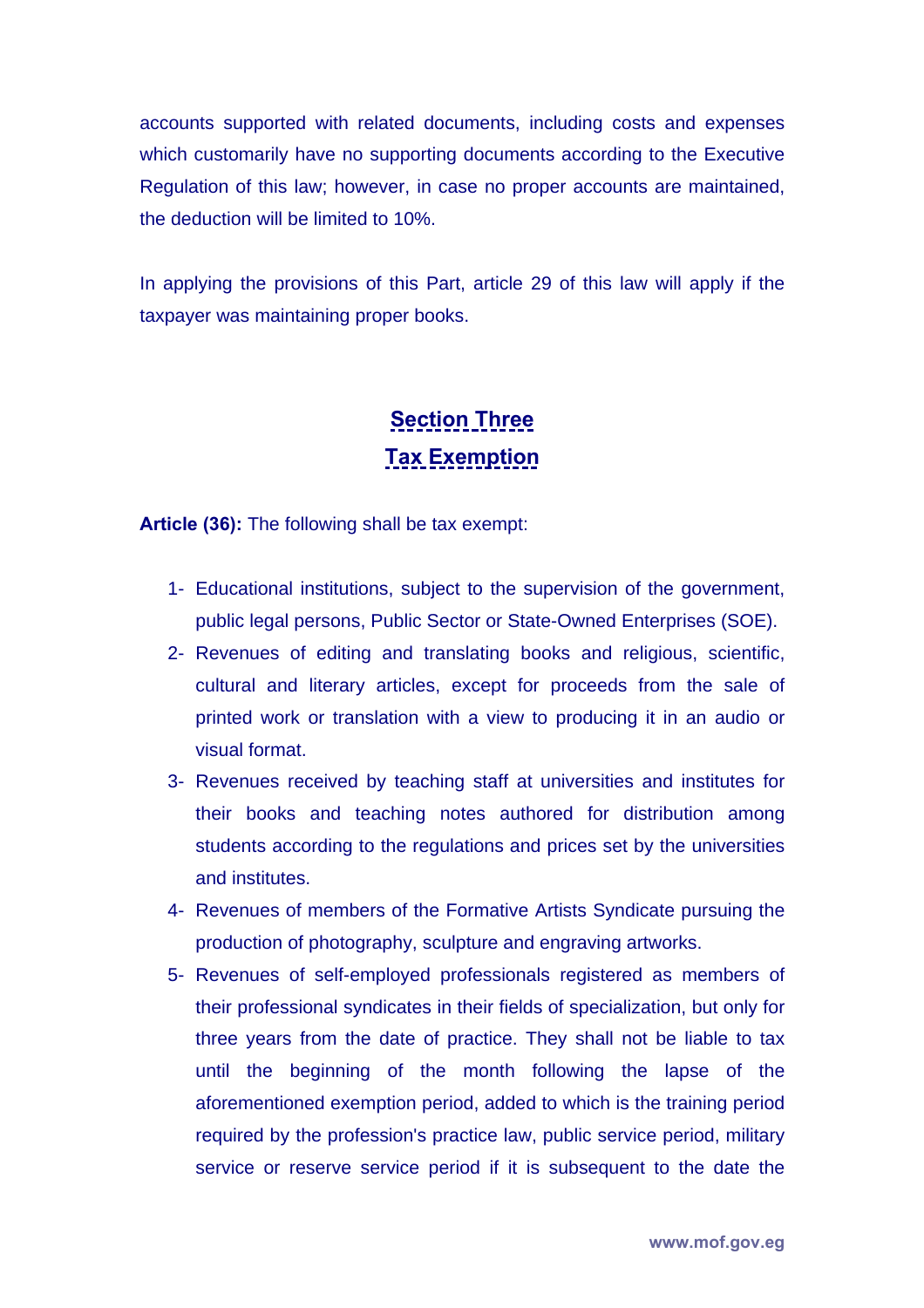accounts supported with related documents, including costs and expenses which customarily have no supporting documents according to the Executive Regulation of this law; however, in case no proper accounts are maintained, the deduction will be limited to 10%.

In applying the provisions of this Part, article 29 of this law will apply if the taxpayer was maintaining proper books.

## Section Three
## Tax Exemption

**Article (36):** The following shall be tax exempt:

1- Educational institutions, subject to the supervision of the government, public legal persons, Public Sector or State-Owned Enterprises (SOE).
2- Revenues of editing and translating books and religious, scientific, cultural and literary articles, except for proceeds from the sale of printed work or translation with a view to producing it in an audio or visual format.
3- Revenues received by teaching staff at universities and institutes for their books and teaching notes authored for distribution among students according to the regulations and prices set by the universities and institutes.
4- Revenues of members of the Formative Artists Syndicate pursuing the production of photography, sculpture and engraving artworks.
5- Revenues of self-employed professionals registered as members of their professional syndicates in their fields of specialization, but only for three years from the date of practice. They shall not be liable to tax until the beginning of the month following the lapse of the aforementioned exemption period, added to which is the training period required by the profession's practice law, public service period, military service or reserve service period if it is subsequent to the date the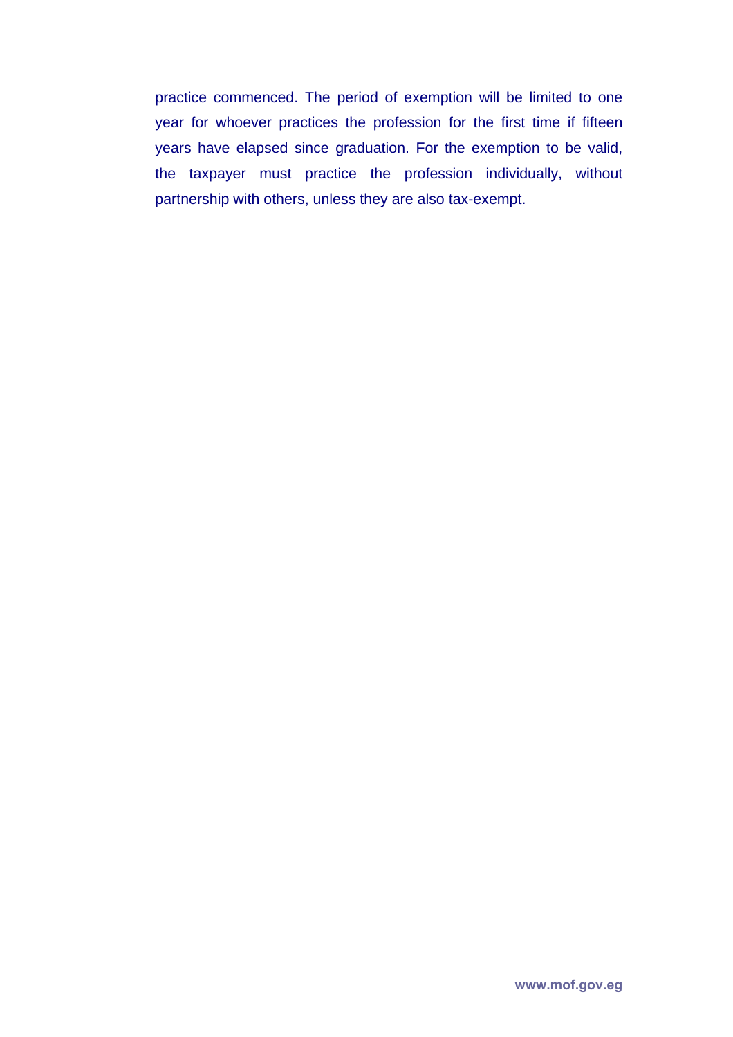practice commenced. The period of exemption will be limited to one year for whoever practices the profession for the first time if fifteen years have elapsed since graduation. For the exemption to be valid, the taxpayer must practice the profession individually, without partnership with others, unless they are also tax-exempt.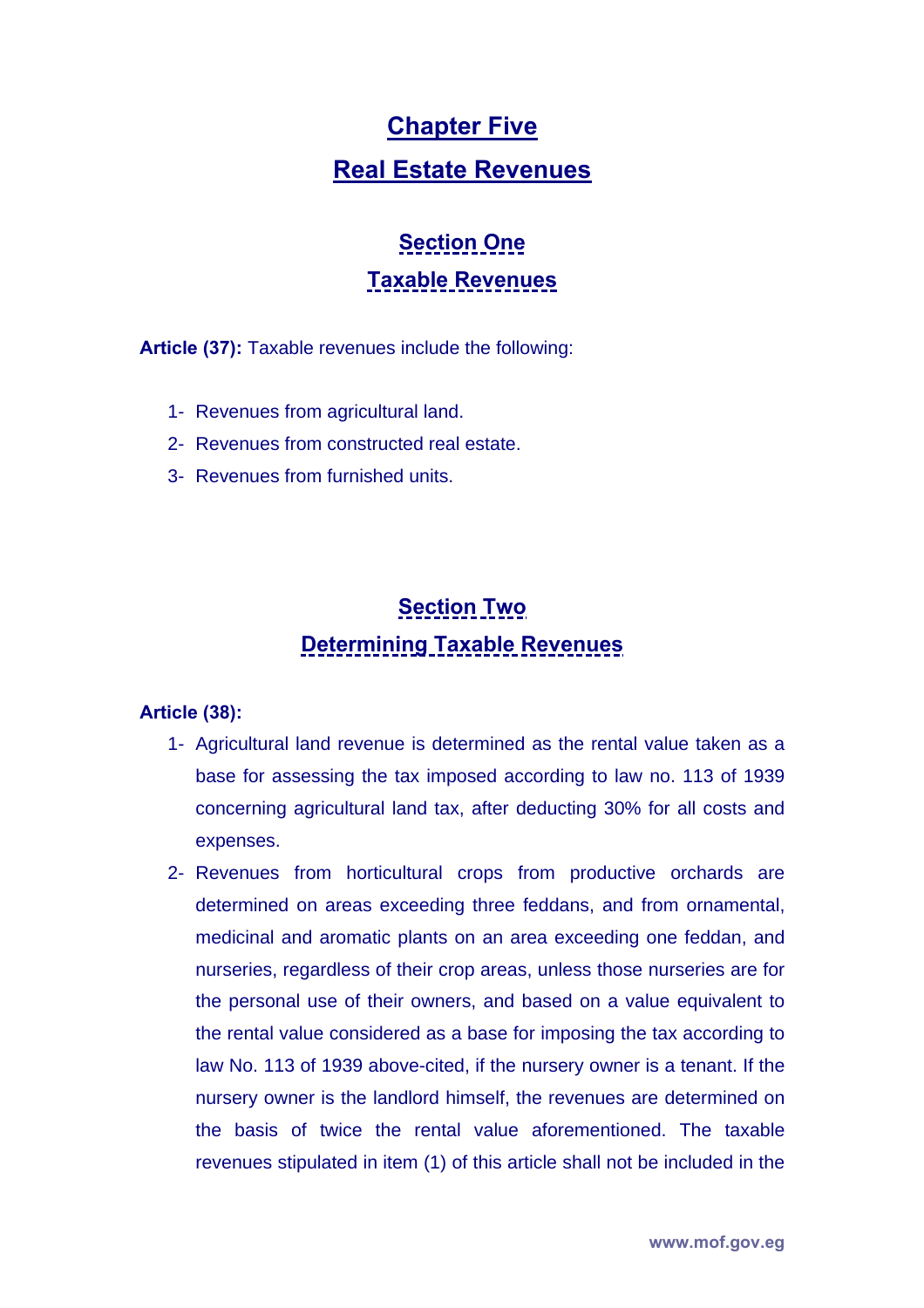# Chapter Five

# Real Estate Revenues

## Section One

## Taxable Revenues

**Article (37):** Taxable revenues include the following:

1- Revenues from agricultural land.
2- Revenues from constructed real estate.
3- Revenues from furnished units.

## Section Two

## Determining Taxable Revenues

**Article (38):**

1- Agricultural land revenue is determined as the rental value taken as a base for assessing the tax imposed according to law no. 113 of 1939 concerning agricultural land tax, after deducting 30% for all costs and expenses.
2- Revenues from horticultural crops from productive orchards are determined on areas exceeding three feddans, and from ornamental, medicinal and aromatic plants on an area exceeding one feddan, and nurseries, regardless of their crop areas, unless those nurseries are for the personal use of their owners, and based on a value equivalent to the rental value considered as a base for imposing the tax according to law No. 113 of 1939 above-cited, if the nursery owner is a tenant. If the nursery owner is the landlord himself, the revenues are determined on the basis of twice the rental value aforementioned. The taxable revenues stipulated in item (1) of this article shall not be included in the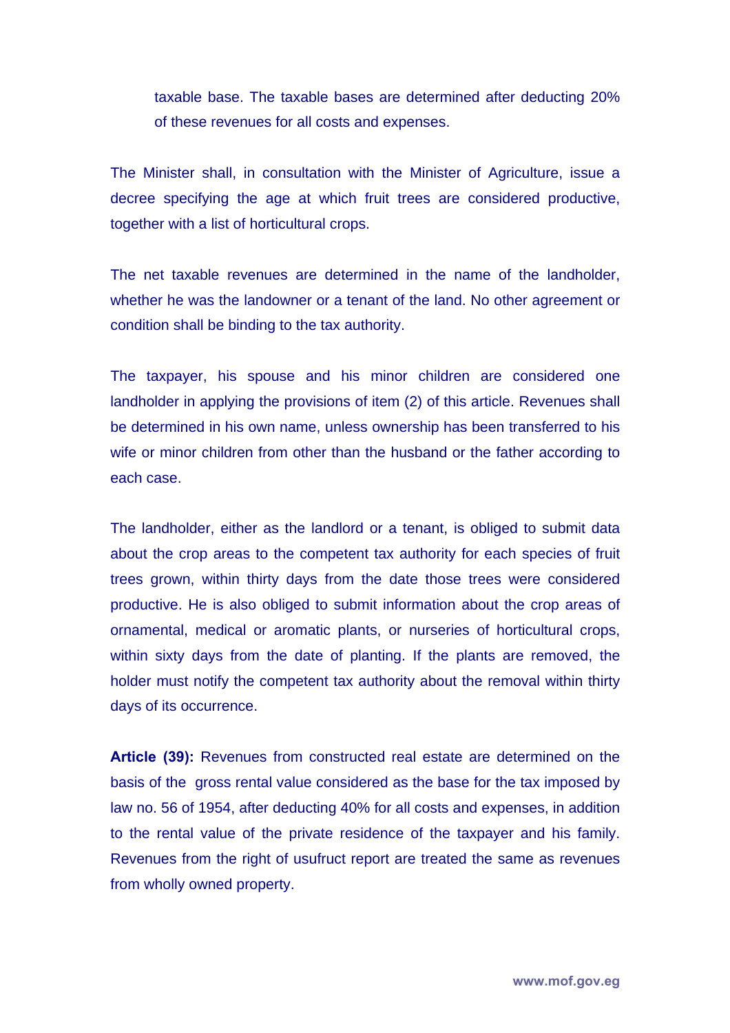taxable base. The taxable bases are determined after deducting 20% of these revenues for all costs and expenses.

The Minister shall, in consultation with the Minister of Agriculture, issue a decree specifying the age at which fruit trees are considered productive, together with a list of horticultural crops.

The net taxable revenues are determined in the name of the landholder, whether he was the landowner or a tenant of the land. No other agreement or condition shall be binding to the tax authority.

The taxpayer, his spouse and his minor children are considered one landholder in applying the provisions of item (2) of this article. Revenues shall be determined in his own name, unless ownership has been transferred to his wife or minor children from other than the husband or the father according to each case.

The landholder, either as the landlord or a tenant, is obliged to submit data about the crop areas to the competent tax authority for each species of fruit trees grown, within thirty days from the date those trees were considered productive. He is also obliged to submit information about the crop areas of ornamental, medical or aromatic plants, or nurseries of horticultural crops, within sixty days from the date of planting. If the plants are removed, the holder must notify the competent tax authority about the removal within thirty days of its occurrence.

**Article (39):** Revenues from constructed real estate are determined on the basis of the gross rental value considered as the base for the tax imposed by law no. 56 of 1954, after deducting 40% for all costs and expenses, in addition to the rental value of the private residence of the taxpayer and his family. Revenues from the right of usufruct report are treated the same as revenues from wholly owned property.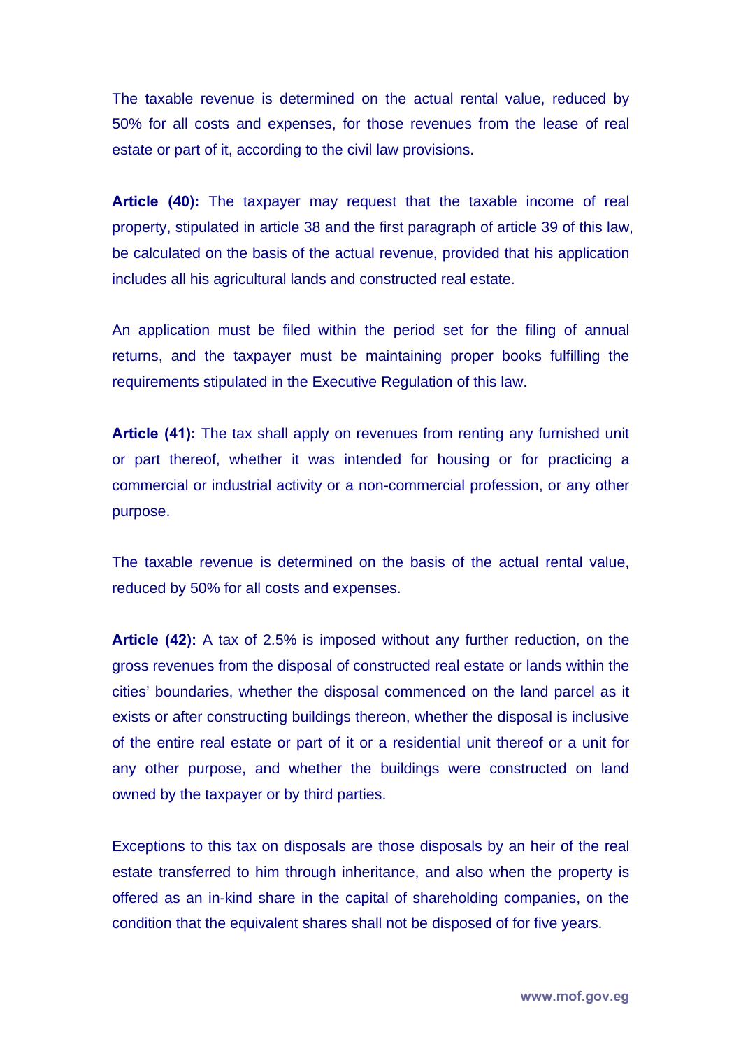The taxable revenue is determined on the actual rental value, reduced by 50% for all costs and expenses, for those revenues from the lease of real estate or part of it, according to the civil law provisions.

**Article (40):** The taxpayer may request that the taxable income of real property, stipulated in article 38 and the first paragraph of article 39 of this law, be calculated on the basis of the actual revenue, provided that his application includes all his agricultural lands and constructed real estate.

An application must be filed within the period set for the filing of annual returns, and the taxpayer must be maintaining proper books fulfilling the requirements stipulated in the Executive Regulation of this law.

**Article (41):** The tax shall apply on revenues from renting any furnished unit or part thereof, whether it was intended for housing or for practicing a commercial or industrial activity or a non-commercial profession, or any other purpose.

The taxable revenue is determined on the basis of the actual rental value, reduced by 50% for all costs and expenses.

**Article (42):** A tax of 2.5% is imposed without any further reduction, on the gross revenues from the disposal of constructed real estate or lands within the cities' boundaries, whether the disposal commenced on the land parcel as it exists or after constructing buildings thereon, whether the disposal is inclusive of the entire real estate or part of it or a residential unit thereof or a unit for any other purpose, and whether the buildings were constructed on land owned by the taxpayer or by third parties.

Exceptions to this tax on disposals are those disposals by an heir of the real estate transferred to him through inheritance, and also when the property is offered as an in-kind share in the capital of shareholding companies, on the condition that the equivalent shares shall not be disposed of for five years.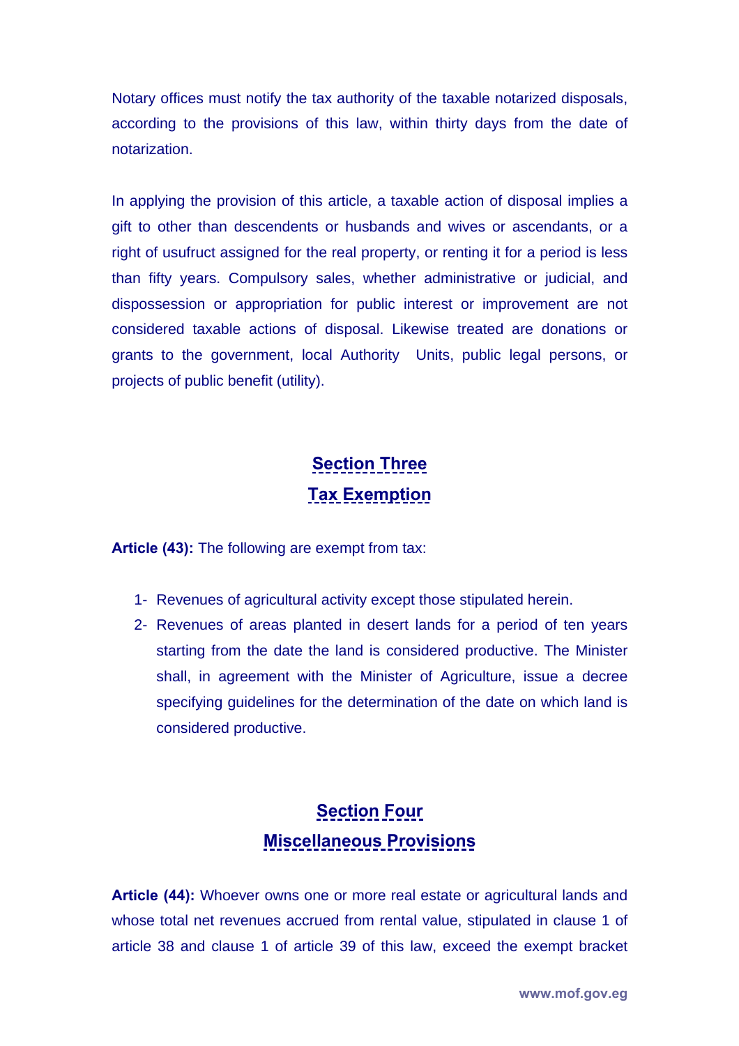Notary offices must notify the tax authority of the taxable notarized disposals, according to the provisions of this law, within thirty days from the date of notarization.

In applying the provision of this article, a taxable action of disposal implies a gift to other than descendents or husbands and wives or ascendants, or a right of usufruct assigned for the real property, or renting it for a period is less than fifty years. Compulsory sales, whether administrative or judicial, and dispossession or appropriation for public interest or improvement are not considered taxable actions of disposal. Likewise treated are donations or grants to the government, local Authority Units, public legal persons, or projects of public benefit (utility).

## Section Three
## Tax Exemption

**Article (43):** The following are exempt from tax:

1- Revenues of agricultural activity except those stipulated herein.
2- Revenues of areas planted in desert lands for a period of ten years starting from the date the land is considered productive. The Minister shall, in agreement with the Minister of Agriculture, issue a decree specifying guidelines for the determination of the date on which land is considered productive.

## Section Four
## Miscellaneous Provisions

**Article (44):** Whoever owns one or more real estate or agricultural lands and whose total net revenues accrued from rental value, stipulated in clause 1 of article 38 and clause 1 of article 39 of this law, exceed the exempt bracket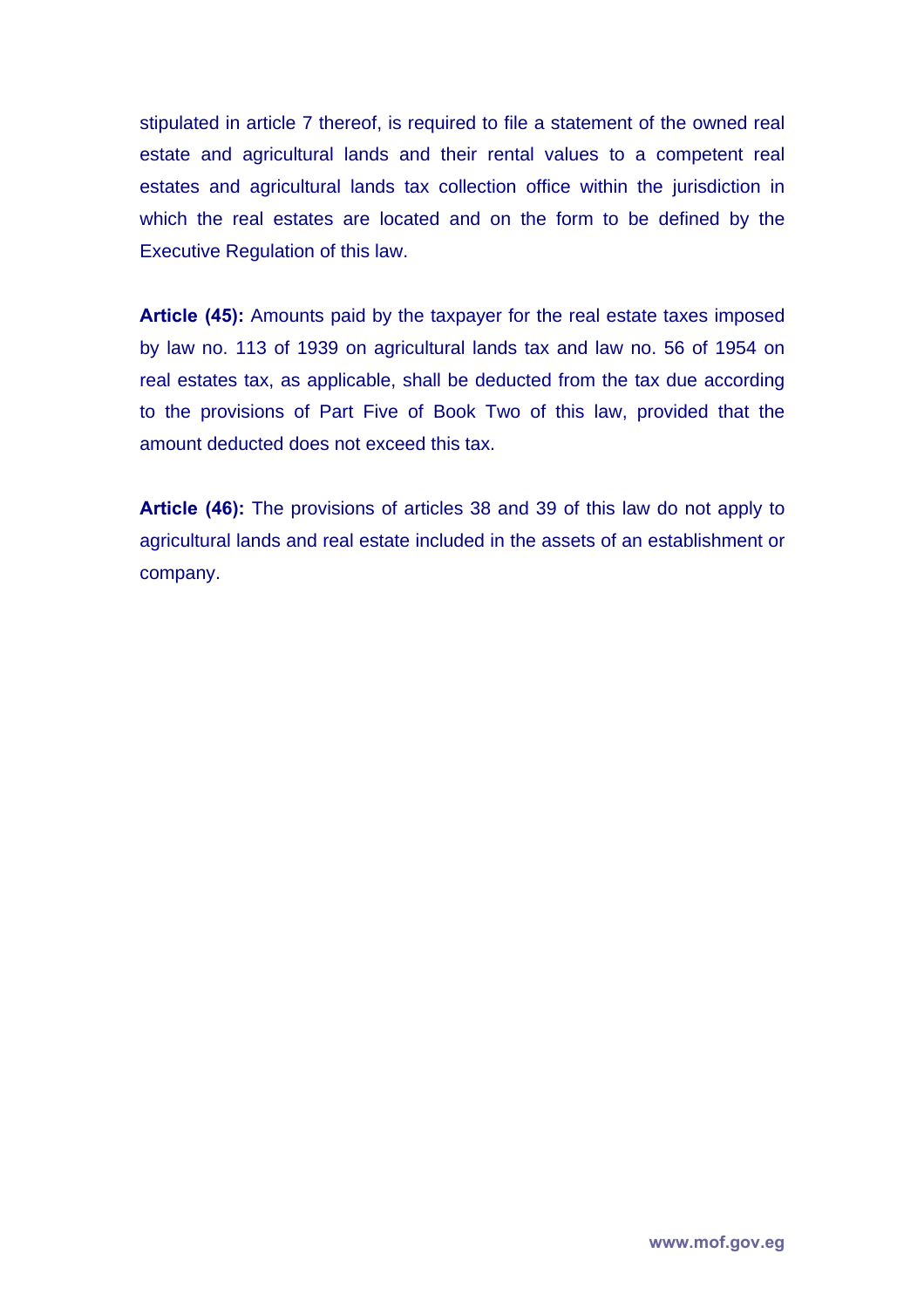stipulated in article 7 thereof, is required to file a statement of the owned real estate and agricultural lands and their rental values to a competent real estates and agricultural lands tax collection office within the jurisdiction in which the real estates are located and on the form to be defined by the Executive Regulation of this law.

**Article (45):** Amounts paid by the taxpayer for the real estate taxes imposed by law no. 113 of 1939 on agricultural lands tax and law no. 56 of 1954 on real estates tax, as applicable, shall be deducted from the tax due according to the provisions of Part Five of Book Two of this law, provided that the amount deducted does not exceed this tax.

**Article (46):** The provisions of articles 38 and 39 of this law do not apply to agricultural lands and real estate included in the assets of an establishment or company.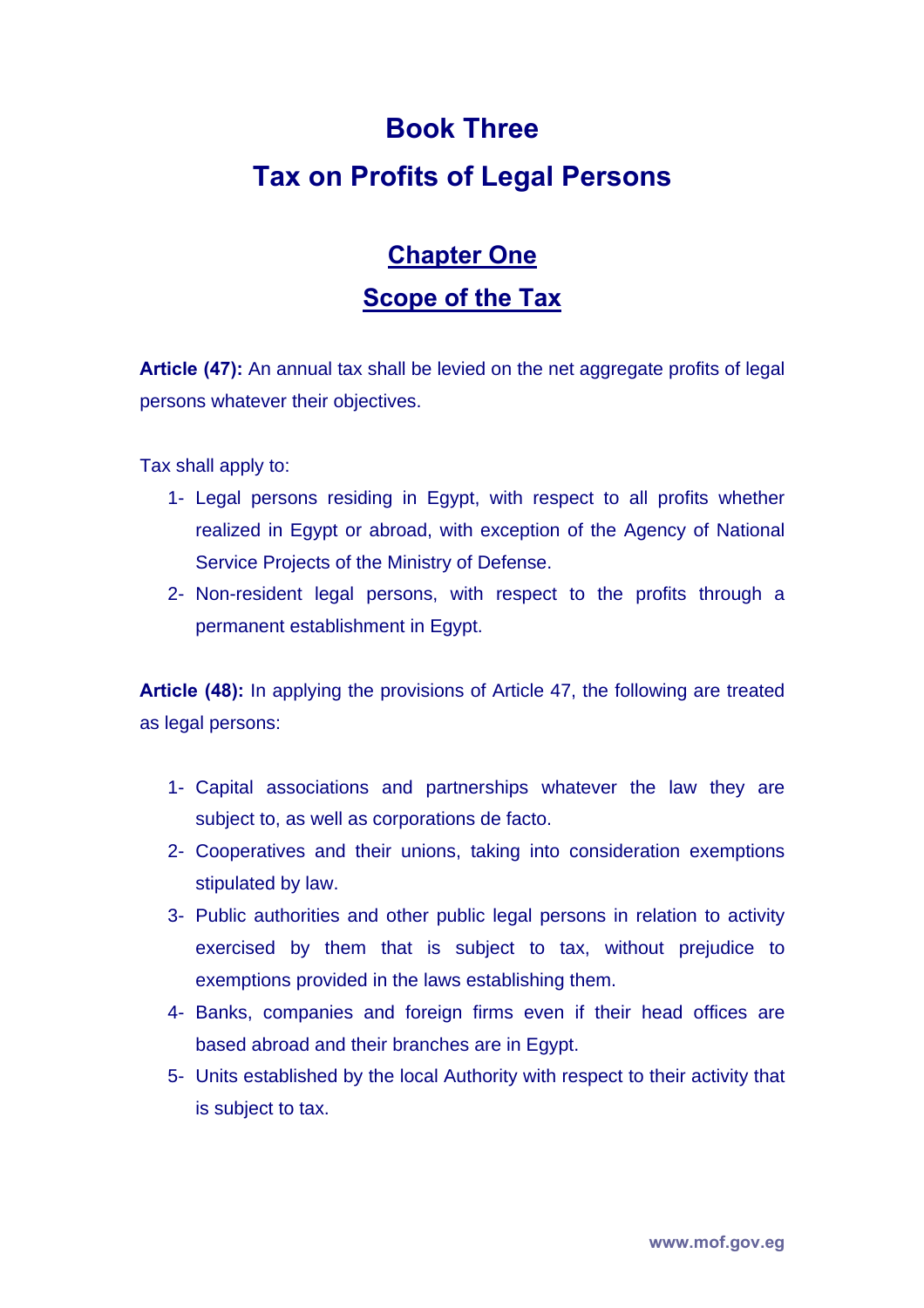# Book Three

# Tax on Profits of Legal Persons

## Chapter One

## Scope of the Tax

**Article (47):** An annual tax shall be levied on the net aggregate profits of legal persons whatever their objectives.

Tax shall apply to:

1- Legal persons residing in Egypt, with respect to all profits whether realized in Egypt or abroad, with exception of the Agency of National Service Projects of the Ministry of Defense.

2- Non-resident legal persons, with respect to the profits through a permanent establishment in Egypt.

**Article (48):** In applying the provisions of Article 47, the following are treated as legal persons:

1- Capital associations and partnerships whatever the law they are subject to, as well as corporations de facto.

2- Cooperatives and their unions, taking into consideration exemptions stipulated by law.

3- Public authorities and other public legal persons in relation to activity exercised by them that is subject to tax, without prejudice to exemptions provided in the laws establishing them.

4- Banks, companies and foreign firms even if their head offices are based abroad and their branches are in Egypt.

5- Units established by the local Authority with respect to their activity that is subject to tax.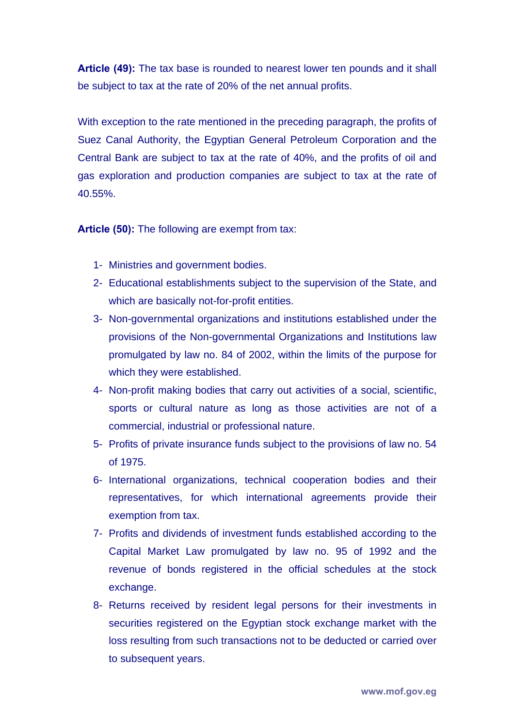**Article (49):** The tax base is rounded to nearest lower ten pounds and it shall be subject to tax at the rate of 20% of the net annual profits.

With exception to the rate mentioned in the preceding paragraph, the profits of Suez Canal Authority, the Egyptian General Petroleum Corporation and the Central Bank are subject to tax at the rate of 40%, and the profits of oil and gas exploration and production companies are subject to tax at the rate of 40.55%.

**Article (50):** The following are exempt from tax:

1- Ministries and government bodies.
2- Educational establishments subject to the supervision of the State, and which are basically not-for-profit entities.
3- Non-governmental organizations and institutions established under the provisions of the Non-governmental Organizations and Institutions law promulgated by law no. 84 of 2002, within the limits of the purpose for which they were established.
4- Non-profit making bodies that carry out activities of a social, scientific, sports or cultural nature as long as those activities are not of a commercial, industrial or professional nature.
5- Profits of private insurance funds subject to the provisions of law no. 54 of 1975.
6- International organizations, technical cooperation bodies and their representatives, for which international agreements provide their exemption from tax.
7- Profits and dividends of investment funds established according to the Capital Market Law promulgated by law no. 95 of 1992 and the revenue of bonds registered in the official schedules at the stock exchange.
8- Returns received by resident legal persons for their investments in securities registered on the Egyptian stock exchange market with the loss resulting from such transactions not to be deducted or carried over to subsequent years.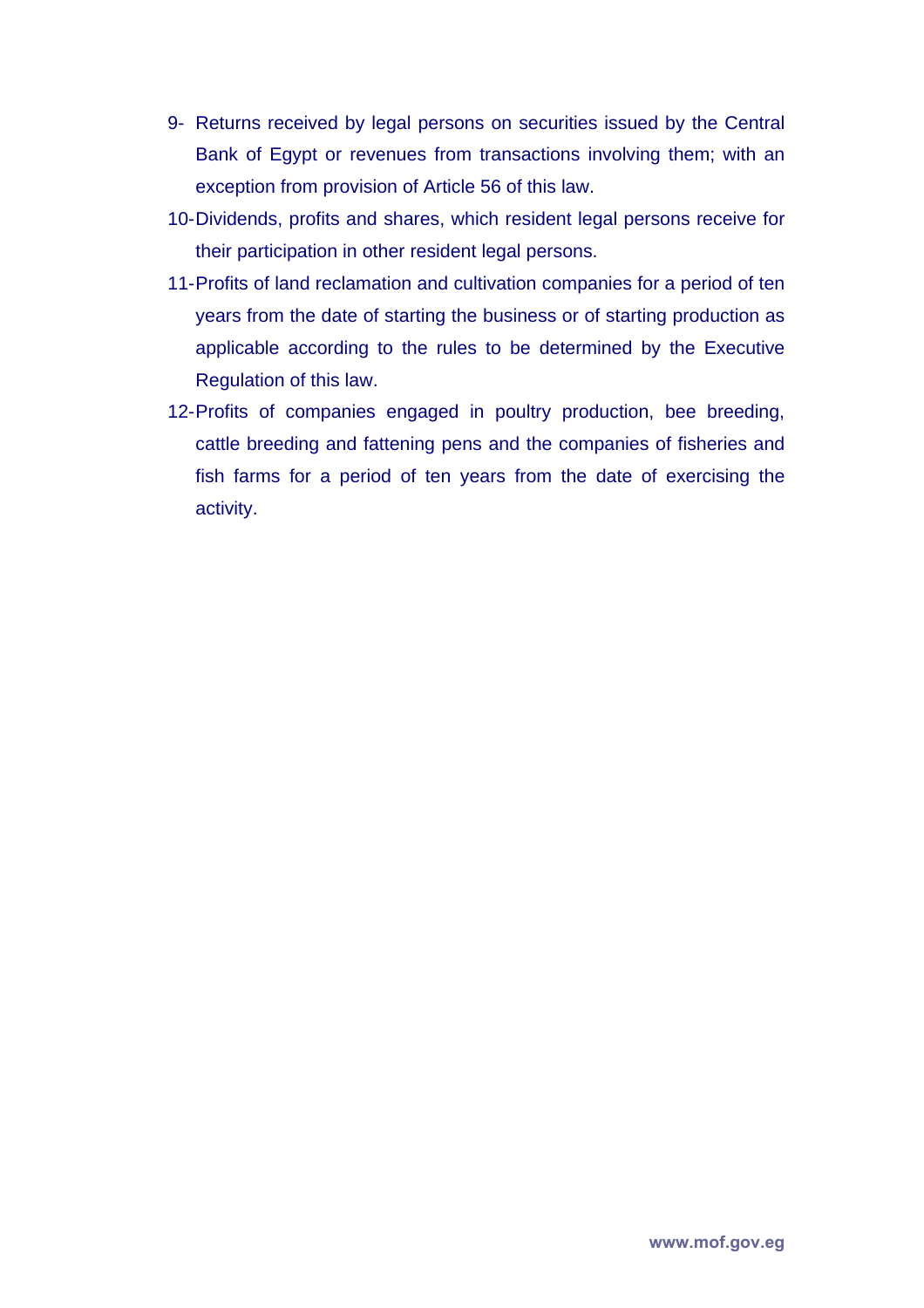9- Returns received by legal persons on securities issued by the Central Bank of Egypt or revenues from transactions involving them; with an exception from provision of Article 56 of this law.

10- Dividends, profits and shares, which resident legal persons receive for their participation in other resident legal persons.

11- Profits of land reclamation and cultivation companies for a period of ten years from the date of starting the business or of starting production as applicable according to the rules to be determined by the Executive Regulation of this law.

12- Profits of companies engaged in poultry production, bee breeding, cattle breeding and fattening pens and the companies of fisheries and fish farms for a period of ten years from the date of exercising the activity.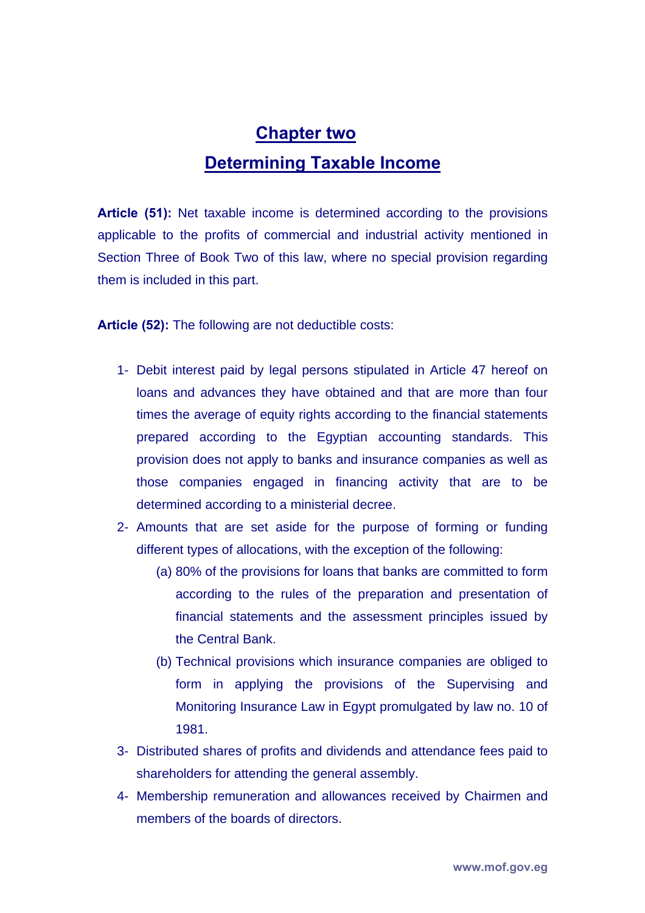## Chapter two

## Determining Taxable Income

**Article (51):** Net taxable income is determined according to the provisions applicable to the profits of commercial and industrial activity mentioned in Section Three of Book Two of this law, where no special provision regarding them is included in this part.

**Article (52):** The following are not deductible costs:

1- Debit interest paid by legal persons stipulated in Article 47 hereof on loans and advances they have obtained and that are more than four times the average of equity rights according to the financial statements prepared according to the Egyptian accounting standards. This provision does not apply to banks and insurance companies as well as those companies engaged in financing activity that are to be determined according to a ministerial decree.

2- Amounts that are set aside for the purpose of forming or funding different types of allocations, with the exception of the following:

   (a) 80% of the provisions for loans that banks are committed to form according to the rules of the preparation and presentation of financial statements and the assessment principles issued by the Central Bank.

   (b) Technical provisions which insurance companies are obliged to form in applying the provisions of the Supervising and Monitoring Insurance Law in Egypt promulgated by law no. 10 of 1981.

3- Distributed shares of profits and dividends and attendance fees paid to shareholders for attending the general assembly.

4- Membership remuneration and allowances received by Chairmen and members of the boards of directors.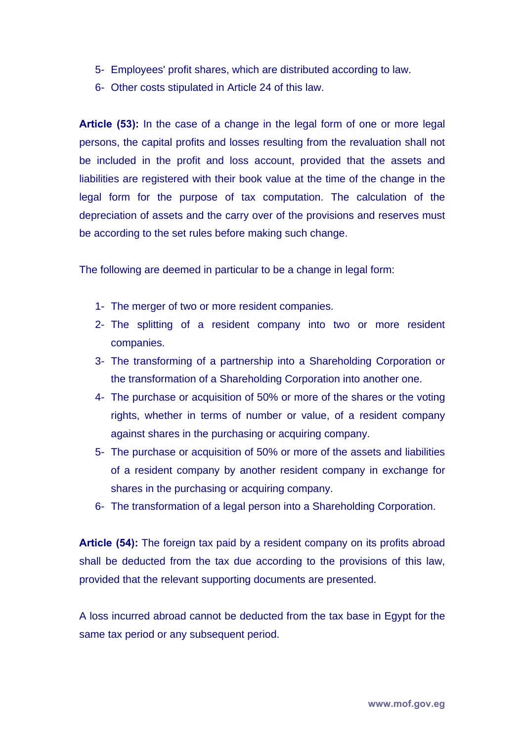5- Employees' profit shares, which are distributed according to law.
6- Other costs stipulated in Article 24 of this law.

**Article (53):** In the case of a change in the legal form of one or more legal persons, the capital profits and losses resulting from the revaluation shall not be included in the profit and loss account, provided that the assets and liabilities are registered with their book value at the time of the change in the legal form for the purpose of tax computation. The calculation of the depreciation of assets and the carry over of the provisions and reserves must be according to the set rules before making such change.

The following are deemed in particular to be a change in legal form:

1- The merger of two or more resident companies.
2- The splitting of a resident company into two or more resident companies.
3- The transforming of a partnership into a Shareholding Corporation or the transformation of a Shareholding Corporation into another one.
4- The purchase or acquisition of 50% or more of the shares or the voting rights, whether in terms of number or value, of a resident company against shares in the purchasing or acquiring company.
5- The purchase or acquisition of 50% or more of the assets and liabilities of a resident company by another resident company in exchange for shares in the purchasing or acquiring company.
6- The transformation of a legal person into a Shareholding Corporation.

**Article (54):** The foreign tax paid by a resident company on its profits abroad shall be deducted from the tax due according to the provisions of this law, provided that the relevant supporting documents are presented.

A loss incurred abroad cannot be deducted from the tax base in Egypt for the same tax period or any subsequent period.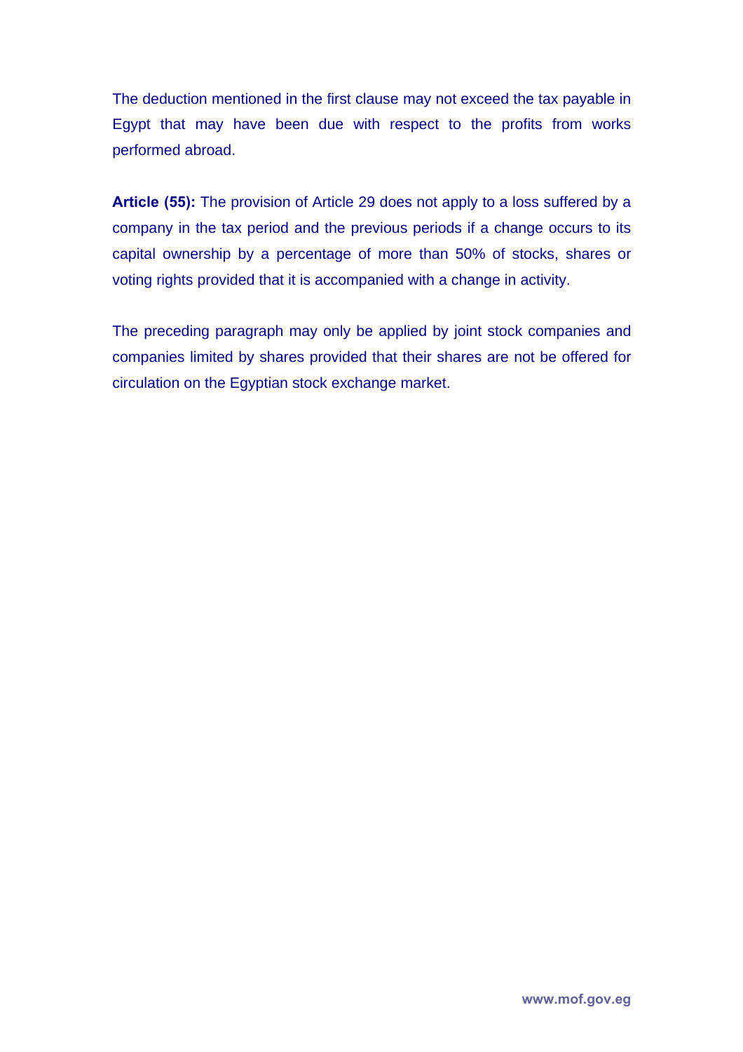The deduction mentioned in the first clause may not exceed the tax payable in Egypt that may have been due with respect to the profits from works performed abroad.

**Article (55):** The provision of Article 29 does not apply to a loss suffered by a company in the tax period and the previous periods if a change occurs to its capital ownership by a percentage of more than 50% of stocks, shares or voting rights provided that it is accompanied with a change in activity.

The preceding paragraph may only be applied by joint stock companies and companies limited by shares provided that their shares are not be offered for circulation on the Egyptian stock exchange market.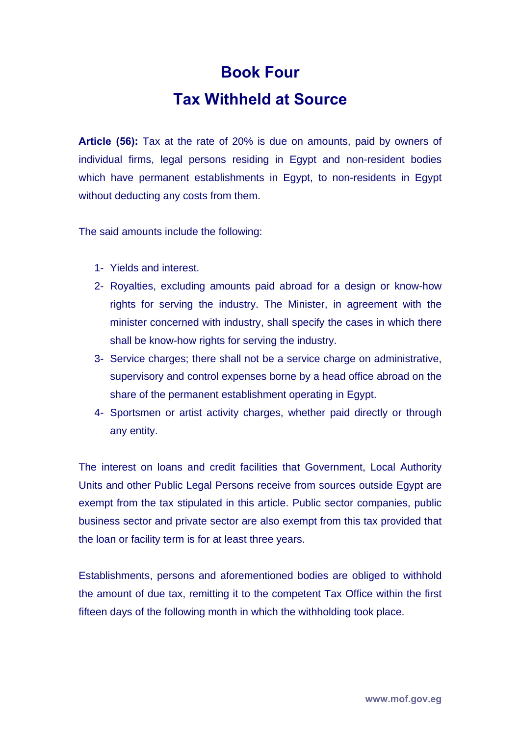# Book Four

# Tax Withheld at Source

**Article (56):** Tax at the rate of 20% is due on amounts, paid by owners of individual firms, legal persons residing in Egypt and non-resident bodies which have permanent establishments in Egypt, to non-residents in Egypt without deducting any costs from them.

The said amounts include the following:

1- Yields and interest.
2- Royalties, excluding amounts paid abroad for a design or know-how rights for serving the industry. The Minister, in agreement with the minister concerned with industry, shall specify the cases in which there shall be know-how rights for serving the industry.
3- Service charges; there shall not be a service charge on administrative, supervisory and control expenses borne by a head office abroad on the share of the permanent establishment operating in Egypt.
4- Sportsmen or artist activity charges, whether paid directly or through any entity.

The interest on loans and credit facilities that Government, Local Authority Units and other Public Legal Persons receive from sources outside Egypt are exempt from the tax stipulated in this article. Public sector companies, public business sector and private sector are also exempt from this tax provided that the loan or facility term is for at least three years.

Establishments, persons and aforementioned bodies are obliged to withhold the amount of due tax, remitting it to the competent Tax Office within the first fifteen days of the following month in which the withholding took place.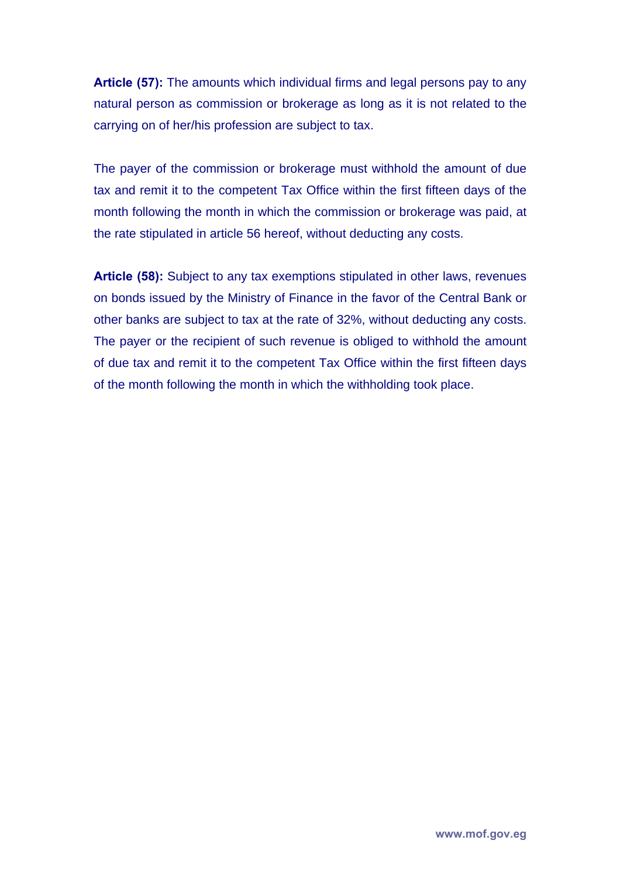**Article (57):** The amounts which individual firms and legal persons pay to any natural person as commission or brokerage as long as it is not related to the carrying on of her/his profession are subject to tax.

The payer of the commission or brokerage must withhold the amount of due tax and remit it to the competent Tax Office within the first fifteen days of the month following the month in which the commission or brokerage was paid, at the rate stipulated in article 56 hereof, without deducting any costs.

**Article (58):** Subject to any tax exemptions stipulated in other laws, revenues on bonds issued by the Ministry of Finance in the favor of the Central Bank or other banks are subject to tax at the rate of 32%, without deducting any costs. The payer or the recipient of such revenue is obliged to withhold the amount of due tax and remit it to the competent Tax Office within the first fifteen days of the month following the month in which the withholding took place.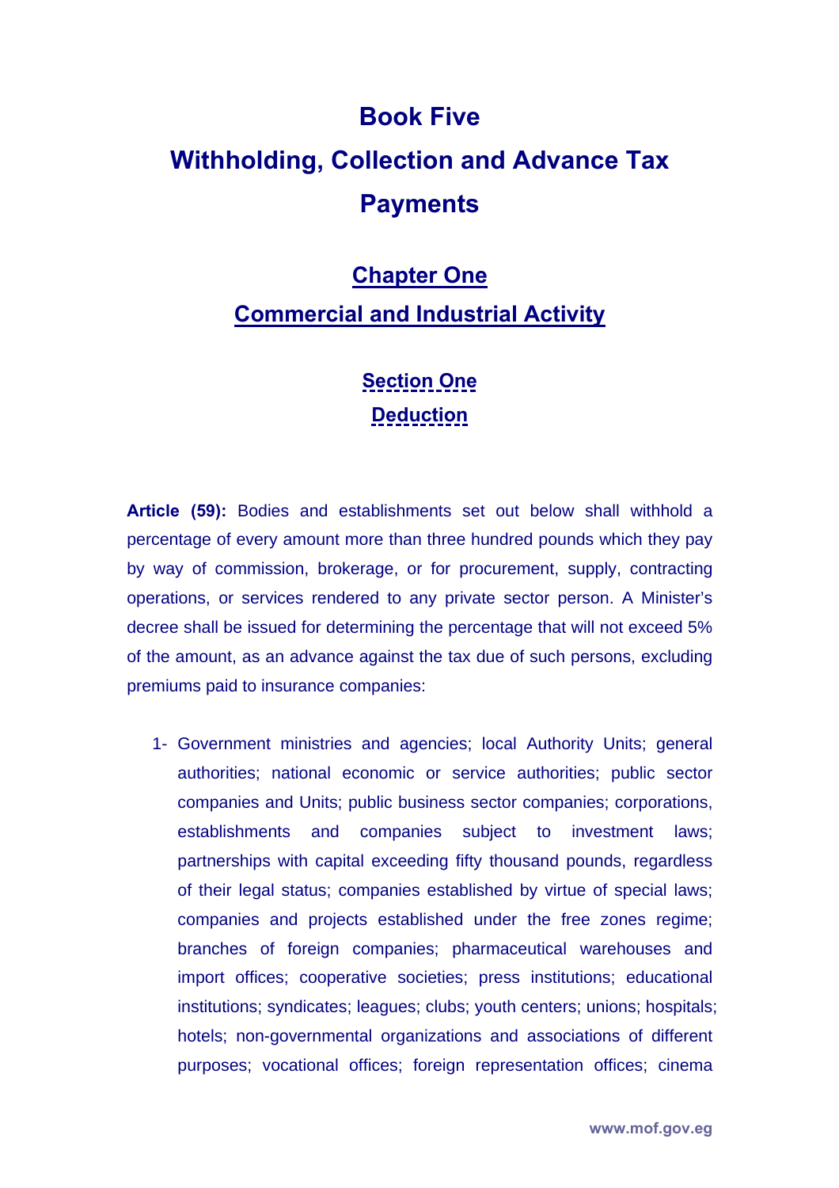# Book Five

# Withholding, Collection and Advance Tax Payments

## Chapter One

## Commercial and Industrial Activity

### Section One

### Deduction

**Article (59):** Bodies and establishments set out below shall withhold a percentage of every amount more than three hundred pounds which they pay by way of commission, brokerage, or for procurement, supply, contracting operations, or services rendered to any private sector person. A Minister's decree shall be issued for determining the percentage that will not exceed 5% of the amount, as an advance against the tax due of such persons, excluding premiums paid to insurance companies:

1- Government ministries and agencies; local Authority Units; general authorities; national economic or service authorities; public sector companies and Units; public business sector companies; corporations, establishments and companies subject to investment laws; partnerships with capital exceeding fifty thousand pounds, regardless of their legal status; companies established by virtue of special laws; companies and projects established under the free zones regime; branches of foreign companies; pharmaceutical warehouses and import offices; cooperative societies; press institutions; educational institutions; syndicates; leagues; clubs; youth centers; unions; hospitals; hotels; non-governmental organizations and associations of different purposes; vocational offices; foreign representation offices; cinema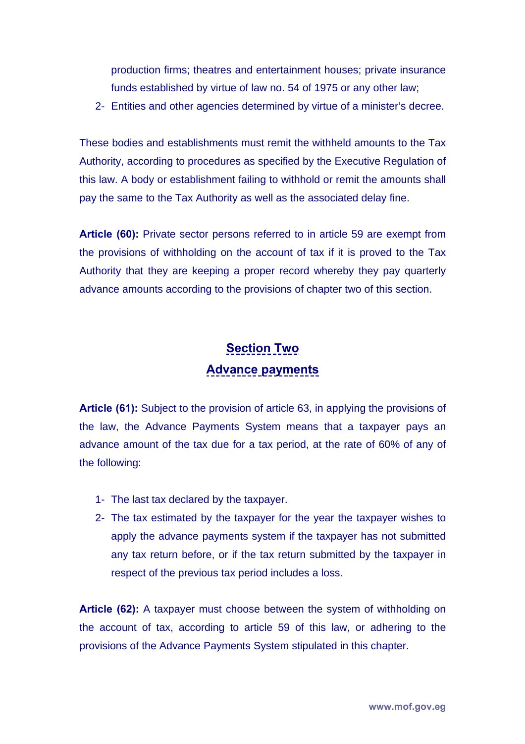production firms; theatres and entertainment houses; private insurance funds established by virtue of law no. 54 of 1975 or any other law;

2- Entities and other agencies determined by virtue of a minister's decree.

These bodies and establishments must remit the withheld amounts to the Tax Authority, according to procedures as specified by the Executive Regulation of this law. A body or establishment failing to withhold or remit the amounts shall pay the same to the Tax Authority as well as the associated delay fine.

**Article (60):** Private sector persons referred to in article 59 are exempt from the provisions of withholding on the account of tax if it is proved to the Tax Authority that they are keeping a proper record whereby they pay quarterly advance amounts according to the provisions of chapter two of this section.

## Section Two
## Advance payments

**Article (61):** Subject to the provision of article 63, in applying the provisions of the law, the Advance Payments System means that a taxpayer pays an advance amount of the tax due for a tax period, at the rate of 60% of any of the following:

1- The last tax declared by the taxpayer.
2- The tax estimated by the taxpayer for the year the taxpayer wishes to apply the advance payments system if the taxpayer has not submitted any tax return before, or if the tax return submitted by the taxpayer in respect of the previous tax period includes a loss.

**Article (62):** A taxpayer must choose between the system of withholding on the account of tax, according to article 59 of this law, or adhering to the provisions of the Advance Payments System stipulated in this chapter.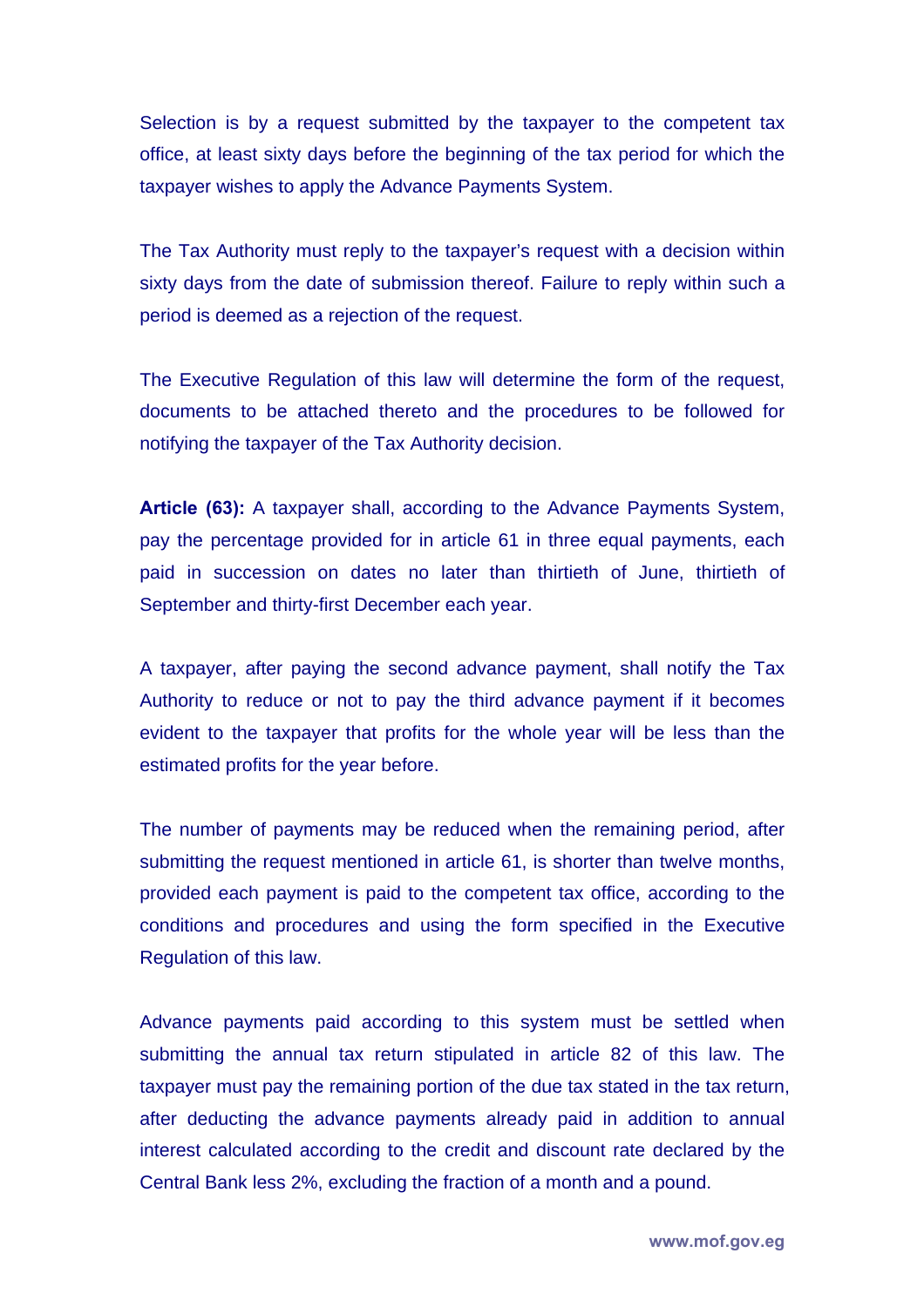Selection is by a request submitted by the taxpayer to the competent tax office, at least sixty days before the beginning of the tax period for which the taxpayer wishes to apply the Advance Payments System.

The Tax Authority must reply to the taxpayer's request with a decision within sixty days from the date of submission thereof. Failure to reply within such a period is deemed as a rejection of the request.

The Executive Regulation of this law will determine the form of the request, documents to be attached thereto and the procedures to be followed for notifying the taxpayer of the Tax Authority decision.

**Article (63):** A taxpayer shall, according to the Advance Payments System, pay the percentage provided for in article 61 in three equal payments, each paid in succession on dates no later than thirtieth of June, thirtieth of September and thirty-first December each year.

A taxpayer, after paying the second advance payment, shall notify the Tax Authority to reduce or not to pay the third advance payment if it becomes evident to the taxpayer that profits for the whole year will be less than the estimated profits for the year before.

The number of payments may be reduced when the remaining period, after submitting the request mentioned in article 61, is shorter than twelve months, provided each payment is paid to the competent tax office, according to the conditions and procedures and using the form specified in the Executive Regulation of this law.

Advance payments paid according to this system must be settled when submitting the annual tax return stipulated in article 82 of this law. The taxpayer must pay the remaining portion of the due tax stated in the tax return, after deducting the advance payments already paid in addition to annual interest calculated according to the credit and discount rate declared by the Central Bank less 2%, excluding the fraction of a month and a pound.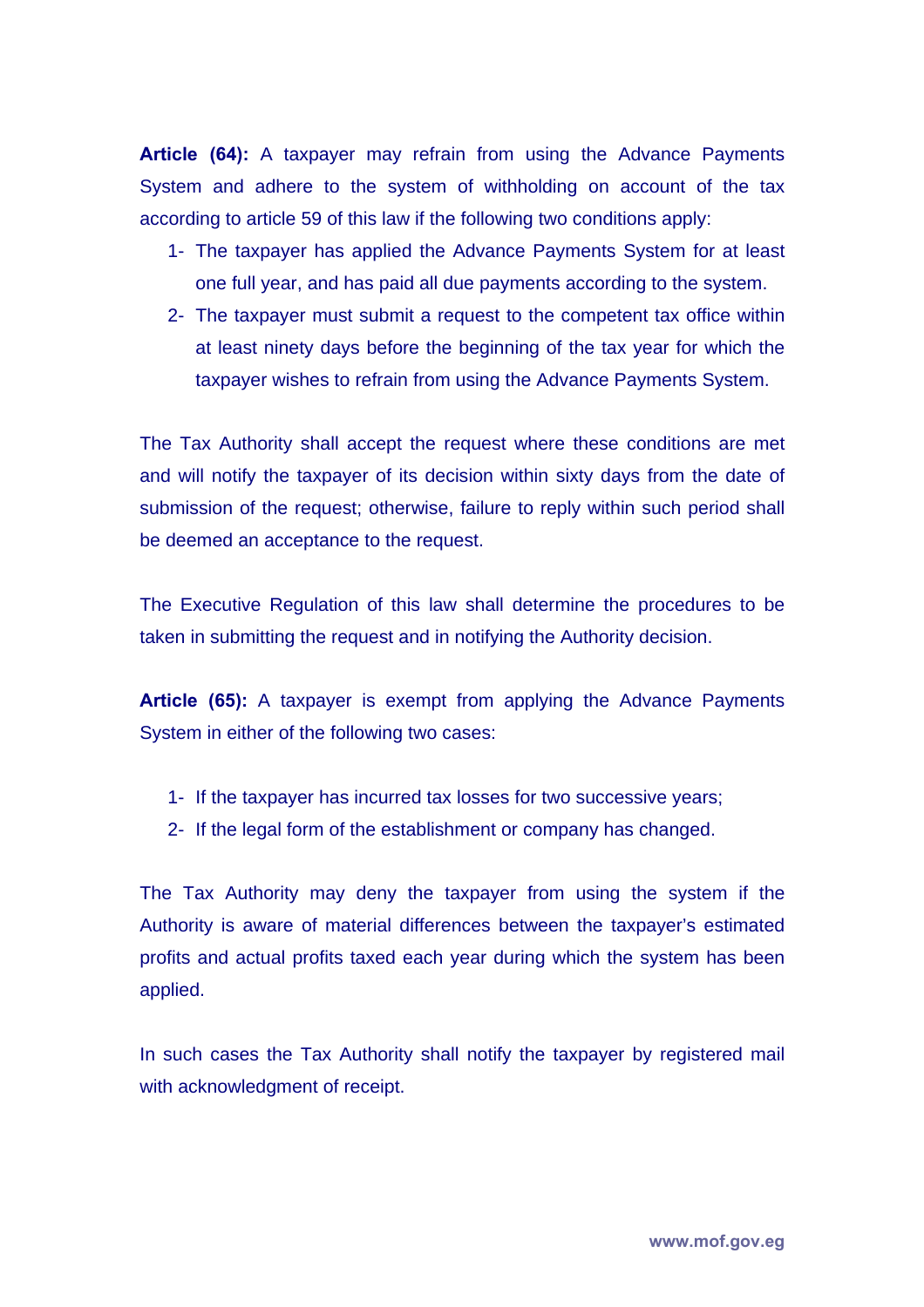**Article (64):** A taxpayer may refrain from using the Advance Payments System and adhere to the system of withholding on account of the tax according to article 59 of this law if the following two conditions apply:

1- The taxpayer has applied the Advance Payments System for at least one full year, and has paid all due payments according to the system.
2- The taxpayer must submit a request to the competent tax office within at least ninety days before the beginning of the tax year for which the taxpayer wishes to refrain from using the Advance Payments System.

The Tax Authority shall accept the request where these conditions are met and will notify the taxpayer of its decision within sixty days from the date of submission of the request; otherwise, failure to reply within such period shall be deemed an acceptance to the request.

The Executive Regulation of this law shall determine the procedures to be taken in submitting the request and in notifying the Authority decision.

**Article (65):** A taxpayer is exempt from applying the Advance Payments System in either of the following two cases:

1- If the taxpayer has incurred tax losses for two successive years;
2- If the legal form of the establishment or company has changed.

The Tax Authority may deny the taxpayer from using the system if the Authority is aware of material differences between the taxpayer's estimated profits and actual profits taxed each year during which the system has been applied.

In such cases the Tax Authority shall notify the taxpayer by registered mail with acknowledgment of receipt.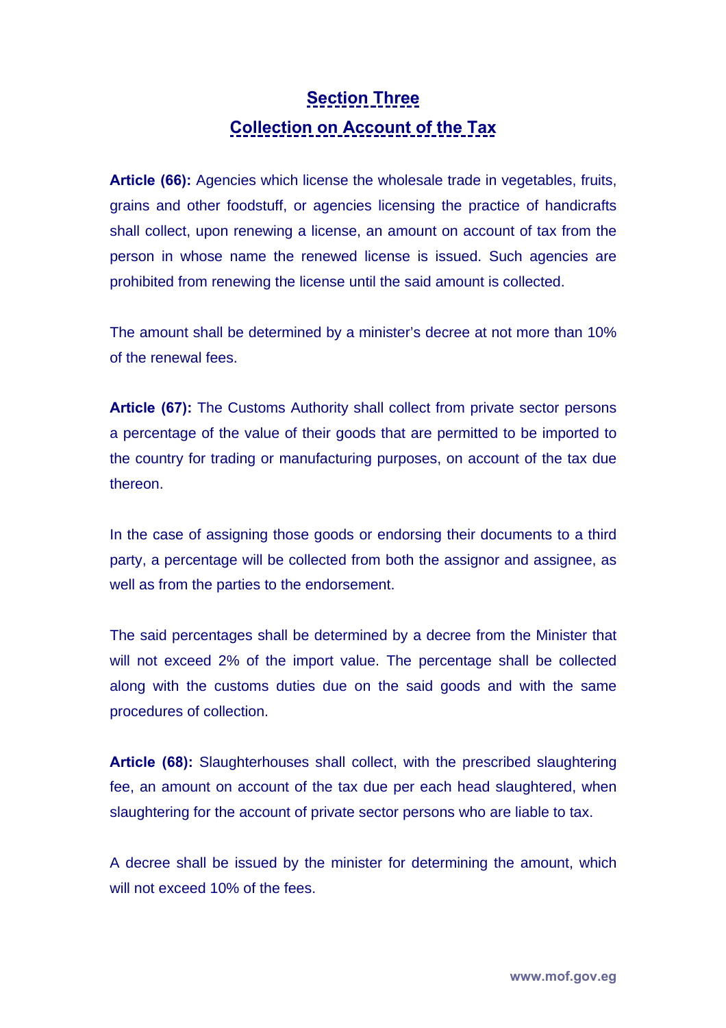## Section Three
## Collection on Account of the Tax

**Article (66):** Agencies which license the wholesale trade in vegetables, fruits, grains and other foodstuff, or agencies licensing the practice of handicrafts shall collect, upon renewing a license, an amount on account of tax from the person in whose name the renewed license is issued. Such agencies are prohibited from renewing the license until the said amount is collected.

The amount shall be determined by a minister's decree at not more than 10% of the renewal fees.

**Article (67):** The Customs Authority shall collect from private sector persons a percentage of the value of their goods that are permitted to be imported to the country for trading or manufacturing purposes, on account of the tax due thereon.

In the case of assigning those goods or endorsing their documents to a third party, a percentage will be collected from both the assignor and assignee, as well as from the parties to the endorsement.

The said percentages shall be determined by a decree from the Minister that will not exceed 2% of the import value. The percentage shall be collected along with the customs duties due on the said goods and with the same procedures of collection.

**Article (68):** Slaughterhouses shall collect, with the prescribed slaughtering fee, an amount on account of the tax due per each head slaughtered, when slaughtering for the account of private sector persons who are liable to tax.

A decree shall be issued by the minister for determining the amount, which will not exceed 10% of the fees.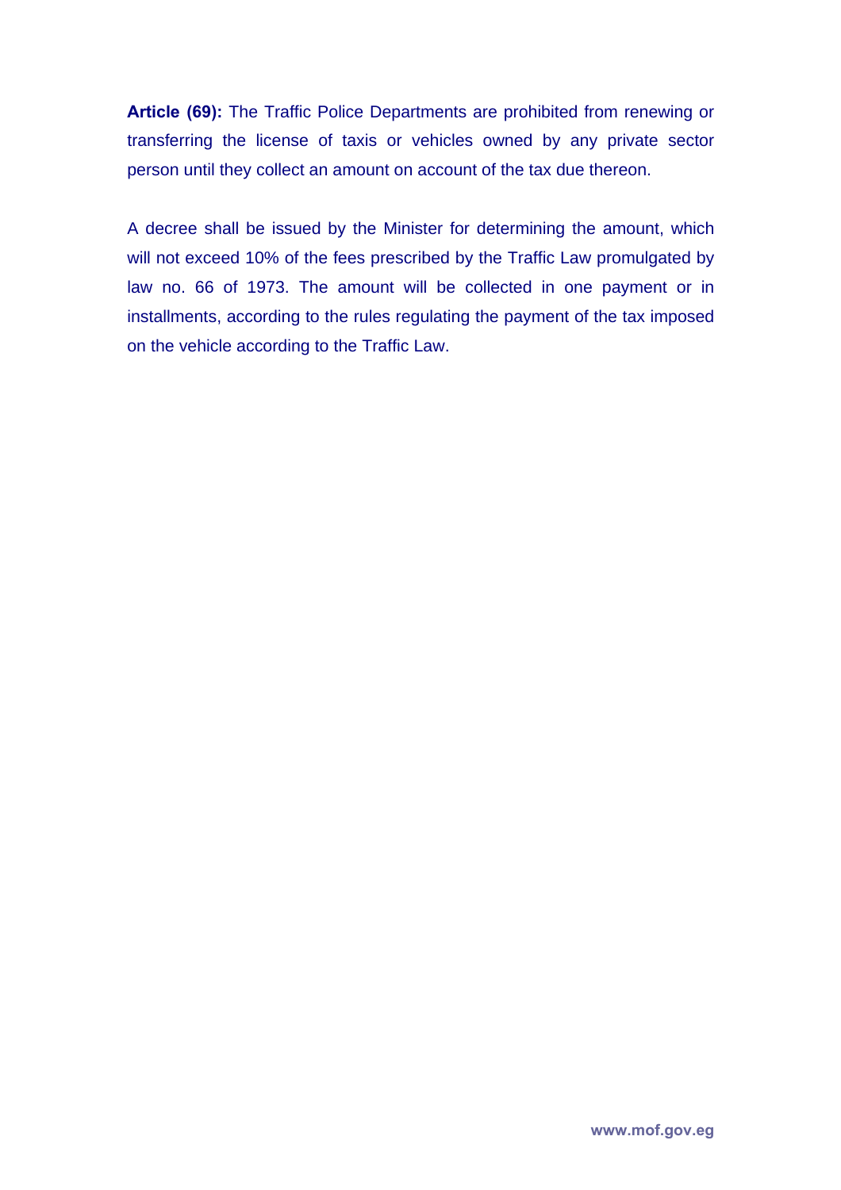**Article (69):** The Traffic Police Departments are prohibited from renewing or transferring the license of taxis or vehicles owned by any private sector person until they collect an amount on account of the tax due thereon.

A decree shall be issued by the Minister for determining the amount, which will not exceed 10% of the fees prescribed by the Traffic Law promulgated by law no. 66 of 1973. The amount will be collected in one payment or in installments, according to the rules regulating the payment of the tax imposed on the vehicle according to the Traffic Law.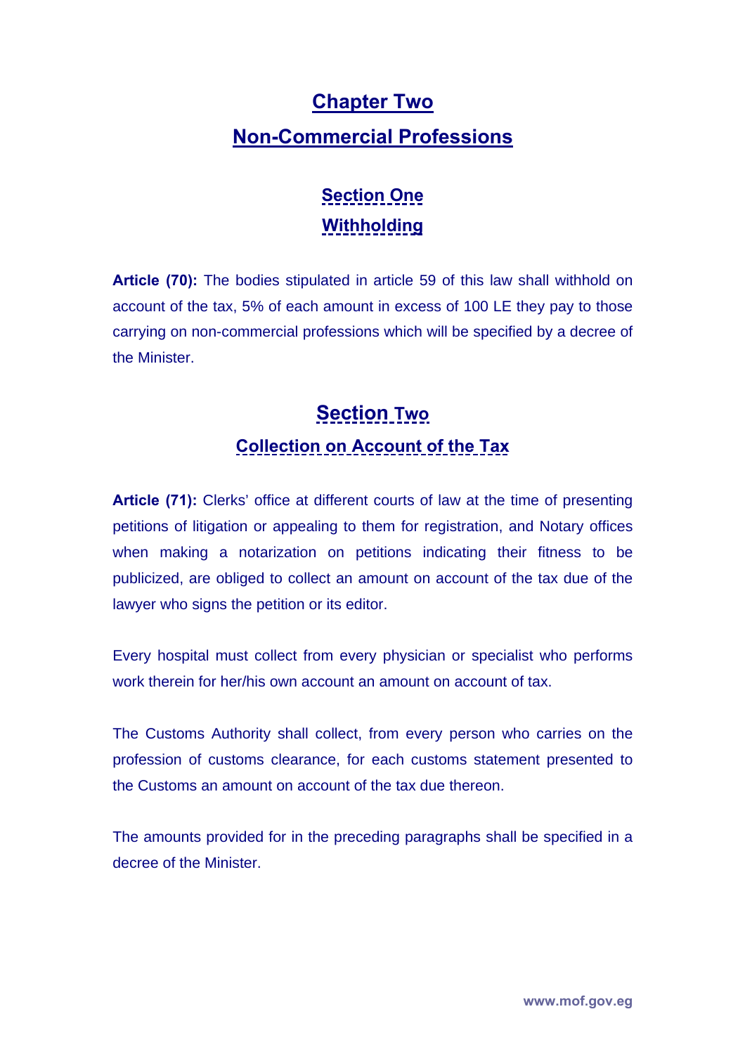# Chapter Two

# Non-Commercial Professions

## Section One

## Withholding

**Article (70):** The bodies stipulated in article 59 of this law shall withhold on account of the tax, 5% of each amount in excess of 100 LE they pay to those carrying on non-commercial professions which will be specified by a decree of the Minister.

## Section Two

## Collection on Account of the Tax

**Article (71):** Clerks' office at different courts of law at the time of presenting petitions of litigation or appealing to them for registration, and Notary offices when making a notarization on petitions indicating their fitness to be publicized, are obliged to collect an amount on account of the tax due of the lawyer who signs the petition or its editor.

Every hospital must collect from every physician or specialist who performs work therein for her/his own account an amount on account of tax.

The Customs Authority shall collect, from every person who carries on the profession of customs clearance, for each customs statement presented to the Customs an amount on account of the tax due thereon.

The amounts provided for in the preceding paragraphs shall be specified in a decree of the Minister.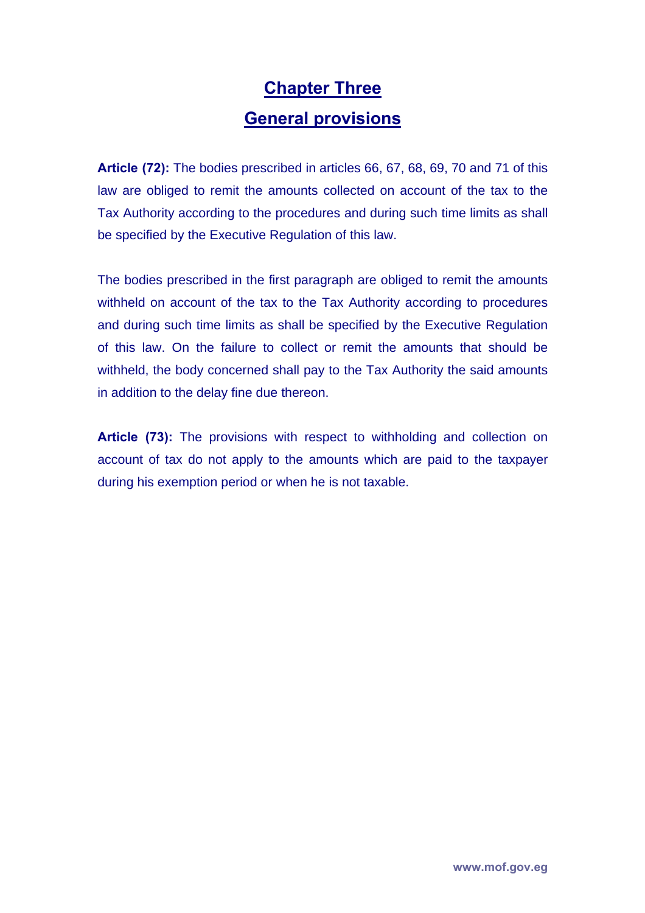# Chapter Three

## General provisions

**Article (72):** The bodies prescribed in articles 66, 67, 68, 69, 70 and 71 of this law are obliged to remit the amounts collected on account of the tax to the Tax Authority according to the procedures and during such time limits as shall be specified by the Executive Regulation of this law.

The bodies prescribed in the first paragraph are obliged to remit the amounts withheld on account of the tax to the Tax Authority according to procedures and during such time limits as shall be specified by the Executive Regulation of this law. On the failure to collect or remit the amounts that should be withheld, the body concerned shall pay to the Tax Authority the said amounts in addition to the delay fine due thereon.

**Article (73):** The provisions with respect to withholding and collection on account of tax do not apply to the amounts which are paid to the taxpayer during his exemption period or when he is not taxable.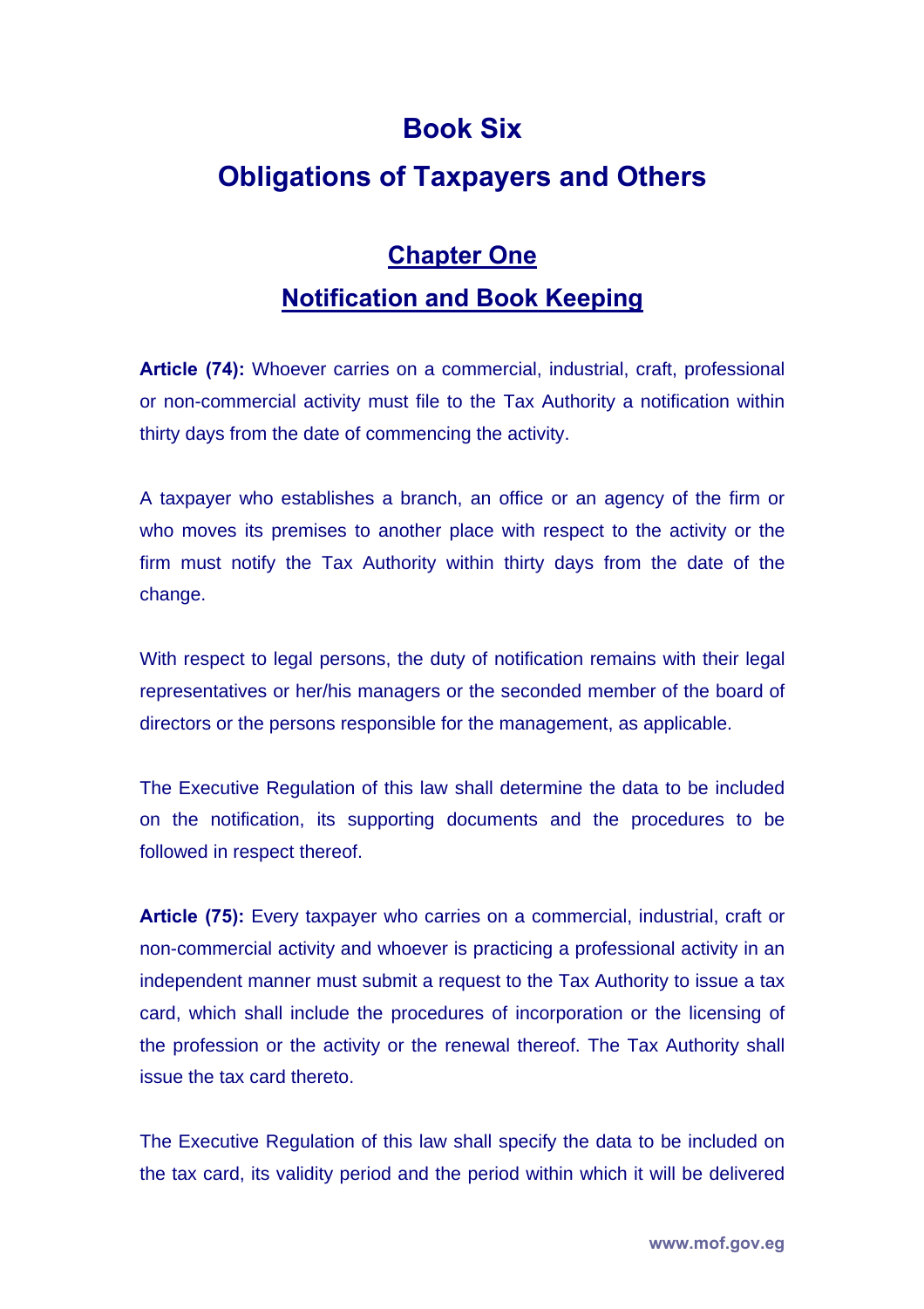# Book Six

# Obligations of Taxpayers and Others

## Chapter One

## Notification and Book Keeping

**Article (74):** Whoever carries on a commercial, industrial, craft, professional or non-commercial activity must file to the Tax Authority a notification within thirty days from the date of commencing the activity.

A taxpayer who establishes a branch, an office or an agency of the firm or who moves its premises to another place with respect to the activity or the firm must notify the Tax Authority within thirty days from the date of the change.

With respect to legal persons, the duty of notification remains with their legal representatives or her/his managers or the seconded member of the board of directors or the persons responsible for the management, as applicable.

The Executive Regulation of this law shall determine the data to be included on the notification, its supporting documents and the procedures to be followed in respect thereof.

**Article (75):** Every taxpayer who carries on a commercial, industrial, craft or non-commercial activity and whoever is practicing a professional activity in an independent manner must submit a request to the Tax Authority to issue a tax card, which shall include the procedures of incorporation or the licensing of the profession or the activity or the renewal thereof. The Tax Authority shall issue the tax card thereto.

The Executive Regulation of this law shall specify the data to be included on the tax card, its validity period and the period within which it will be delivered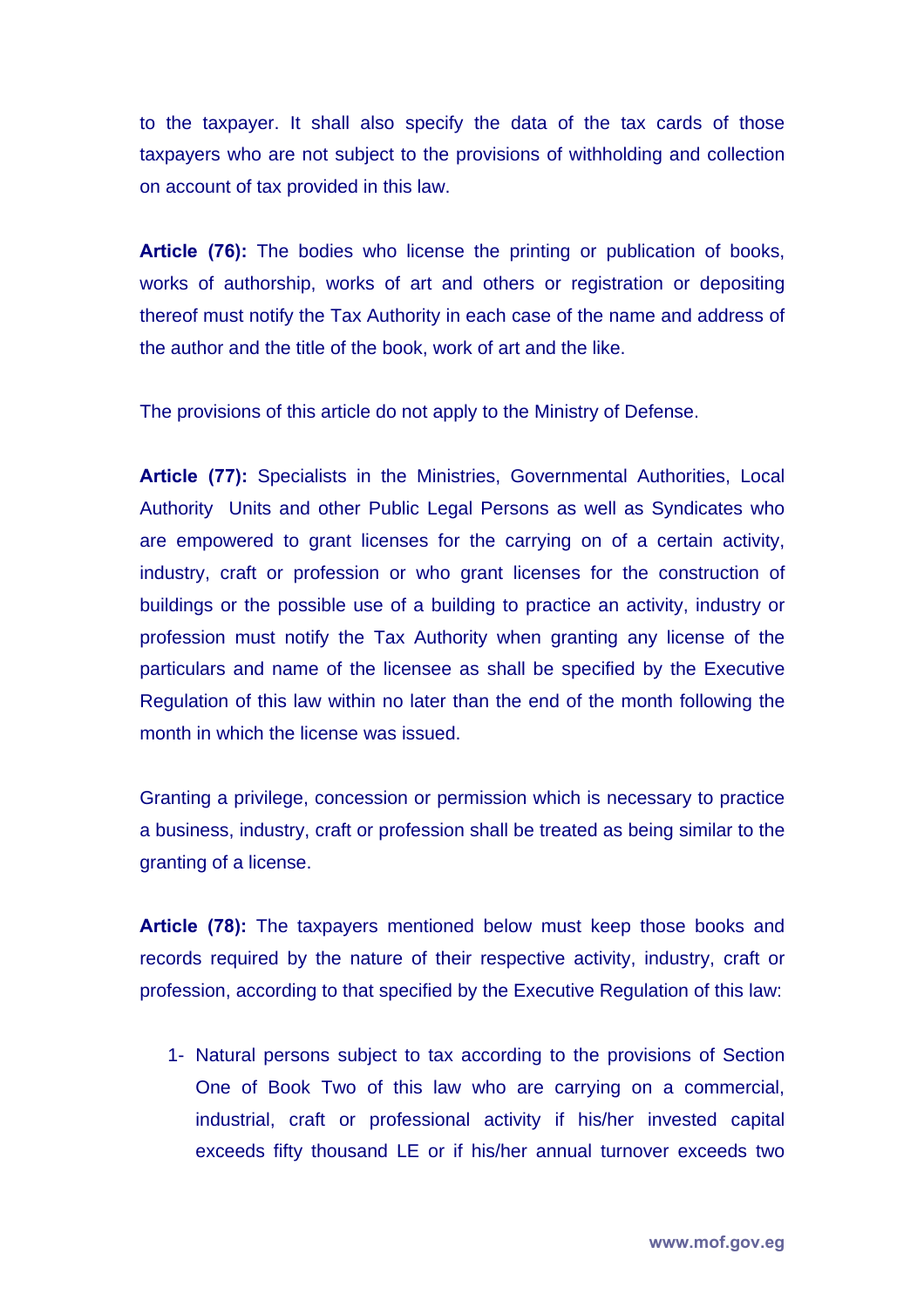to the taxpayer. It shall also specify the data of the tax cards of those taxpayers who are not subject to the provisions of withholding and collection on account of tax provided in this law.

**Article (76):** The bodies who license the printing or publication of books, works of authorship, works of art and others or registration or depositing thereof must notify the Tax Authority in each case of the name and address of the author and the title of the book, work of art and the like.

The provisions of this article do not apply to the Ministry of Defense.

**Article (77):** Specialists in the Ministries, Governmental Authorities, Local Authority Units and other Public Legal Persons as well as Syndicates who are empowered to grant licenses for the carrying on of a certain activity, industry, craft or profession or who grant licenses for the construction of buildings or the possible use of a building to practice an activity, industry or profession must notify the Tax Authority when granting any license of the particulars and name of the licensee as shall be specified by the Executive Regulation of this law within no later than the end of the month following the month in which the license was issued.

Granting a privilege, concession or permission which is necessary to practice a business, industry, craft or profession shall be treated as being similar to the granting of a license.

**Article (78):** The taxpayers mentioned below must keep those books and records required by the nature of their respective activity, industry, craft or profession, according to that specified by the Executive Regulation of this law:

1- Natural persons subject to tax according to the provisions of Section One of Book Two of this law who are carrying on a commercial, industrial, craft or professional activity if his/her invested capital exceeds fifty thousand LE or if his/her annual turnover exceeds two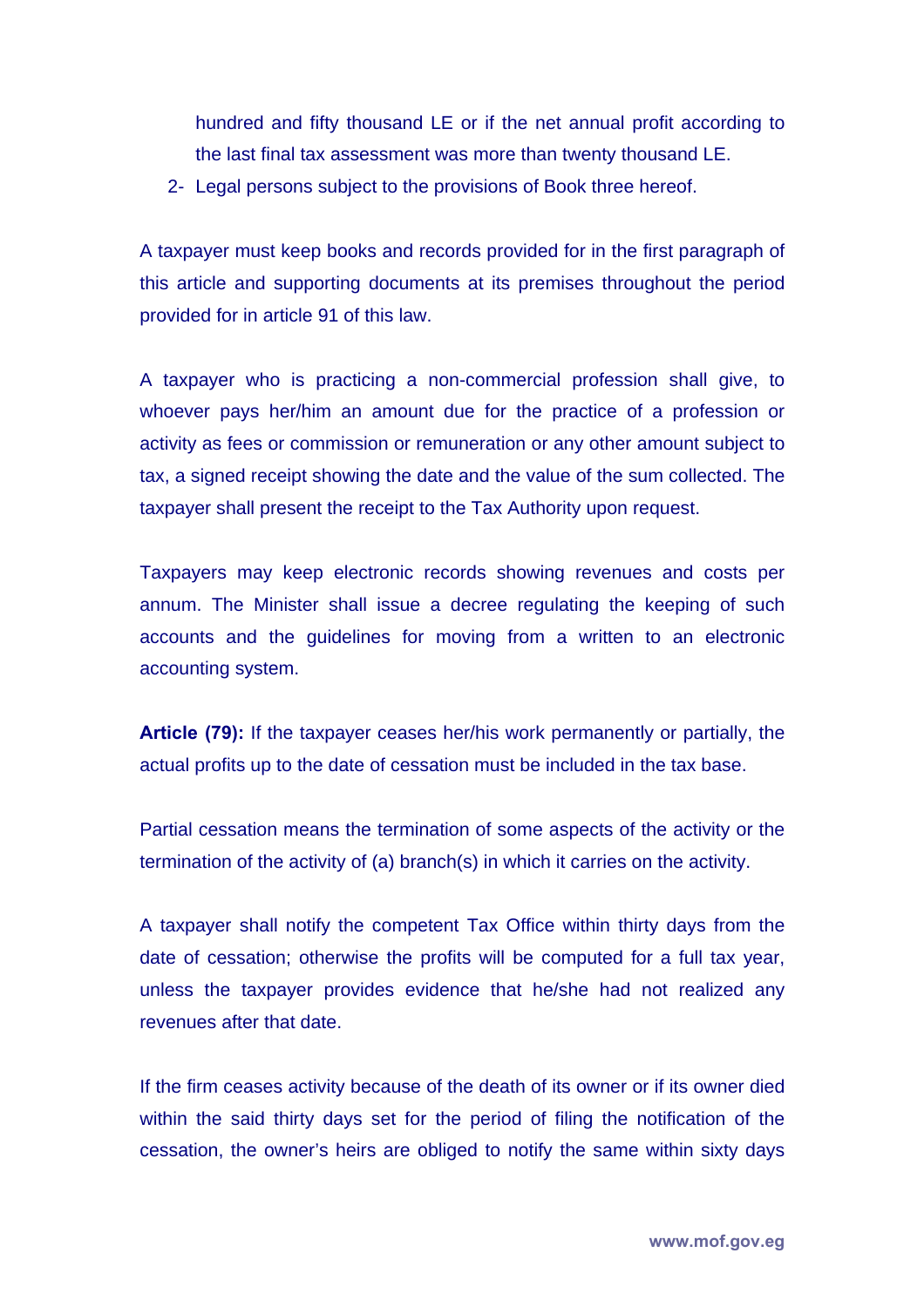hundred and fifty thousand LE or if the net annual profit according to the last final tax assessment was more than twenty thousand LE.

2- Legal persons subject to the provisions of Book three hereof.

A taxpayer must keep books and records provided for in the first paragraph of this article and supporting documents at its premises throughout the period provided for in article 91 of this law.

A taxpayer who is practicing a non-commercial profession shall give, to whoever pays her/him an amount due for the practice of a profession or activity as fees or commission or remuneration or any other amount subject to tax, a signed receipt showing the date and the value of the sum collected. The taxpayer shall present the receipt to the Tax Authority upon request.

Taxpayers may keep electronic records showing revenues and costs per annum. The Minister shall issue a decree regulating the keeping of such accounts and the guidelines for moving from a written to an electronic accounting system.

**Article (79):** If the taxpayer ceases her/his work permanently or partially, the actual profits up to the date of cessation must be included in the tax base.

Partial cessation means the termination of some aspects of the activity or the termination of the activity of (a) branch(s) in which it carries on the activity.

A taxpayer shall notify the competent Tax Office within thirty days from the date of cessation; otherwise the profits will be computed for a full tax year, unless the taxpayer provides evidence that he/she had not realized any revenues after that date.

If the firm ceases activity because of the death of its owner or if its owner died within the said thirty days set for the period of filing the notification of the cessation, the owner's heirs are obliged to notify the same within sixty days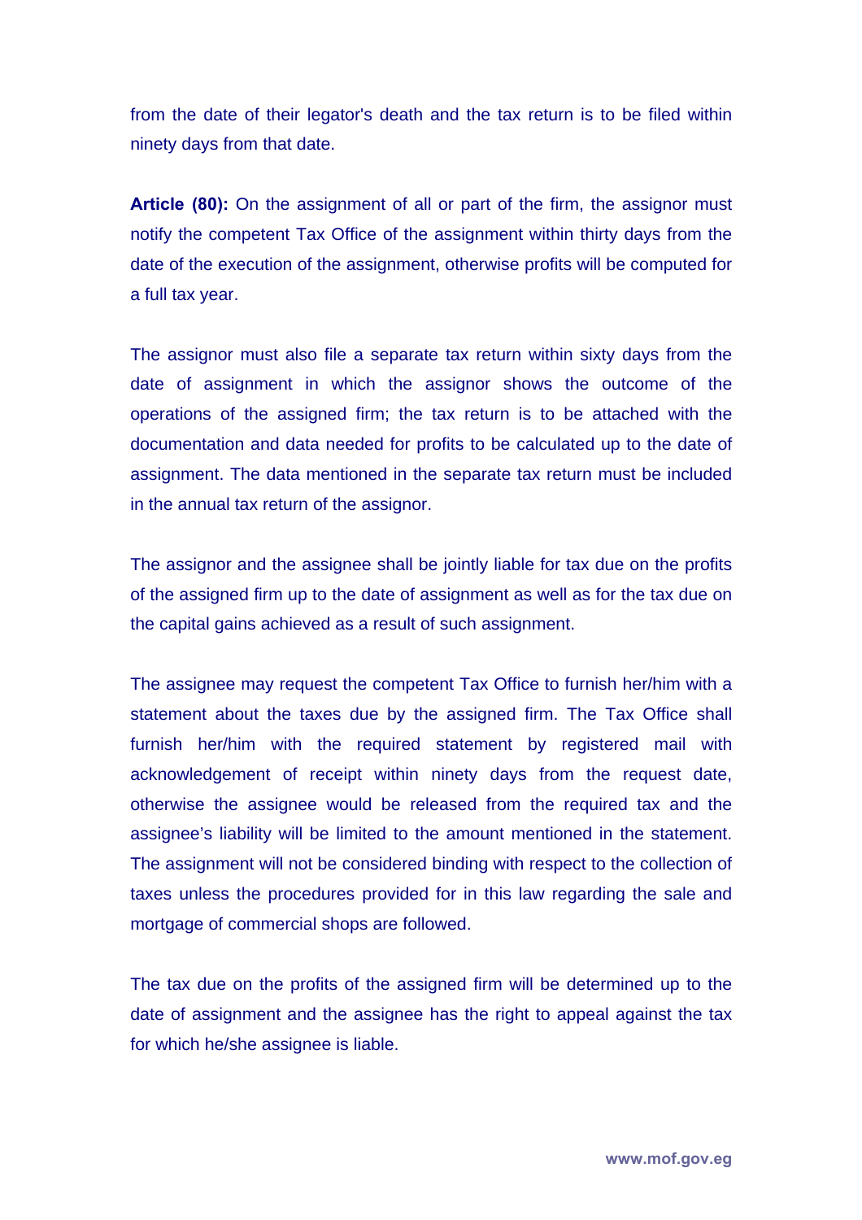from the date of their legator's death and the tax return is to be filed within ninety days from that date.

**Article (80):** On the assignment of all or part of the firm, the assignor must notify the competent Tax Office of the assignment within thirty days from the date of the execution of the assignment, otherwise profits will be computed for a full tax year.

The assignor must also file a separate tax return within sixty days from the date of assignment in which the assignor shows the outcome of the operations of the assigned firm; the tax return is to be attached with the documentation and data needed for profits to be calculated up to the date of assignment. The data mentioned in the separate tax return must be included in the annual tax return of the assignor.

The assignor and the assignee shall be jointly liable for tax due on the profits of the assigned firm up to the date of assignment as well as for the tax due on the capital gains achieved as a result of such assignment.

The assignee may request the competent Tax Office to furnish her/him with a statement about the taxes due by the assigned firm. The Tax Office shall furnish her/him with the required statement by registered mail with acknowledgement of receipt within ninety days from the request date, otherwise the assignee would be released from the required tax and the assignee's liability will be limited to the amount mentioned in the statement. The assignment will not be considered binding with respect to the collection of taxes unless the procedures provided for in this law regarding the sale and mortgage of commercial shops are followed.

The tax due on the profits of the assigned firm will be determined up to the date of assignment and the assignee has the right to appeal against the tax for which he/she assignee is liable.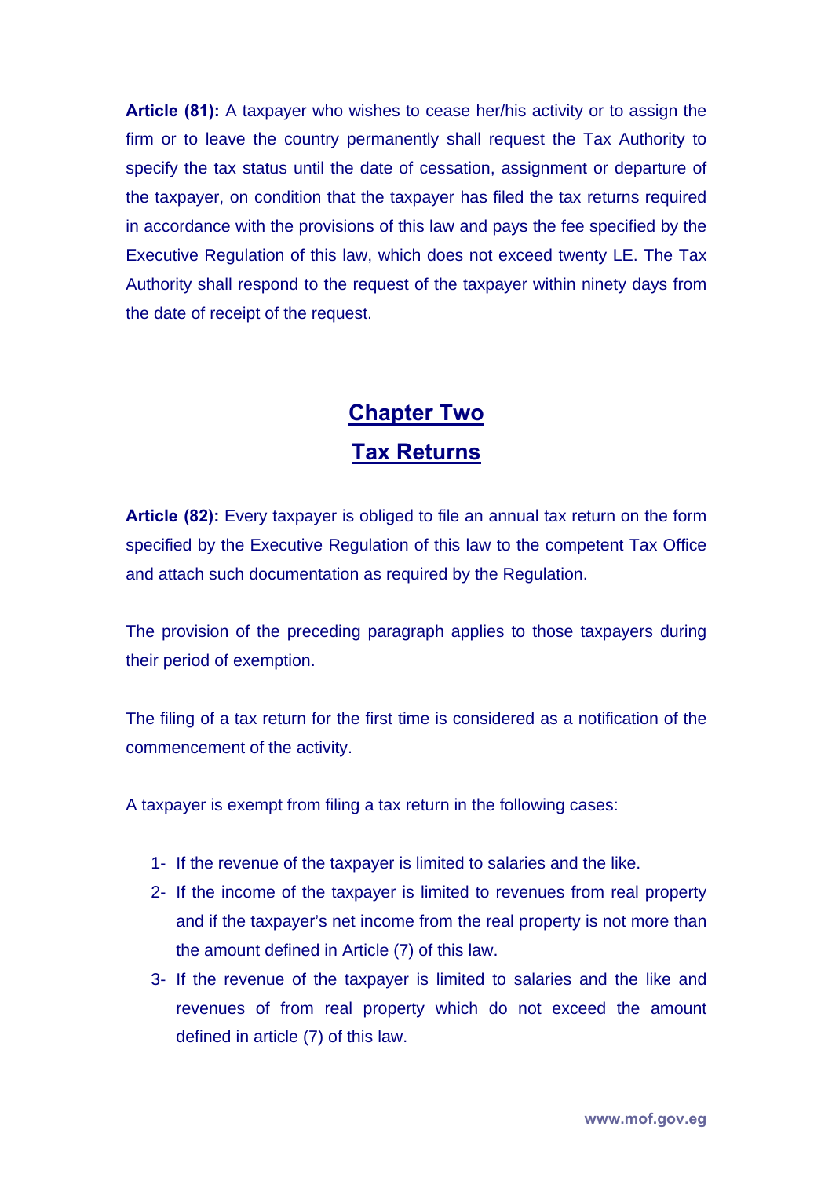**Article (81):** A taxpayer who wishes to cease her/his activity or to assign the firm or to leave the country permanently shall request the Tax Authority to specify the tax status until the date of cessation, assignment or departure of the taxpayer, on condition that the taxpayer has filed the tax returns required in accordance with the provisions of this law and pays the fee specified by the Executive Regulation of this law, which does not exceed twenty LE. The Tax Authority shall respond to the request of the taxpayer within ninety days from the date of receipt of the request.

## Chapter Two
## Tax Returns

**Article (82):** Every taxpayer is obliged to file an annual tax return on the form specified by the Executive Regulation of this law to the competent Tax Office and attach such documentation as required by the Regulation.

The provision of the preceding paragraph applies to those taxpayers during their period of exemption.

The filing of a tax return for the first time is considered as a notification of the commencement of the activity.

A taxpayer is exempt from filing a tax return in the following cases:

1- If the revenue of the taxpayer is limited to salaries and the like.
2- If the income of the taxpayer is limited to revenues from real property and if the taxpayer's net income from the real property is not more than the amount defined in Article (7) of this law.
3- If the revenue of the taxpayer is limited to salaries and the like and revenues of from real property which do not exceed the amount defined in article (7) of this law.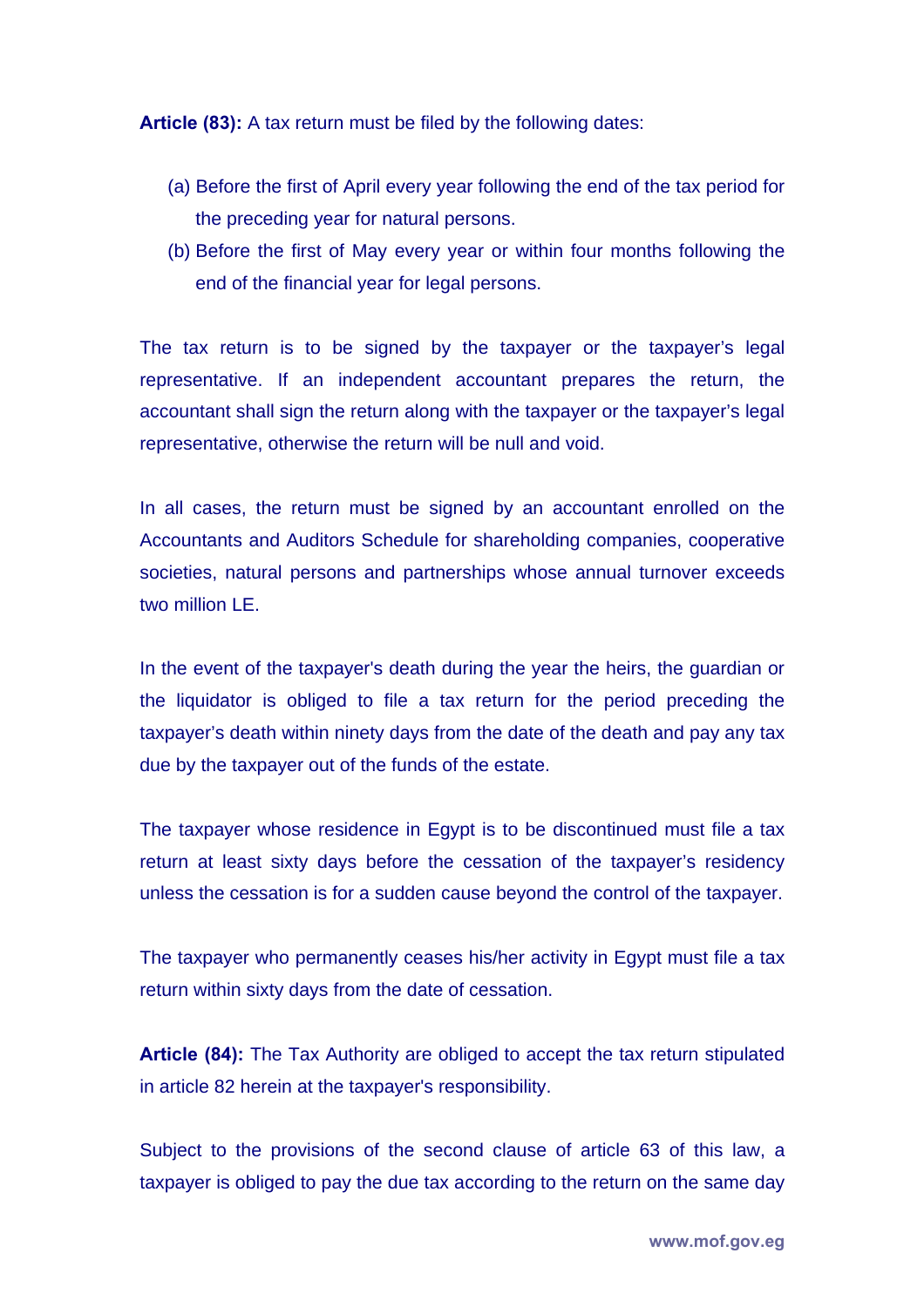**Article (83):** A tax return must be filed by the following dates:

(a) Before the first of April every year following the end of the tax period for the preceding year for natural persons.
(b) Before the first of May every year or within four months following the end of the financial year for legal persons.

The tax return is to be signed by the taxpayer or the taxpayer's legal representative. If an independent accountant prepares the return, the accountant shall sign the return along with the taxpayer or the taxpayer's legal representative, otherwise the return will be null and void.

In all cases, the return must be signed by an accountant enrolled on the Accountants and Auditors Schedule for shareholding companies, cooperative societies, natural persons and partnerships whose annual turnover exceeds two million LE.

In the event of the taxpayer's death during the year the heirs, the guardian or the liquidator is obliged to file a tax return for the period preceding the taxpayer's death within ninety days from the date of the death and pay any tax due by the taxpayer out of the funds of the estate.

The taxpayer whose residence in Egypt is to be discontinued must file a tax return at least sixty days before the cessation of the taxpayer's residency unless the cessation is for a sudden cause beyond the control of the taxpayer.

The taxpayer who permanently ceases his/her activity in Egypt must file a tax return within sixty days from the date of cessation.

**Article (84):** The Tax Authority are obliged to accept the tax return stipulated in article 82 herein at the taxpayer's responsibility.

Subject to the provisions of the second clause of article 63 of this law, a taxpayer is obliged to pay the due tax according to the return on the same day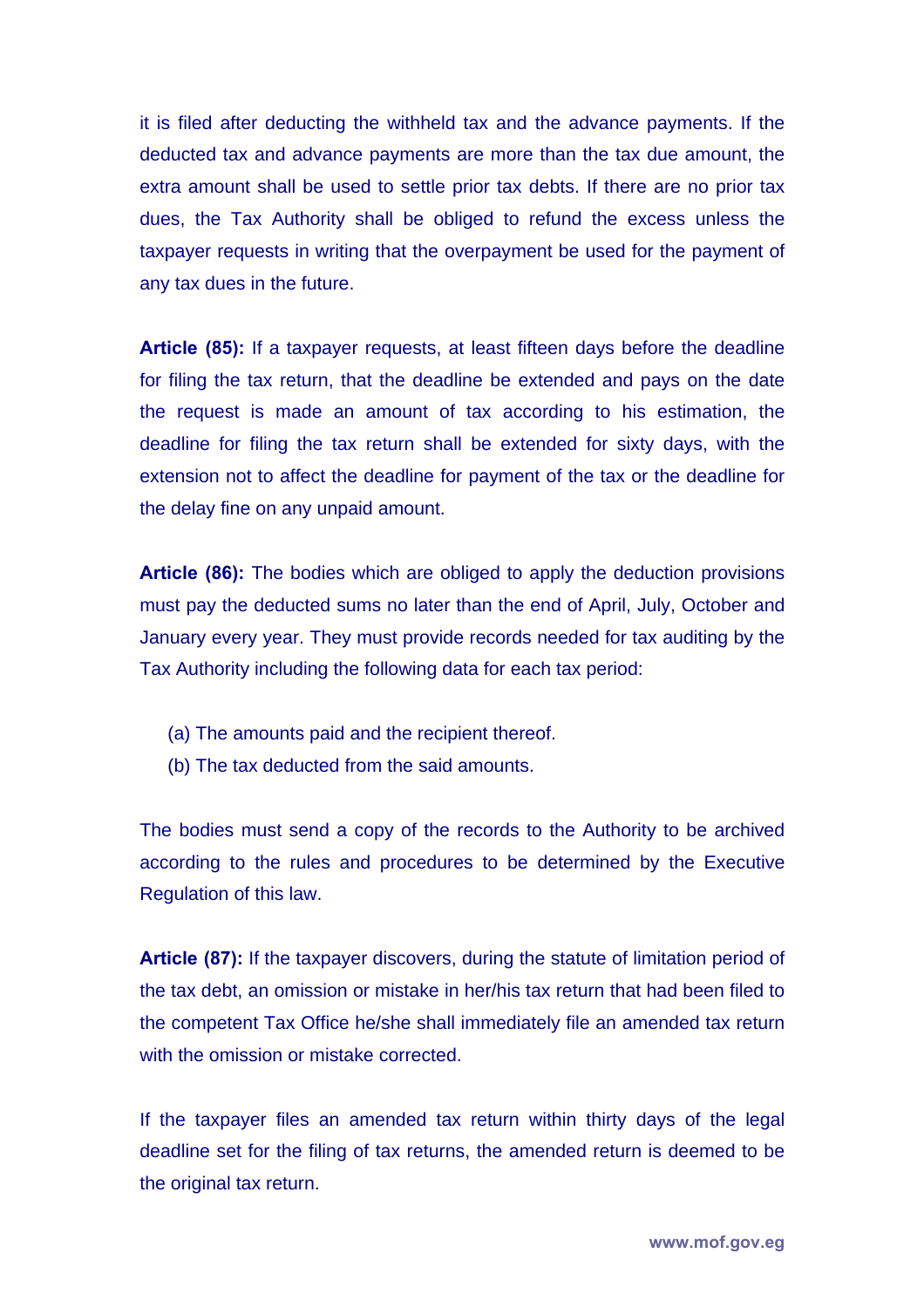it is filed after deducting the withheld tax and the advance payments. If the deducted tax and advance payments are more than the tax due amount, the extra amount shall be used to settle prior tax debts. If there are no prior tax dues, the Tax Authority shall be obliged to refund the excess unless the taxpayer requests in writing that the overpayment be used for the payment of any tax dues in the future.

**Article (85):** If a taxpayer requests, at least fifteen days before the deadline for filing the tax return, that the deadline be extended and pays on the date the request is made an amount of tax according to his estimation, the deadline for filing the tax return shall be extended for sixty days, with the extension not to affect the deadline for payment of the tax or the deadline for the delay fine on any unpaid amount.

**Article (86):** The bodies which are obliged to apply the deduction provisions must pay the deducted sums no later than the end of April, July, October and January every year. They must provide records needed for tax auditing by the Tax Authority including the following data for each tax period:

(a) The amounts paid and the recipient thereof.
(b) The tax deducted from the said amounts.

The bodies must send a copy of the records to the Authority to be archived according to the rules and procedures to be determined by the Executive Regulation of this law.

**Article (87):** If the taxpayer discovers, during the statute of limitation period of the tax debt, an omission or mistake in her/his tax return that had been filed to the competent Tax Office he/she shall immediately file an amended tax return with the omission or mistake corrected.

If the taxpayer files an amended tax return within thirty days of the legal deadline set for the filing of tax returns, the amended return is deemed to be the original tax return.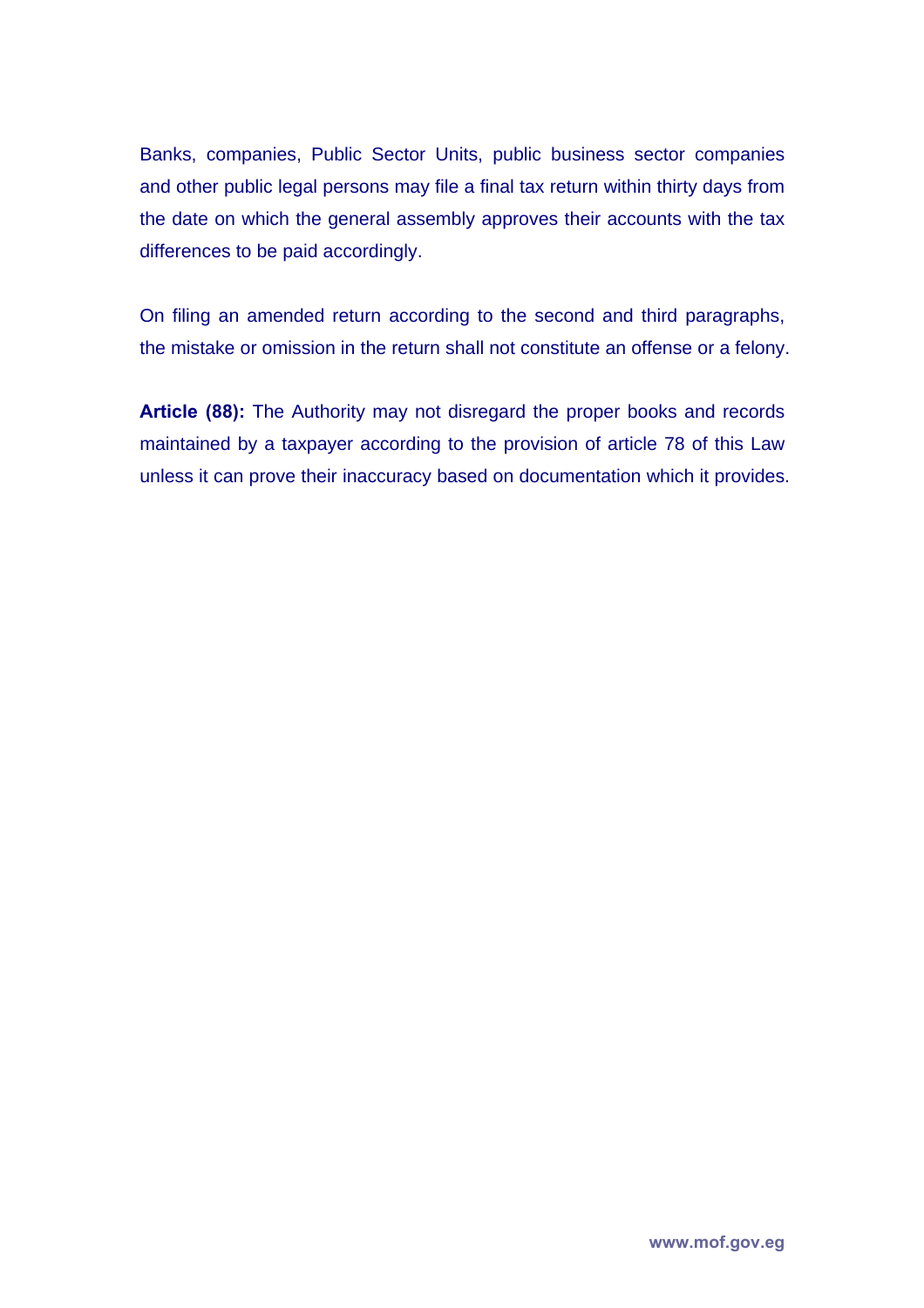Banks, companies, Public Sector Units, public business sector companies and other public legal persons may file a final tax return within thirty days from the date on which the general assembly approves their accounts with the tax differences to be paid accordingly.

On filing an amended return according to the second and third paragraphs, the mistake or omission in the return shall not constitute an offense or a felony.

**Article (88):** The Authority may not disregard the proper books and records maintained by a taxpayer according to the provision of article 78 of this Law unless it can prove their inaccuracy based on documentation which it provides.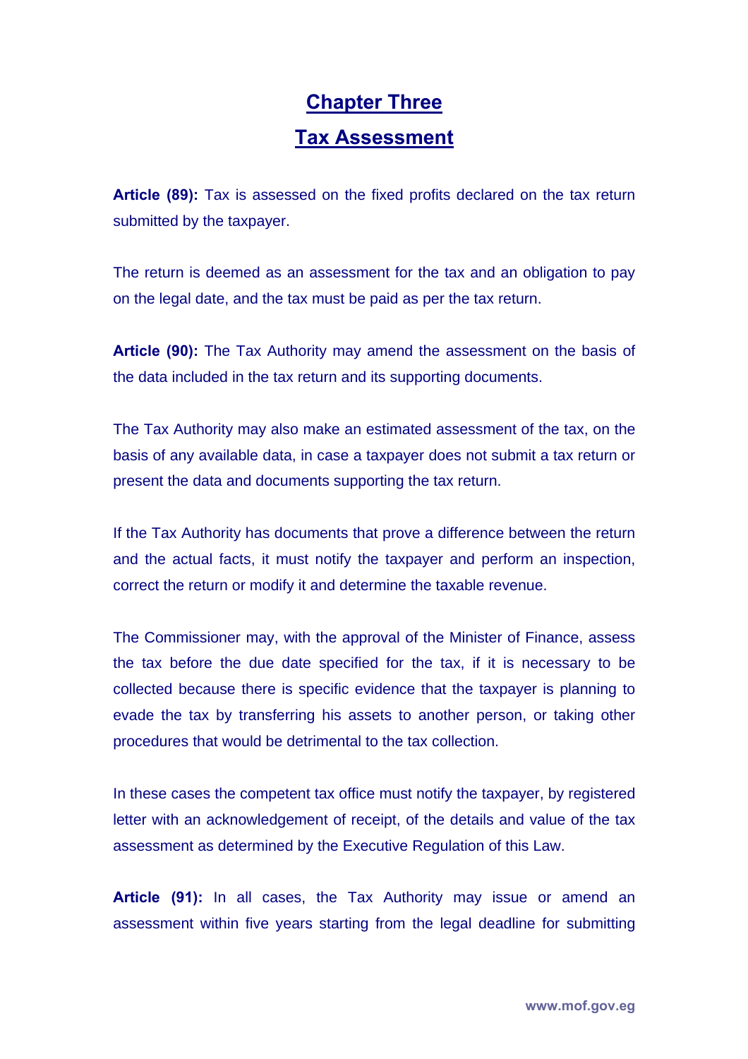## Chapter Three

## Tax Assessment

**Article (89):** Tax is assessed on the fixed profits declared on the tax return submitted by the taxpayer.

The return is deemed as an assessment for the tax and an obligation to pay on the legal date, and the tax must be paid as per the tax return.

**Article (90):** The Tax Authority may amend the assessment on the basis of the data included in the tax return and its supporting documents.

The Tax Authority may also make an estimated assessment of the tax, on the basis of any available data, in case a taxpayer does not submit a tax return or present the data and documents supporting the tax return.

If the Tax Authority has documents that prove a difference between the return and the actual facts, it must notify the taxpayer and perform an inspection, correct the return or modify it and determine the taxable revenue.

The Commissioner may, with the approval of the Minister of Finance, assess the tax before the due date specified for the tax, if it is necessary to be collected because there is specific evidence that the taxpayer is planning to evade the tax by transferring his assets to another person, or taking other procedures that would be detrimental to the tax collection.

In these cases the competent tax office must notify the taxpayer, by registered letter with an acknowledgement of receipt, of the details and value of the tax assessment as determined by the Executive Regulation of this Law.

**Article (91):** In all cases, the Tax Authority may issue or amend an assessment within five years starting from the legal deadline for submitting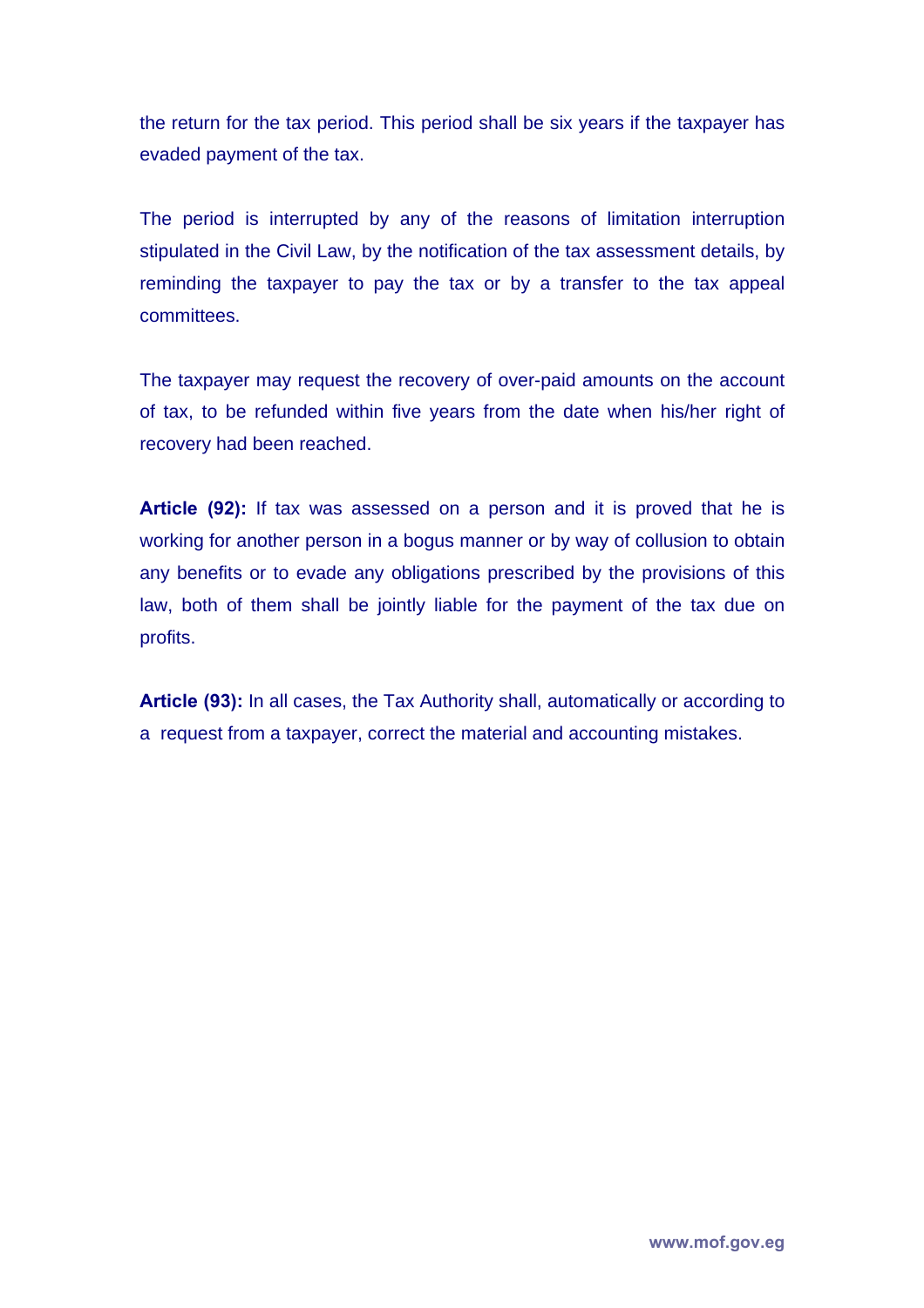the return for the tax period. This period shall be six years if the taxpayer has evaded payment of the tax.

The period is interrupted by any of the reasons of limitation interruption stipulated in the Civil Law, by the notification of the tax assessment details, by reminding the taxpayer to pay the tax or by a transfer to the tax appeal committees.

The taxpayer may request the recovery of over-paid amounts on the account of tax, to be refunded within five years from the date when his/her right of recovery had been reached.

**Article (92):** If tax was assessed on a person and it is proved that he is working for another person in a bogus manner or by way of collusion to obtain any benefits or to evade any obligations prescribed by the provisions of this law, both of them shall be jointly liable for the payment of the tax due on profits.

**Article (93):** In all cases, the Tax Authority shall, automatically or according to a request from a taxpayer, correct the material and accounting mistakes.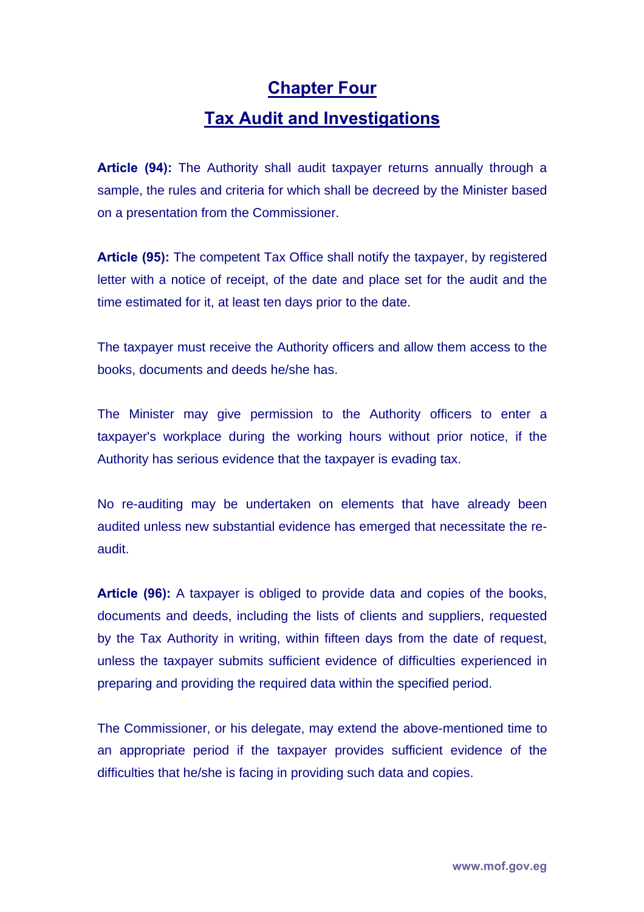# Chapter Four

## Tax Audit and Investigations

**Article (94):** The Authority shall audit taxpayer returns annually through a sample, the rules and criteria for which shall be decreed by the Minister based on a presentation from the Commissioner.

**Article (95):** The competent Tax Office shall notify the taxpayer, by registered letter with a notice of receipt, of the date and place set for the audit and the time estimated for it, at least ten days prior to the date.

The taxpayer must receive the Authority officers and allow them access to the books, documents and deeds he/she has.

The Minister may give permission to the Authority officers to enter a taxpayer's workplace during the working hours without prior notice, if the Authority has serious evidence that the taxpayer is evading tax.

No re-auditing may be undertaken on elements that have already been audited unless new substantial evidence has emerged that necessitate the re-audit.

**Article (96):** A taxpayer is obliged to provide data and copies of the books, documents and deeds, including the lists of clients and suppliers, requested by the Tax Authority in writing, within fifteen days from the date of request, unless the taxpayer submits sufficient evidence of difficulties experienced in preparing and providing the required data within the specified period.

The Commissioner, or his delegate, may extend the above-mentioned time to an appropriate period if the taxpayer provides sufficient evidence of the difficulties that he/she is facing in providing such data and copies.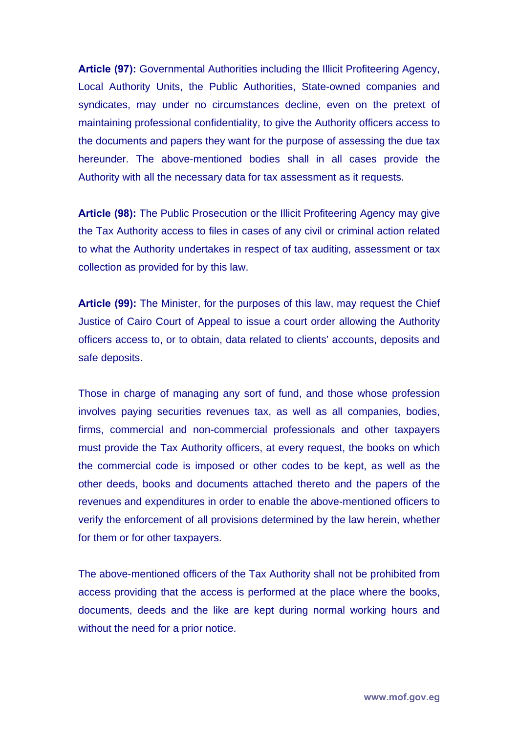**Article (97):** Governmental Authorities including the Illicit Profiteering Agency, Local Authority Units, the Public Authorities, State-owned companies and syndicates, may under no circumstances decline, even on the pretext of maintaining professional confidentiality, to give the Authority officers access to the documents and papers they want for the purpose of assessing the due tax hereunder. The above-mentioned bodies shall in all cases provide the Authority with all the necessary data for tax assessment as it requests.

**Article (98):** The Public Prosecution or the Illicit Profiteering Agency may give the Tax Authority access to files in cases of any civil or criminal action related to what the Authority undertakes in respect of tax auditing, assessment or tax collection as provided for by this law.

**Article (99):** The Minister, for the purposes of this law, may request the Chief Justice of Cairo Court of Appeal to issue a court order allowing the Authority officers access to, or to obtain, data related to clients' accounts, deposits and safe deposits.

Those in charge of managing any sort of fund, and those whose profession involves paying securities revenues tax, as well as all companies, bodies, firms, commercial and non-commercial professionals and other taxpayers must provide the Tax Authority officers, at every request, the books on which the commercial code is imposed or other codes to be kept, as well as the other deeds, books and documents attached thereto and the papers of the revenues and expenditures in order to enable the above-mentioned officers to verify the enforcement of all provisions determined by the law herein, whether for them or for other taxpayers.

The above-mentioned officers of the Tax Authority shall not be prohibited from access providing that the access is performed at the place where the books, documents, deeds and the like are kept during normal working hours and without the need for a prior notice.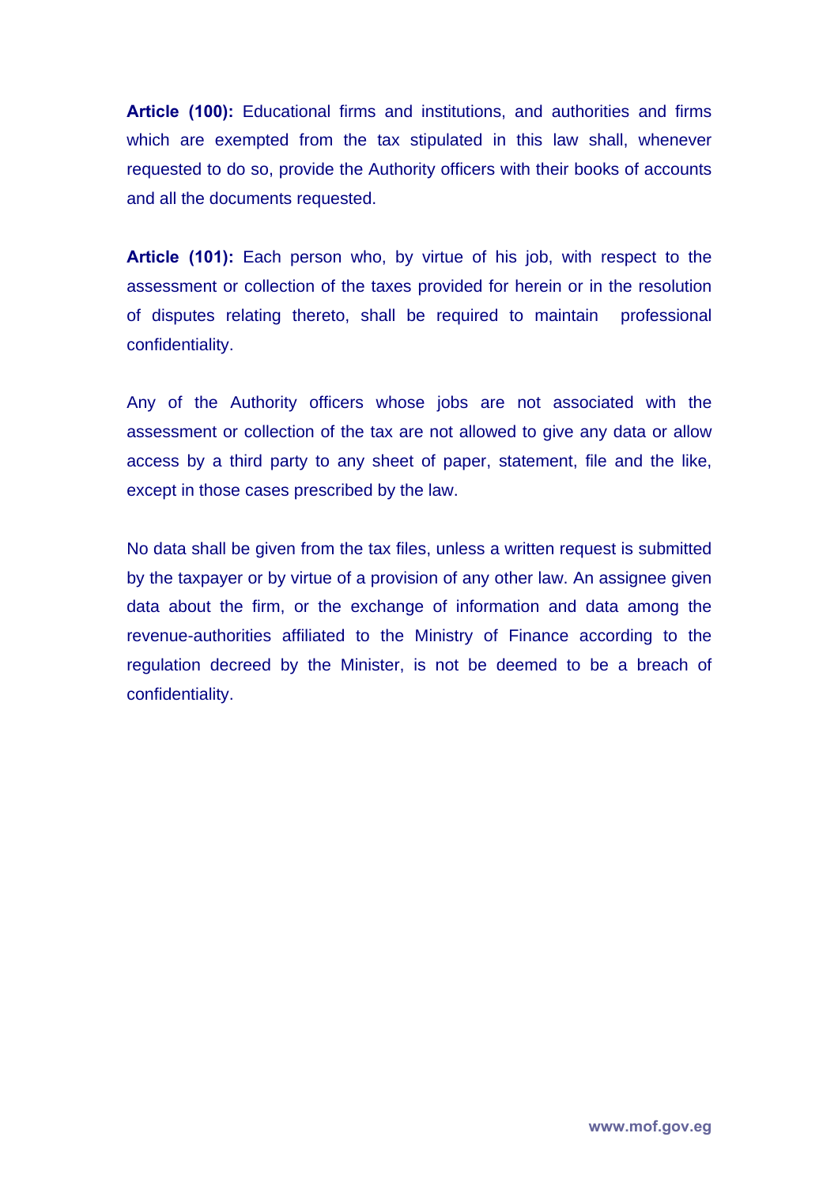**Article (100):** Educational firms and institutions, and authorities and firms which are exempted from the tax stipulated in this law shall, whenever requested to do so, provide the Authority officers with their books of accounts and all the documents requested.

**Article (101):** Each person who, by virtue of his job, with respect to the assessment or collection of the taxes provided for herein or in the resolution of disputes relating thereto, shall be required to maintain professional confidentiality.

Any of the Authority officers whose jobs are not associated with the assessment or collection of the tax are not allowed to give any data or allow access by a third party to any sheet of paper, statement, file and the like, except in those cases prescribed by the law.

No data shall be given from the tax files, unless a written request is submitted by the taxpayer or by virtue of a provision of any other law. An assignee given data about the firm, or the exchange of information and data among the revenue-authorities affiliated to the Ministry of Finance according to the regulation decreed by the Minister, is not be deemed to be a breach of confidentiality.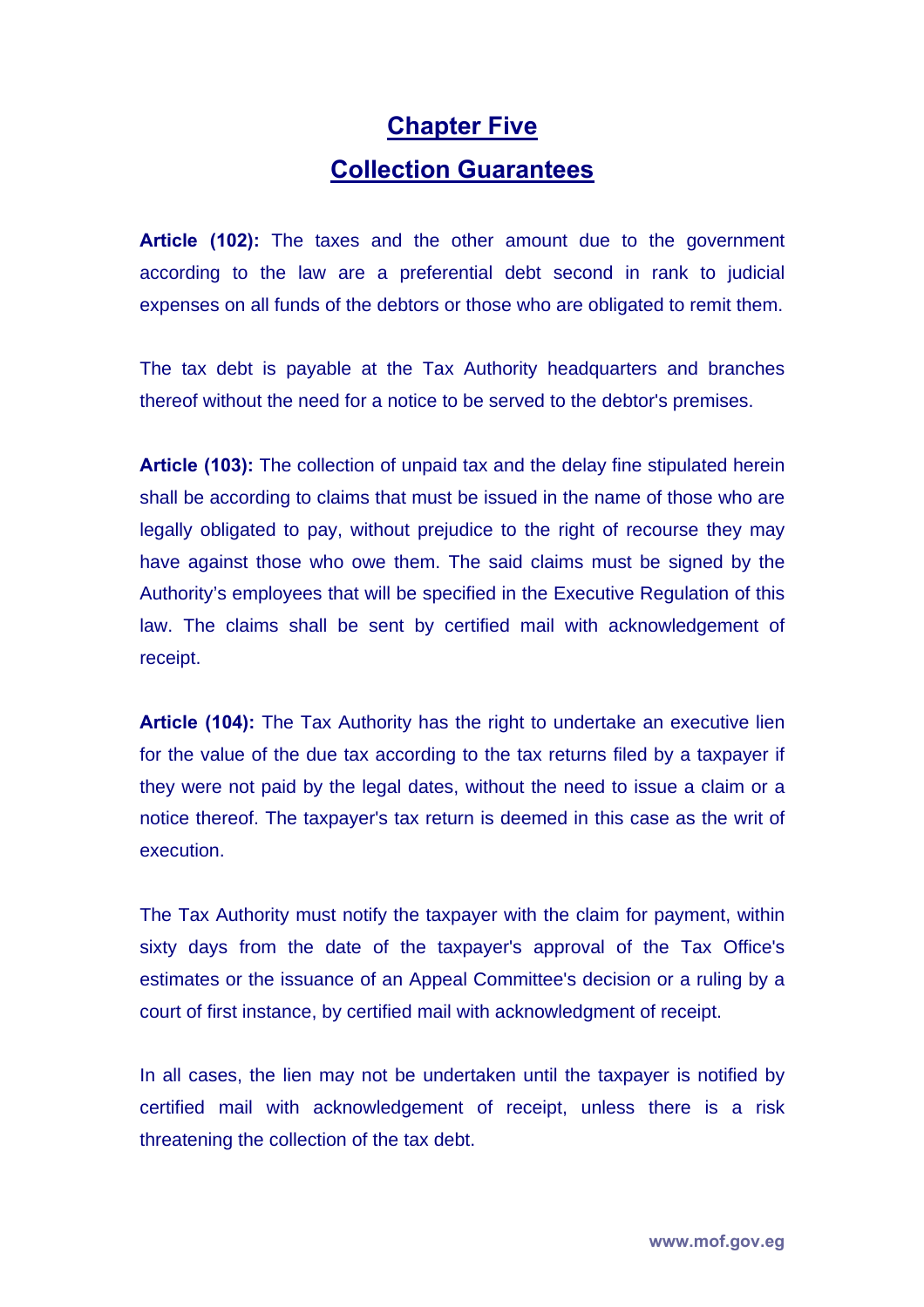# Chapter Five
# Collection Guarantees

**Article (102):** The taxes and the other amount due to the government according to the law are a preferential debt second in rank to judicial expenses on all funds of the debtors or those who are obligated to remit them.

The tax debt is payable at the Tax Authority headquarters and branches thereof without the need for a notice to be served to the debtor's premises.

**Article (103):** The collection of unpaid tax and the delay fine stipulated herein shall be according to claims that must be issued in the name of those who are legally obligated to pay, without prejudice to the right of recourse they may have against those who owe them. The said claims must be signed by the Authority's employees that will be specified in the Executive Regulation of this law. The claims shall be sent by certified mail with acknowledgement of receipt.

**Article (104):** The Tax Authority has the right to undertake an executive lien for the value of the due tax according to the tax returns filed by a taxpayer if they were not paid by the legal dates, without the need to issue a claim or a notice thereof. The taxpayer's tax return is deemed in this case as the writ of execution.

The Tax Authority must notify the taxpayer with the claim for payment, within sixty days from the date of the taxpayer's approval of the Tax Office's estimates or the issuance of an Appeal Committee's decision or a ruling by a court of first instance, by certified mail with acknowledgment of receipt.

In all cases, the lien may not be undertaken until the taxpayer is notified by certified mail with acknowledgement of receipt, unless there is a risk threatening the collection of the tax debt.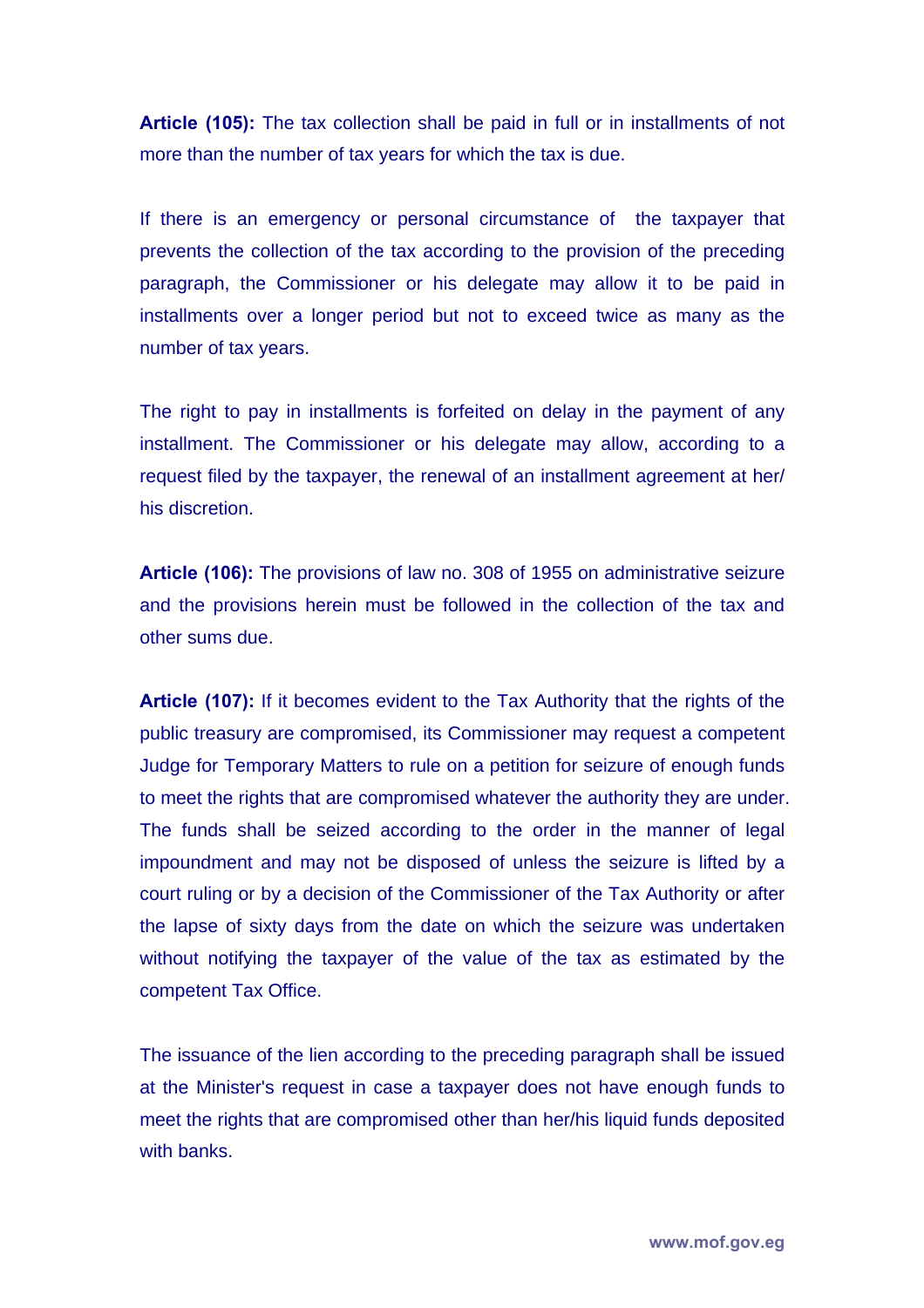**Article (105):** The tax collection shall be paid in full or in installments of not more than the number of tax years for which the tax is due.

If there is an emergency or personal circumstance of the taxpayer that prevents the collection of the tax according to the provision of the preceding paragraph, the Commissioner or his delegate may allow it to be paid in installments over a longer period but not to exceed twice as many as the number of tax years.

The right to pay in installments is forfeited on delay in the payment of any installment. The Commissioner or his delegate may allow, according to a request filed by the taxpayer, the renewal of an installment agreement at her/ his discretion.

**Article (106):** The provisions of law no. 308 of 1955 on administrative seizure and the provisions herein must be followed in the collection of the tax and other sums due.

**Article (107):** If it becomes evident to the Tax Authority that the rights of the public treasury are compromised, its Commissioner may request a competent Judge for Temporary Matters to rule on a petition for seizure of enough funds to meet the rights that are compromised whatever the authority they are under. The funds shall be seized according to the order in the manner of legal impoundment and may not be disposed of unless the seizure is lifted by a court ruling or by a decision of the Commissioner of the Tax Authority or after the lapse of sixty days from the date on which the seizure was undertaken without notifying the taxpayer of the value of the tax as estimated by the competent Tax Office.

The issuance of the lien according to the preceding paragraph shall be issued at the Minister's request in case a taxpayer does not have enough funds to meet the rights that are compromised other than her/his liquid funds deposited with banks.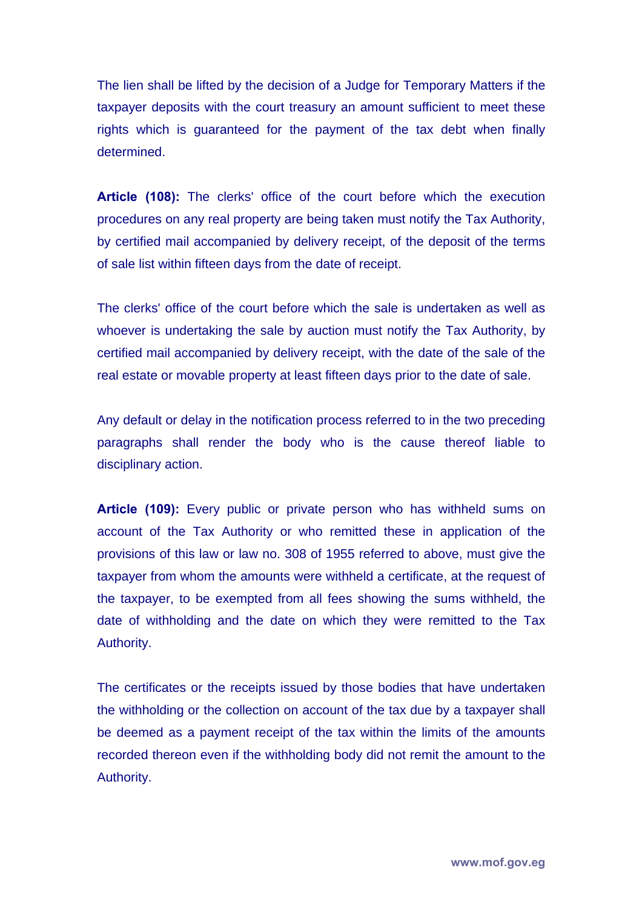The lien shall be lifted by the decision of a Judge for Temporary Matters if the taxpayer deposits with the court treasury an amount sufficient to meet these rights which is guaranteed for the payment of the tax debt when finally determined.

**Article (108):** The clerks' office of the court before which the execution procedures on any real property are being taken must notify the Tax Authority, by certified mail accompanied by delivery receipt, of the deposit of the terms of sale list within fifteen days from the date of receipt.

The clerks' office of the court before which the sale is undertaken as well as whoever is undertaking the sale by auction must notify the Tax Authority, by certified mail accompanied by delivery receipt, with the date of the sale of the real estate or movable property at least fifteen days prior to the date of sale.

Any default or delay in the notification process referred to in the two preceding paragraphs shall render the body who is the cause thereof liable to disciplinary action.

**Article (109):** Every public or private person who has withheld sums on account of the Tax Authority or who remitted these in application of the provisions of this law or law no. 308 of 1955 referred to above, must give the taxpayer from whom the amounts were withheld a certificate, at the request of the taxpayer, to be exempted from all fees showing the sums withheld, the date of withholding and the date on which they were remitted to the Tax Authority.

The certificates or the receipts issued by those bodies that have undertaken the withholding or the collection on account of the tax due by a taxpayer shall be deemed as a payment receipt of the tax within the limits of the amounts recorded thereon even if the withholding body did not remit the amount to the Authority.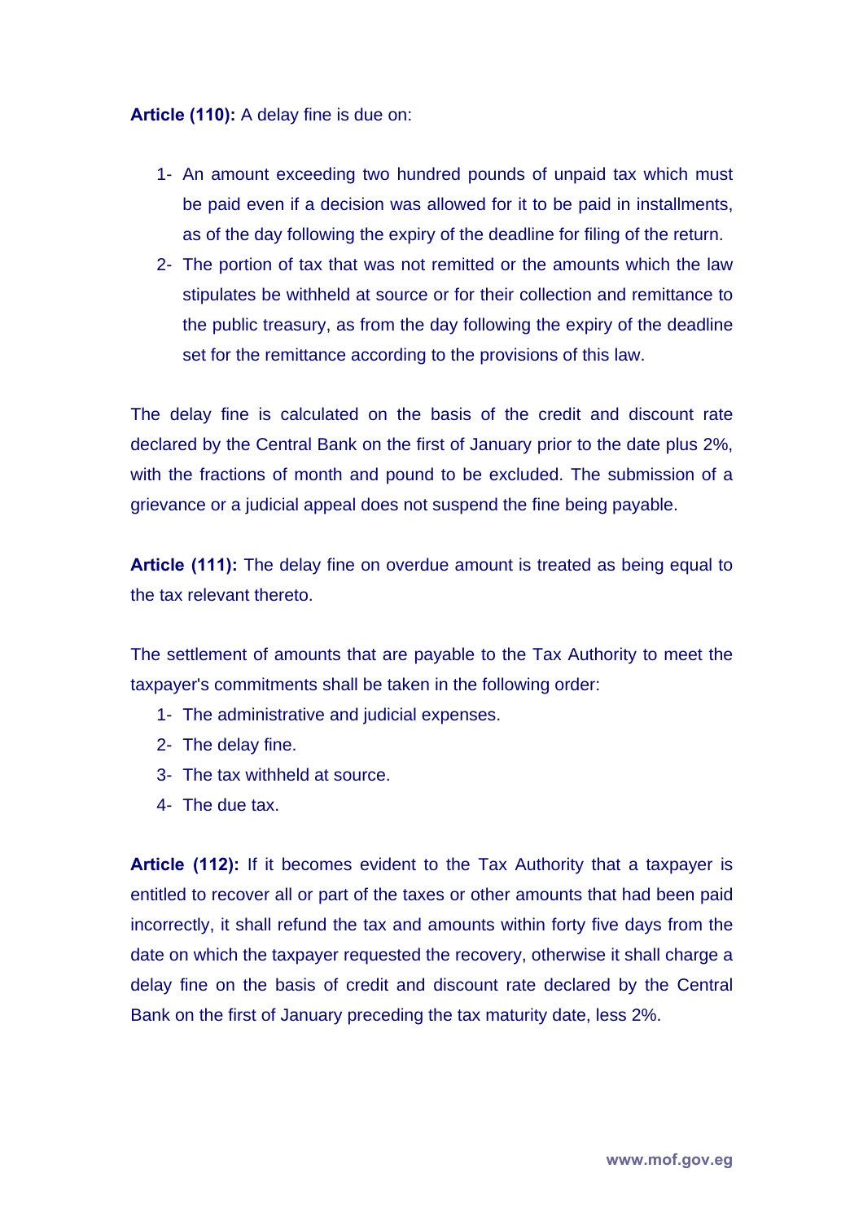**Article (110):** A delay fine is due on:

1- An amount exceeding two hundred pounds of unpaid tax which must be paid even if a decision was allowed for it to be paid in installments, as of the day following the expiry of the deadline for filing of the return.
2- The portion of tax that was not remitted or the amounts which the law stipulates be withheld at source or for their collection and remittance to the public treasury, as from the day following the expiry of the deadline set for the remittance according to the provisions of this law.

The delay fine is calculated on the basis of the credit and discount rate declared by the Central Bank on the first of January prior to the date plus 2%, with the fractions of month and pound to be excluded. The submission of a grievance or a judicial appeal does not suspend the fine being payable.

**Article (111):** The delay fine on overdue amount is treated as being equal to the tax relevant thereto.

The settlement of amounts that are payable to the Tax Authority to meet the taxpayer's commitments shall be taken in the following order:

1- The administrative and judicial expenses.
2- The delay fine.
3- The tax withheld at source.
4- The due tax.

**Article (112):** If it becomes evident to the Tax Authority that a taxpayer is entitled to recover all or part of the taxes or other amounts that had been paid incorrectly, it shall refund the tax and amounts within forty five days from the date on which the taxpayer requested the recovery, otherwise it shall charge a delay fine on the basis of credit and discount rate declared by the Central Bank on the first of January preceding the tax maturity date, less 2%.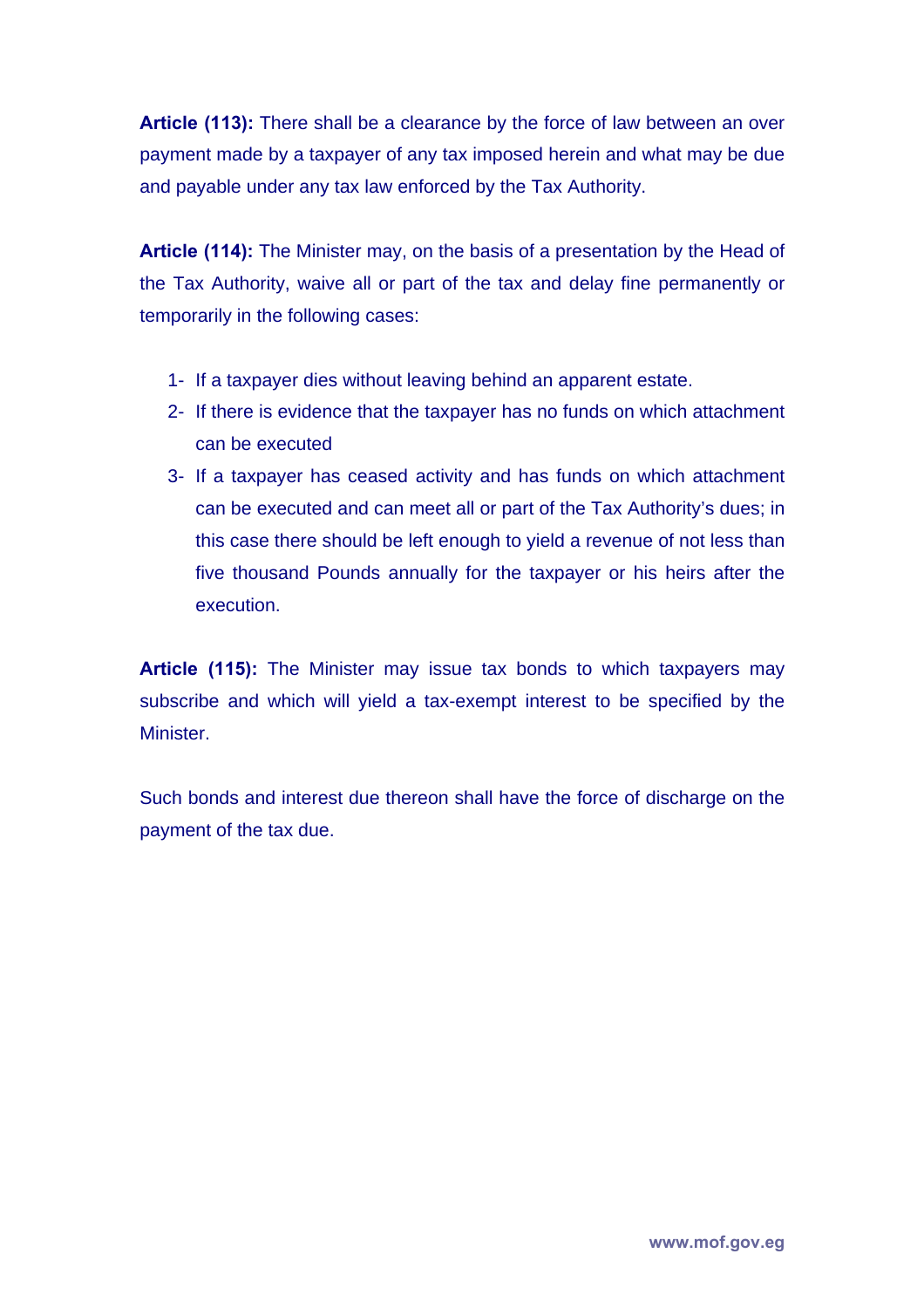**Article (113):** There shall be a clearance by the force of law between an over payment made by a taxpayer of any tax imposed herein and what may be due and payable under any tax law enforced by the Tax Authority.

**Article (114):** The Minister may, on the basis of a presentation by the Head of the Tax Authority, waive all or part of the tax and delay fine permanently or temporarily in the following cases:

1- If a taxpayer dies without leaving behind an apparent estate.
2- If there is evidence that the taxpayer has no funds on which attachment can be executed
3- If a taxpayer has ceased activity and has funds on which attachment can be executed and can meet all or part of the Tax Authority's dues; in this case there should be left enough to yield a revenue of not less than five thousand Pounds annually for the taxpayer or his heirs after the execution.

**Article (115):** The Minister may issue tax bonds to which taxpayers may subscribe and which will yield a tax-exempt interest to be specified by the Minister.

Such bonds and interest due thereon shall have the force of discharge on the payment of the tax due.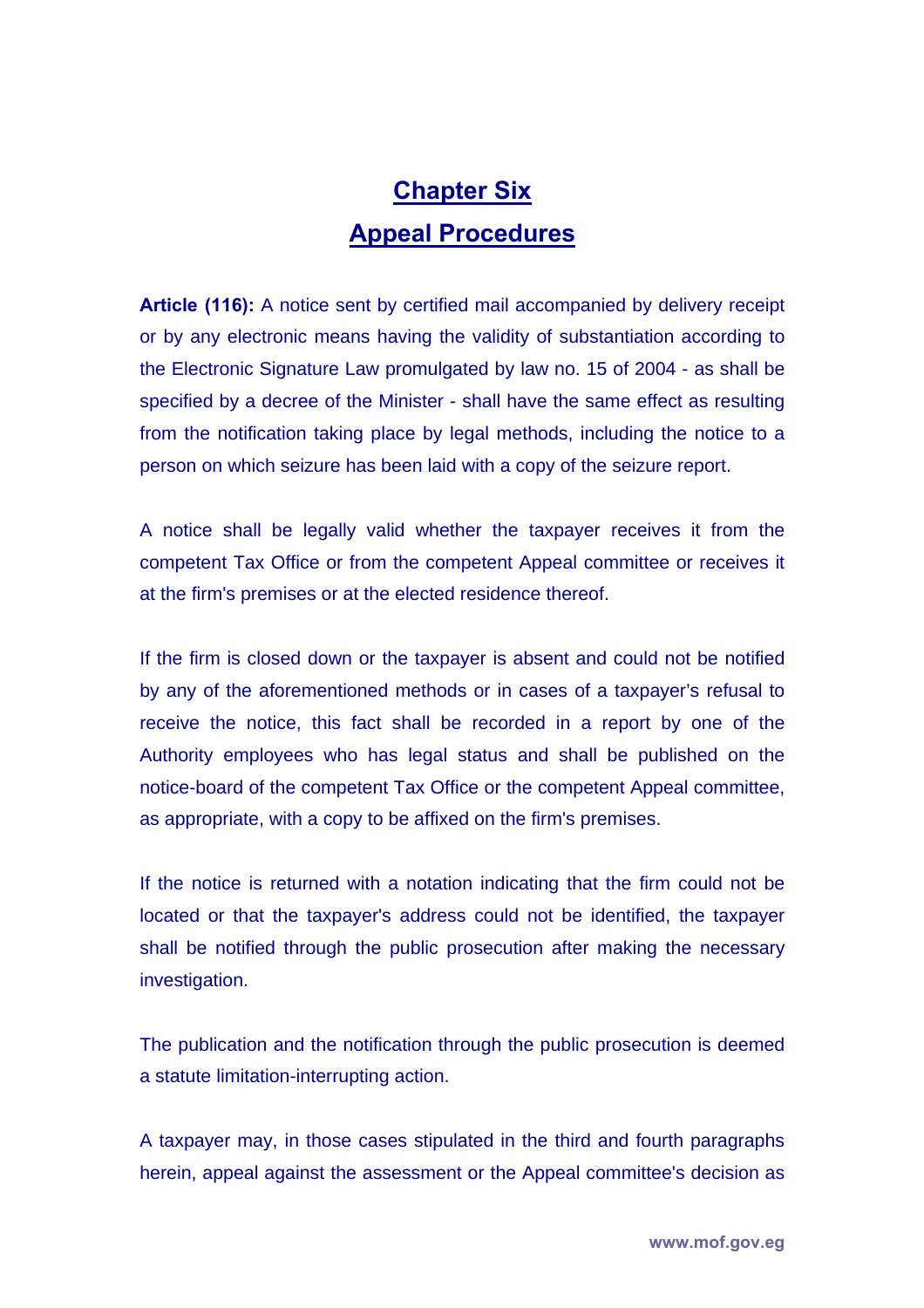# Chapter Six

## Appeal Procedures

**Article (116):** A notice sent by certified mail accompanied by delivery receipt or by any electronic means having the validity of substantiation according to the Electronic Signature Law promulgated by law no. 15 of 2004 - as shall be specified by a decree of the Minister - shall have the same effect as resulting from the notification taking place by legal methods, including the notice to a person on which seizure has been laid with a copy of the seizure report.

A notice shall be legally valid whether the taxpayer receives it from the competent Tax Office or from the competent Appeal committee or receives it at the firm's premises or at the elected residence thereof.

If the firm is closed down or the taxpayer is absent and could not be notified by any of the aforementioned methods or in cases of a taxpayer's refusal to receive the notice, this fact shall be recorded in a report by one of the Authority employees who has legal status and shall be published on the notice-board of the competent Tax Office or the competent Appeal committee, as appropriate, with a copy to be affixed on the firm's premises.

If the notice is returned with a notation indicating that the firm could not be located or that the taxpayer's address could not be identified, the taxpayer shall be notified through the public prosecution after making the necessary investigation.

The publication and the notification through the public prosecution is deemed a statute limitation-interrupting action.

A taxpayer may, in those cases stipulated in the third and fourth paragraphs herein, appeal against the assessment or the Appeal committee's decision as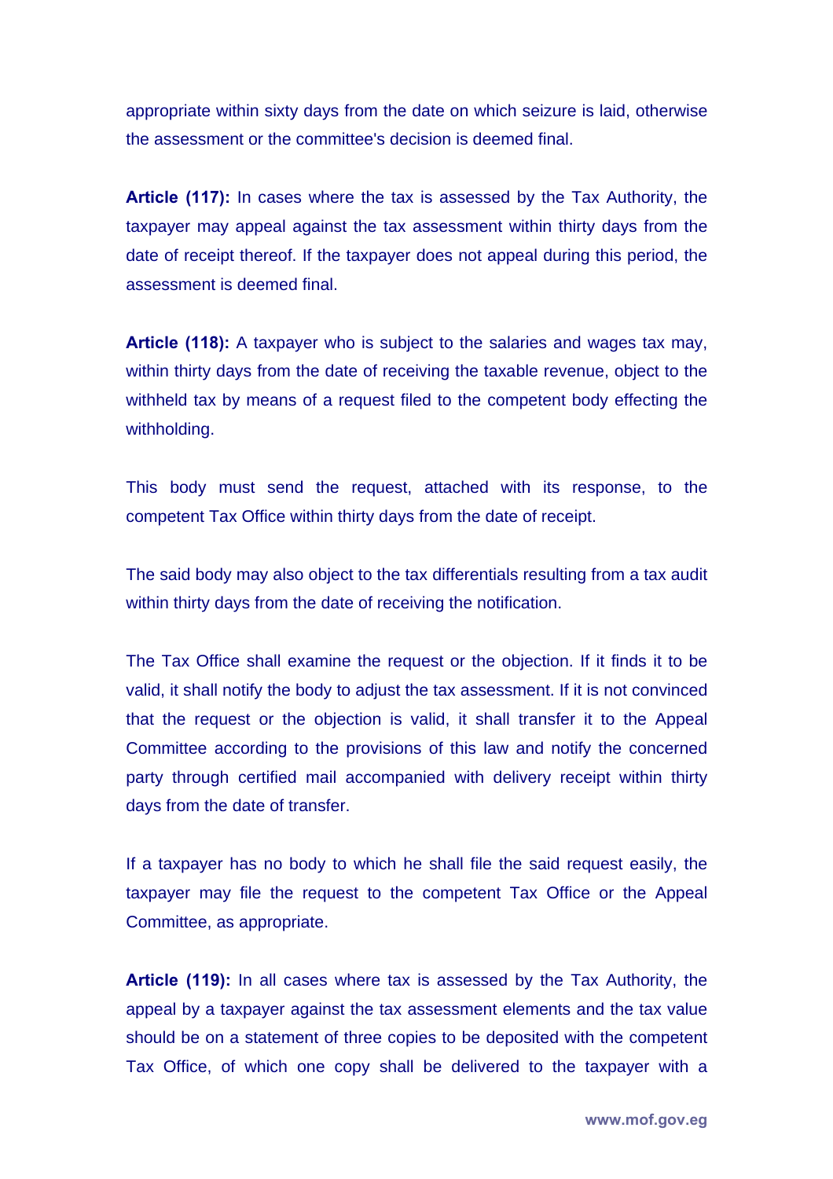appropriate within sixty days from the date on which seizure is laid, otherwise the assessment or the committee's decision is deemed final.

**Article (117):** In cases where the tax is assessed by the Tax Authority, the taxpayer may appeal against the tax assessment within thirty days from the date of receipt thereof. If the taxpayer does not appeal during this period, the assessment is deemed final.

**Article (118):** A taxpayer who is subject to the salaries and wages tax may, within thirty days from the date of receiving the taxable revenue, object to the withheld tax by means of a request filed to the competent body effecting the withholding.

This body must send the request, attached with its response, to the competent Tax Office within thirty days from the date of receipt.

The said body may also object to the tax differentials resulting from a tax audit within thirty days from the date of receiving the notification.

The Tax Office shall examine the request or the objection. If it finds it to be valid, it shall notify the body to adjust the tax assessment. If it is not convinced that the request or the objection is valid, it shall transfer it to the Appeal Committee according to the provisions of this law and notify the concerned party through certified mail accompanied with delivery receipt within thirty days from the date of transfer.

If a taxpayer has no body to which he shall file the said request easily, the taxpayer may file the request to the competent Tax Office or the Appeal Committee, as appropriate.

**Article (119):** In all cases where tax is assessed by the Tax Authority, the appeal by a taxpayer against the tax assessment elements and the tax value should be on a statement of three copies to be deposited with the competent Tax Office, of which one copy shall be delivered to the taxpayer with a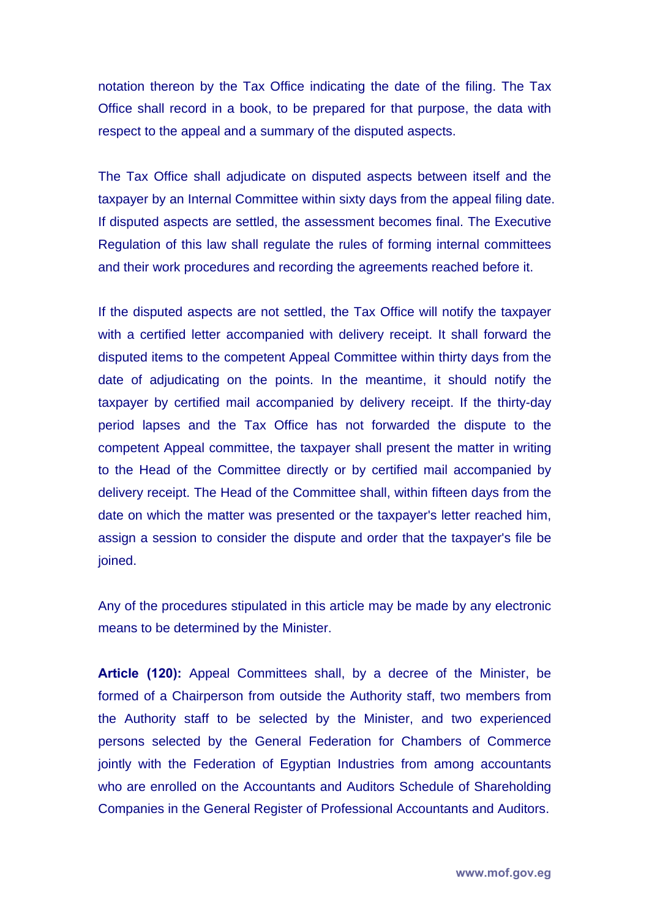notation thereon by the Tax Office indicating the date of the filing. The Tax Office shall record in a book, to be prepared for that purpose, the data with respect to the appeal and a summary of the disputed aspects.

The Tax Office shall adjudicate on disputed aspects between itself and the taxpayer by an Internal Committee within sixty days from the appeal filing date. If disputed aspects are settled, the assessment becomes final. The Executive Regulation of this law shall regulate the rules of forming internal committees and their work procedures and recording the agreements reached before it.

If the disputed aspects are not settled, the Tax Office will notify the taxpayer with a certified letter accompanied with delivery receipt. It shall forward the disputed items to the competent Appeal Committee within thirty days from the date of adjudicating on the points. In the meantime, it should notify the taxpayer by certified mail accompanied by delivery receipt. If the thirty-day period lapses and the Tax Office has not forwarded the dispute to the competent Appeal committee, the taxpayer shall present the matter in writing to the Head of the Committee directly or by certified mail accompanied by delivery receipt. The Head of the Committee shall, within fifteen days from the date on which the matter was presented or the taxpayer's letter reached him, assign a session to consider the dispute and order that the taxpayer's file be joined.

Any of the procedures stipulated in this article may be made by any electronic means to be determined by the Minister.

**Article (120):** Appeal Committees shall, by a decree of the Minister, be formed of a Chairperson from outside the Authority staff, two members from the Authority staff to be selected by the Minister, and two experienced persons selected by the General Federation for Chambers of Commerce jointly with the Federation of Egyptian Industries from among accountants who are enrolled on the Accountants and Auditors Schedule of Shareholding Companies in the General Register of Professional Accountants and Auditors.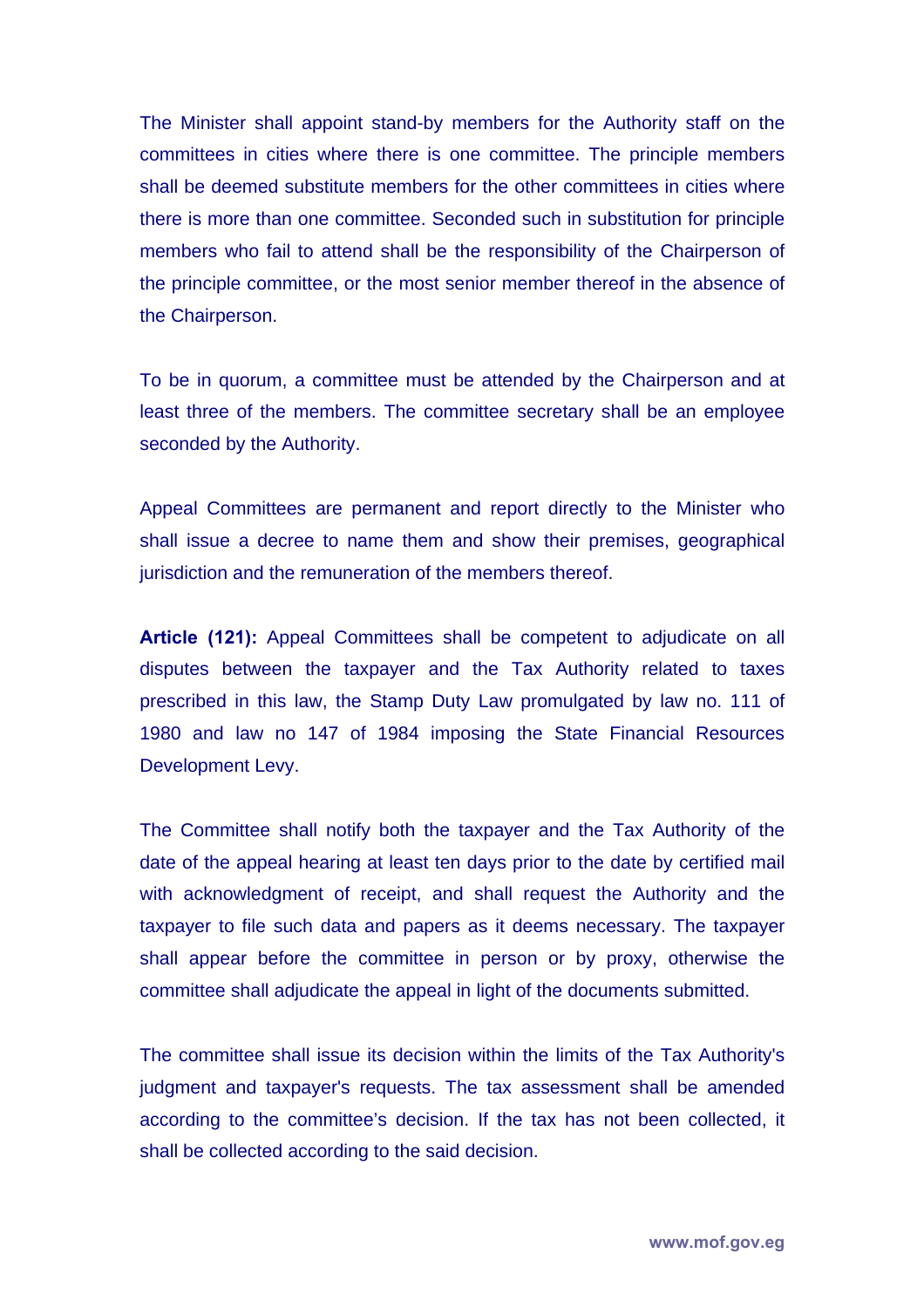The Minister shall appoint stand-by members for the Authority staff on the committees in cities where there is one committee. The principle members shall be deemed substitute members for the other committees in cities where there is more than one committee. Seconded such in substitution for principle members who fail to attend shall be the responsibility of the Chairperson of the principle committee, or the most senior member thereof in the absence of the Chairperson.

To be in quorum, a committee must be attended by the Chairperson and at least three of the members. The committee secretary shall be an employee seconded by the Authority.

Appeal Committees are permanent and report directly to the Minister who shall issue a decree to name them and show their premises, geographical jurisdiction and the remuneration of the members thereof.

**Article (121):** Appeal Committees shall be competent to adjudicate on all disputes between the taxpayer and the Tax Authority related to taxes prescribed in this law, the Stamp Duty Law promulgated by law no. 111 of 1980 and law no 147 of 1984 imposing the State Financial Resources Development Levy.

The Committee shall notify both the taxpayer and the Tax Authority of the date of the appeal hearing at least ten days prior to the date by certified mail with acknowledgment of receipt, and shall request the Authority and the taxpayer to file such data and papers as it deems necessary. The taxpayer shall appear before the committee in person or by proxy, otherwise the committee shall adjudicate the appeal in light of the documents submitted.

The committee shall issue its decision within the limits of the Tax Authority's judgment and taxpayer's requests. The tax assessment shall be amended according to the committee's decision. If the tax has not been collected, it shall be collected according to the said decision.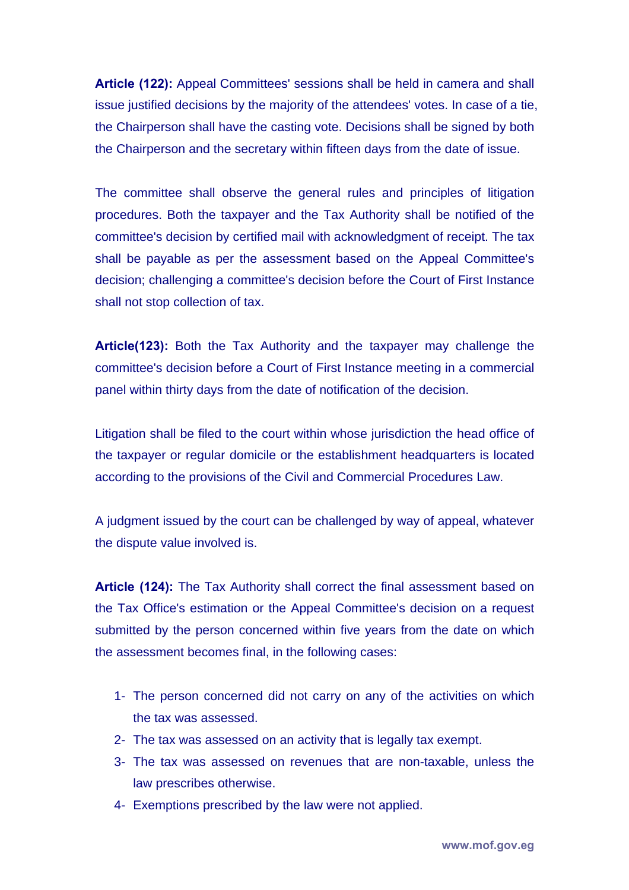**Article (122):** Appeal Committees' sessions shall be held in camera and shall issue justified decisions by the majority of the attendees' votes. In case of a tie, the Chairperson shall have the casting vote. Decisions shall be signed by both the Chairperson and the secretary within fifteen days from the date of issue.

The committee shall observe the general rules and principles of litigation procedures. Both the taxpayer and the Tax Authority shall be notified of the committee's decision by certified mail with acknowledgment of receipt. The tax shall be payable as per the assessment based on the Appeal Committee's decision; challenging a committee's decision before the Court of First Instance shall not stop collection of tax.

**Article(123):** Both the Tax Authority and the taxpayer may challenge the committee's decision before a Court of First Instance meeting in a commercial panel within thirty days from the date of notification of the decision.

Litigation shall be filed to the court within whose jurisdiction the head office of the taxpayer or regular domicile or the establishment headquarters is located according to the provisions of the Civil and Commercial Procedures Law.

A judgment issued by the court can be challenged by way of appeal, whatever the dispute value involved is.

**Article (124):** The Tax Authority shall correct the final assessment based on the Tax Office's estimation or the Appeal Committee's decision on a request submitted by the person concerned within five years from the date on which the assessment becomes final, in the following cases:

1- The person concerned did not carry on any of the activities on which the tax was assessed.
2- The tax was assessed on an activity that is legally tax exempt.
3- The tax was assessed on revenues that are non-taxable, unless the law prescribes otherwise.
4- Exemptions prescribed by the law were not applied.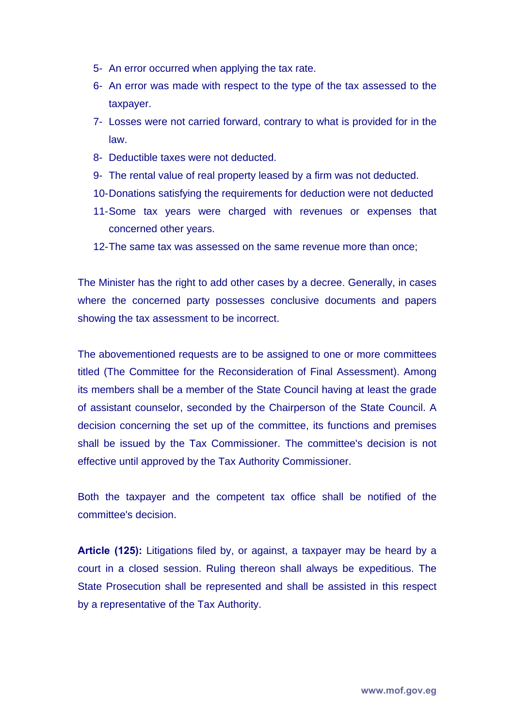5- An error occurred when applying the tax rate.
6- An error was made with respect to the type of the tax assessed to the taxpayer.
7- Losses were not carried forward, contrary to what is provided for in the law.
8- Deductible taxes were not deducted.
9- The rental value of real property leased by a firm was not deducted.
10- Donations satisfying the requirements for deduction were not deducted
11- Some tax years were charged with revenues or expenses that concerned other years.
12- The same tax was assessed on the same revenue more than once;

The Minister has the right to add other cases by a decree. Generally, in cases where the concerned party possesses conclusive documents and papers showing the tax assessment to be incorrect.

The abovementioned requests are to be assigned to one or more committees titled (The Committee for the Reconsideration of Final Assessment). Among its members shall be a member of the State Council having at least the grade of assistant counselor, seconded by the Chairperson of the State Council. A decision concerning the set up of the committee, its functions and premises shall be issued by the Tax Commissioner. The committee's decision is not effective until approved by the Tax Authority Commissioner.

Both the taxpayer and the competent tax office shall be notified of the committee's decision.

**Article (125):** Litigations filed by, or against, a taxpayer may be heard by a court in a closed session. Ruling thereon shall always be expeditious. The State Prosecution shall be represented and shall be assisted in this respect by a representative of the Tax Authority.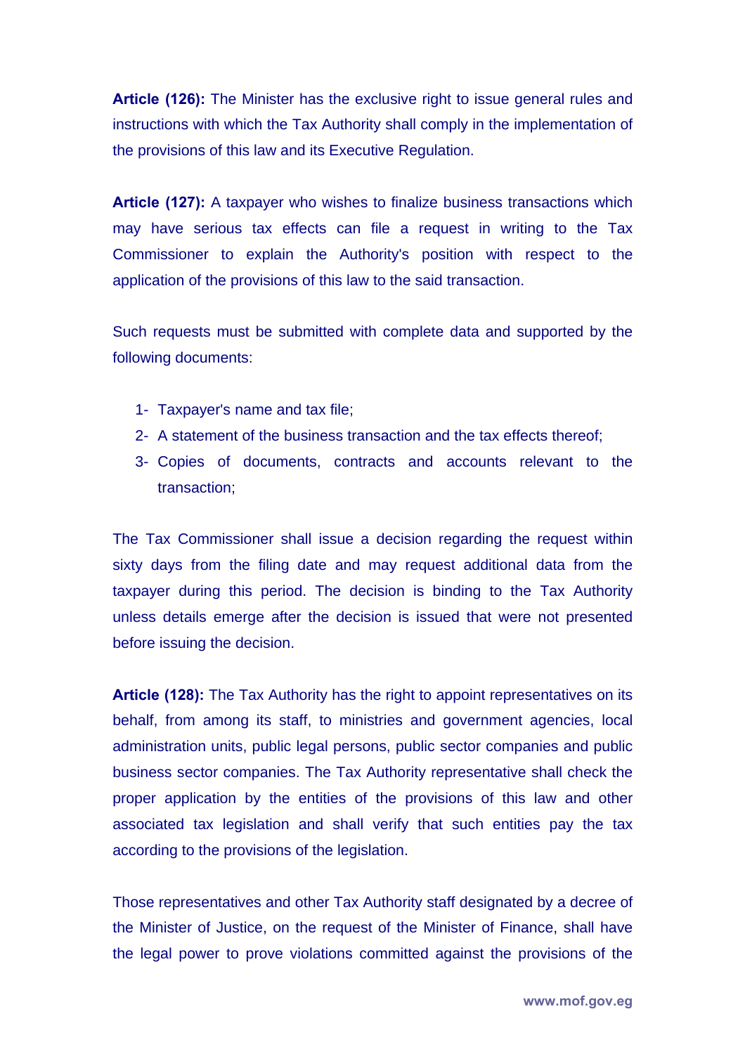**Article (126):** The Minister has the exclusive right to issue general rules and instructions with which the Tax Authority shall comply in the implementation of the provisions of this law and its Executive Regulation.

**Article (127):** A taxpayer who wishes to finalize business transactions which may have serious tax effects can file a request in writing to the Tax Commissioner to explain the Authority's position with respect to the application of the provisions of this law to the said transaction.

Such requests must be submitted with complete data and supported by the following documents:

1- Taxpayer's name and tax file;
2- A statement of the business transaction and the tax effects thereof;
3- Copies of documents, contracts and accounts relevant to the transaction;

The Tax Commissioner shall issue a decision regarding the request within sixty days from the filing date and may request additional data from the taxpayer during this period. The decision is binding to the Tax Authority unless details emerge after the decision is issued that were not presented before issuing the decision.

**Article (128):** The Tax Authority has the right to appoint representatives on its behalf, from among its staff, to ministries and government agencies, local administration units, public legal persons, public sector companies and public business sector companies. The Tax Authority representative shall check the proper application by the entities of the provisions of this law and other associated tax legislation and shall verify that such entities pay the tax according to the provisions of the legislation.

Those representatives and other Tax Authority staff designated by a decree of the Minister of Justice, on the request of the Minister of Finance, shall have the legal power to prove violations committed against the provisions of the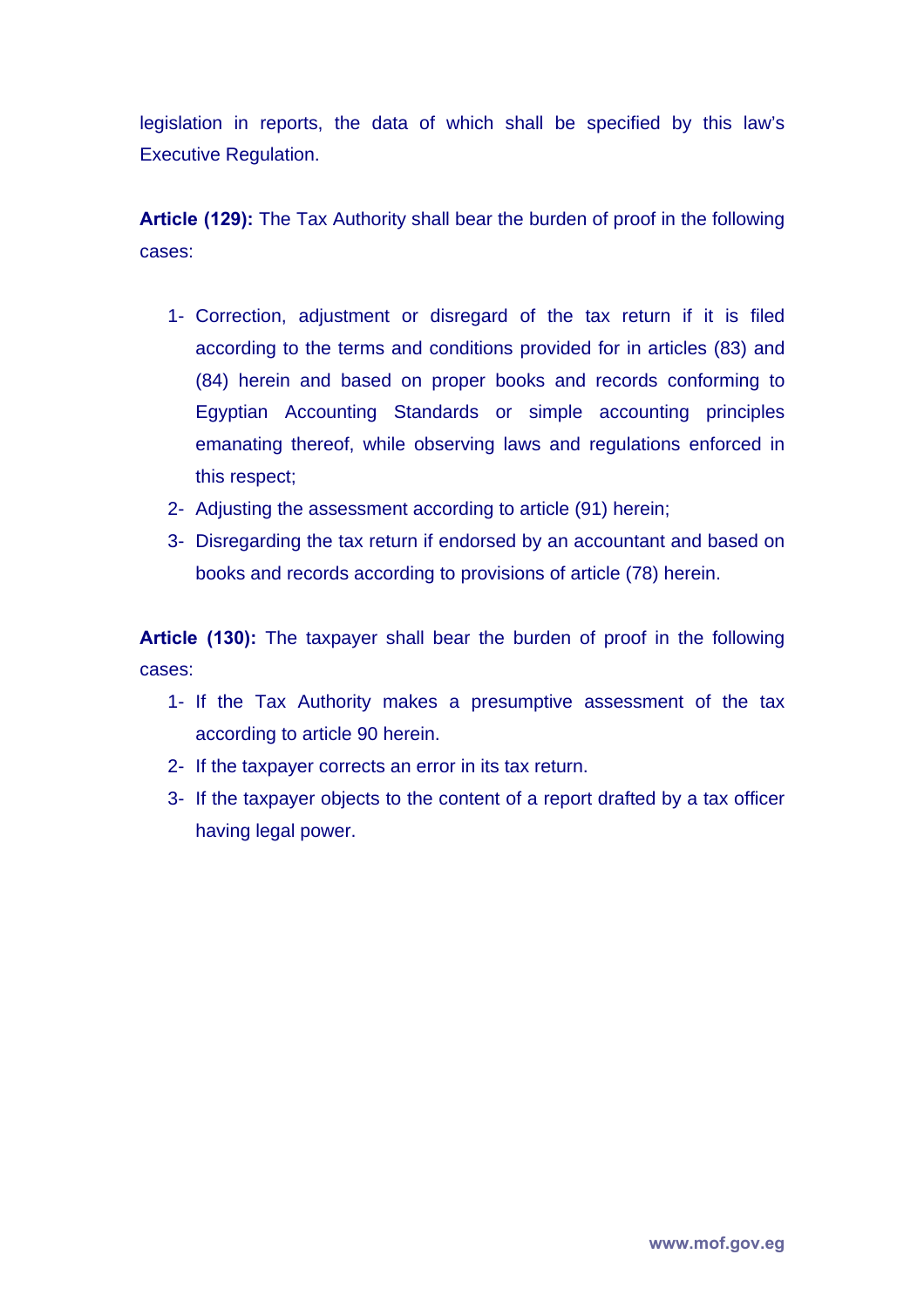legislation in reports, the data of which shall be specified by this law's Executive Regulation.

**Article (129):** The Tax Authority shall bear the burden of proof in the following cases:

1- Correction, adjustment or disregard of the tax return if it is filed according to the terms and conditions provided for in articles (83) and (84) herein and based on proper books and records conforming to Egyptian Accounting Standards or simple accounting principles emanating thereof, while observing laws and regulations enforced in this respect;
2- Adjusting the assessment according to article (91) herein;
3- Disregarding the tax return if endorsed by an accountant and based on books and records according to provisions of article (78) herein.

**Article (130):** The taxpayer shall bear the burden of proof in the following cases:

1- If the Tax Authority makes a presumptive assessment of the tax according to article 90 herein.
2- If the taxpayer corrects an error in its tax return.
3- If the taxpayer objects to the content of a report drafted by a tax officer having legal power.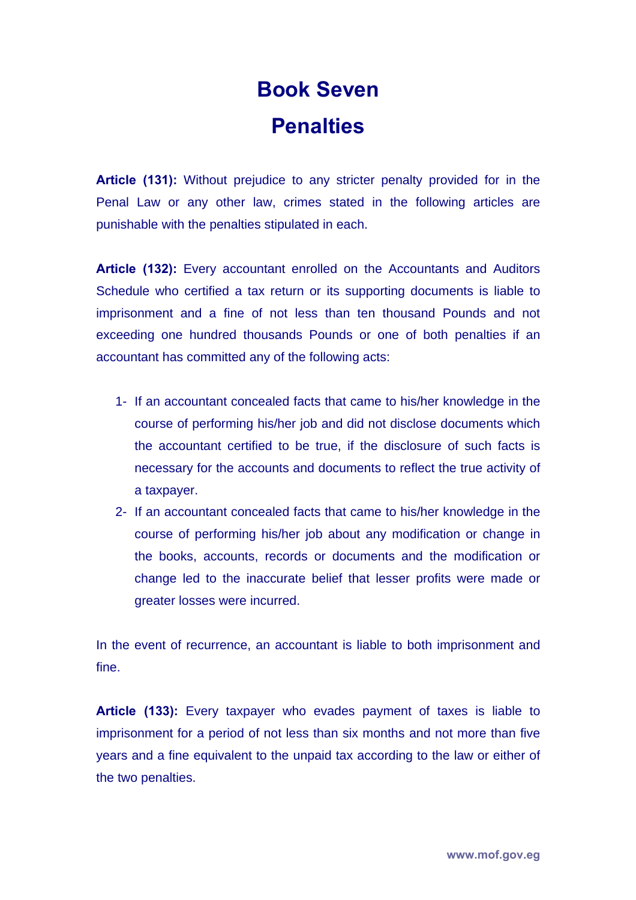# Book Seven

# Penalties

**Article (131):** Without prejudice to any stricter penalty provided for in the Penal Law or any other law, crimes stated in the following articles are punishable with the penalties stipulated in each.

**Article (132):** Every accountant enrolled on the Accountants and Auditors Schedule who certified a tax return or its supporting documents is liable to imprisonment and a fine of not less than ten thousand Pounds and not exceeding one hundred thousands Pounds or one of both penalties if an accountant has committed any of the following acts:

1- If an accountant concealed facts that came to his/her knowledge in the course of performing his/her job and did not disclose documents which the accountant certified to be true, if the disclosure of such facts is necessary for the accounts and documents to reflect the true activity of a taxpayer.
2- If an accountant concealed facts that came to his/her knowledge in the course of performing his/her job about any modification or change in the books, accounts, records or documents and the modification or change led to the inaccurate belief that lesser profits were made or greater losses were incurred.

In the event of recurrence, an accountant is liable to both imprisonment and fine.

**Article (133):** Every taxpayer who evades payment of taxes is liable to imprisonment for a period of not less than six months and not more than five years and a fine equivalent to the unpaid tax according to the law or either of the two penalties.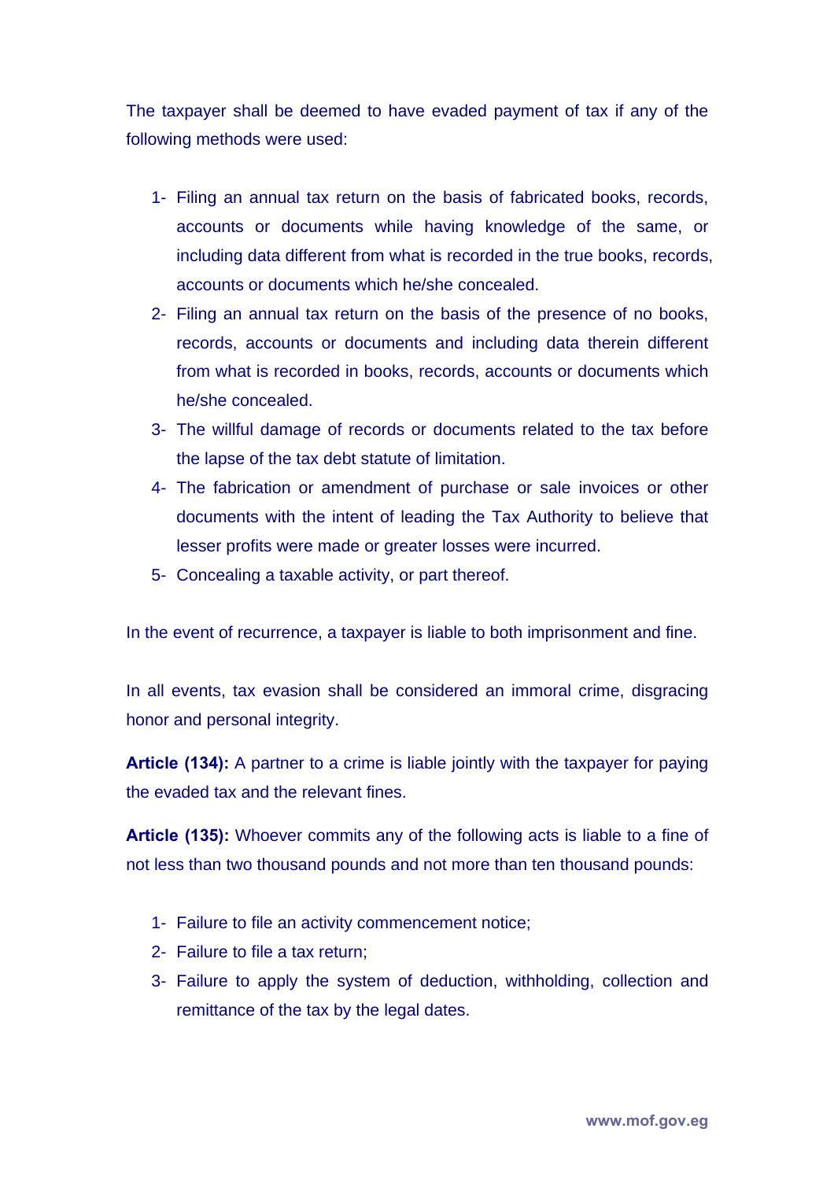The taxpayer shall be deemed to have evaded payment of tax if any of the following methods were used:

1- Filing an annual tax return on the basis of fabricated books, records, accounts or documents while having knowledge of the same, or including data different from what is recorded in the true books, records, accounts or documents which he/she concealed.
2- Filing an annual tax return on the basis of the presence of no books, records, accounts or documents and including data therein different from what is recorded in books, records, accounts or documents which he/she concealed.
3- The willful damage of records or documents related to the tax before the lapse of the tax debt statute of limitation.
4- The fabrication or amendment of purchase or sale invoices or other documents with the intent of leading the Tax Authority to believe that lesser profits were made or greater losses were incurred.
5- Concealing a taxable activity, or part thereof.

In the event of recurrence, a taxpayer is liable to both imprisonment and fine.

In all events, tax evasion shall be considered an immoral crime, disgracing honor and personal integrity.

**Article (134):** A partner to a crime is liable jointly with the taxpayer for paying the evaded tax and the relevant fines.

**Article (135):** Whoever commits any of the following acts is liable to a fine of not less than two thousand pounds and not more than ten thousand pounds:

1- Failure to file an activity commencement notice;
2- Failure to file a tax return;
3- Failure to apply the system of deduction, withholding, collection and remittance of the tax by the legal dates.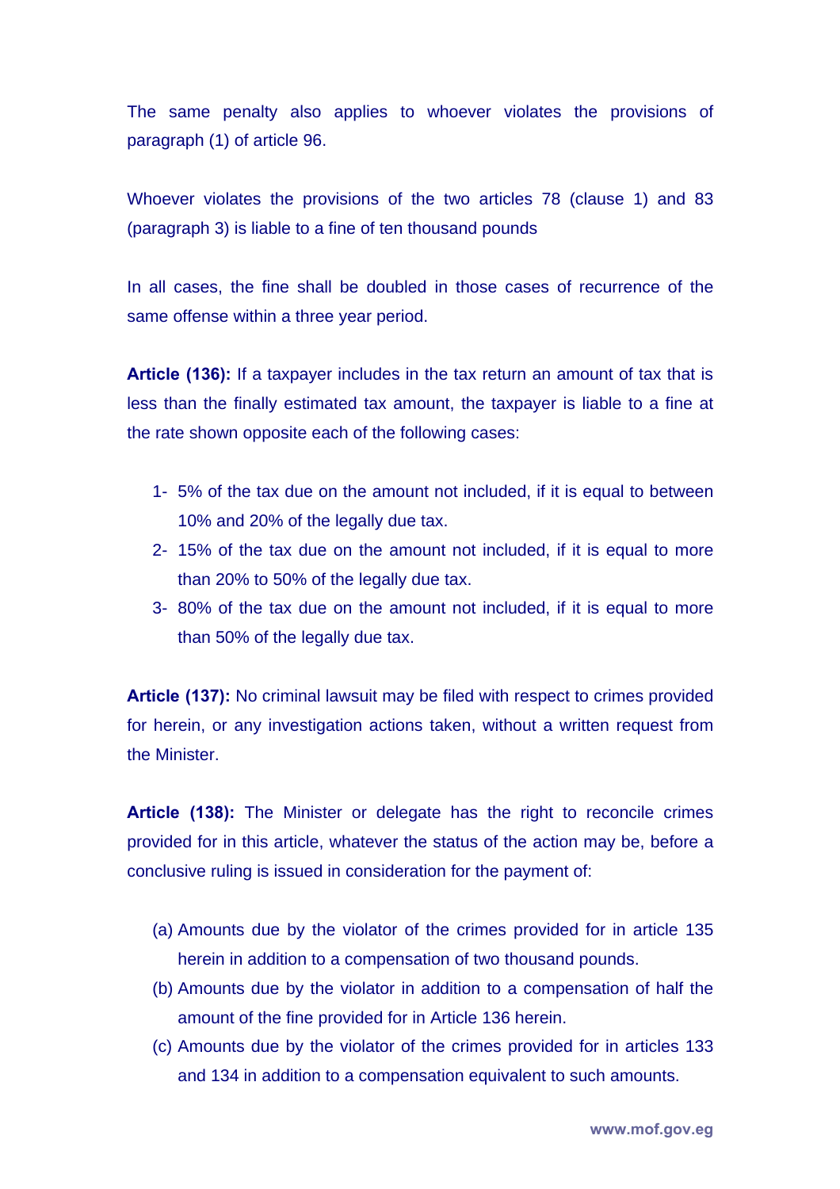The same penalty also applies to whoever violates the provisions of paragraph (1) of article 96.

Whoever violates the provisions of the two articles 78 (clause 1) and 83 (paragraph 3) is liable to a fine of ten thousand pounds

In all cases, the fine shall be doubled in those cases of recurrence of the same offense within a three year period.

**Article (136):** If a taxpayer includes in the tax return an amount of tax that is less than the finally estimated tax amount, the taxpayer is liable to a fine at the rate shown opposite each of the following cases:

1- 5% of the tax due on the amount not included, if it is equal to between 10% and 20% of the legally due tax.
2- 15% of the tax due on the amount not included, if it is equal to more than 20% to 50% of the legally due tax.
3- 80% of the tax due on the amount not included, if it is equal to more than 50% of the legally due tax.

**Article (137):** No criminal lawsuit may be filed with respect to crimes provided for herein, or any investigation actions taken, without a written request from the Minister.

**Article (138):** The Minister or delegate has the right to reconcile crimes provided for in this article, whatever the status of the action may be, before a conclusive ruling is issued in consideration for the payment of:

(a) Amounts due by the violator of the crimes provided for in article 135 herein in addition to a compensation of two thousand pounds.
(b) Amounts due by the violator in addition to a compensation of half the amount of the fine provided for in Article 136 herein.
(c) Amounts due by the violator of the crimes provided for in articles 133 and 134 in addition to a compensation equivalent to such amounts.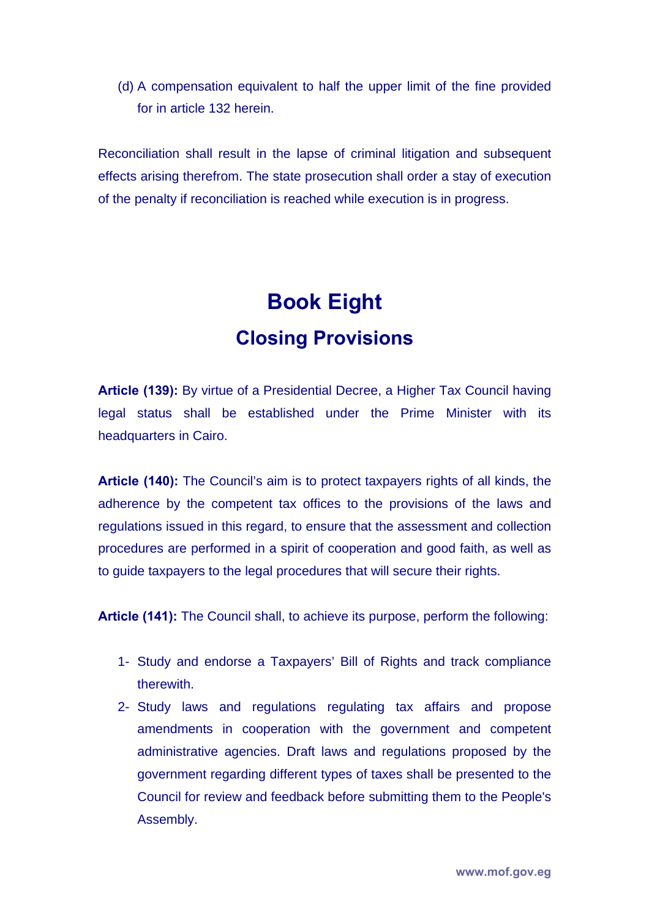(d) A compensation equivalent to half the upper limit of the fine provided for in article 132 herein.

Reconciliation shall result in the lapse of criminal litigation and subsequent effects arising therefrom. The state prosecution shall order a stay of execution of the penalty if reconciliation is reached while execution is in progress.

# Book Eight

## Closing Provisions

**Article (139):** By virtue of a Presidential Decree, a Higher Tax Council having legal status shall be established under the Prime Minister with its headquarters in Cairo.

**Article (140):** The Council's aim is to protect taxpayers rights of all kinds, the adherence by the competent tax offices to the provisions of the laws and regulations issued in this regard, to ensure that the assessment and collection procedures are performed in a spirit of cooperation and good faith, as well as to guide taxpayers to the legal procedures that will secure their rights.

**Article (141):** The Council shall, to achieve its purpose, perform the following:

1- Study and endorse a Taxpayers' Bill of Rights and track compliance therewith.
2- Study laws and regulations regulating tax affairs and propose amendments in cooperation with the government and competent administrative agencies. Draft laws and regulations proposed by the government regarding different types of taxes shall be presented to the Council for review and feedback before submitting them to the People's Assembly.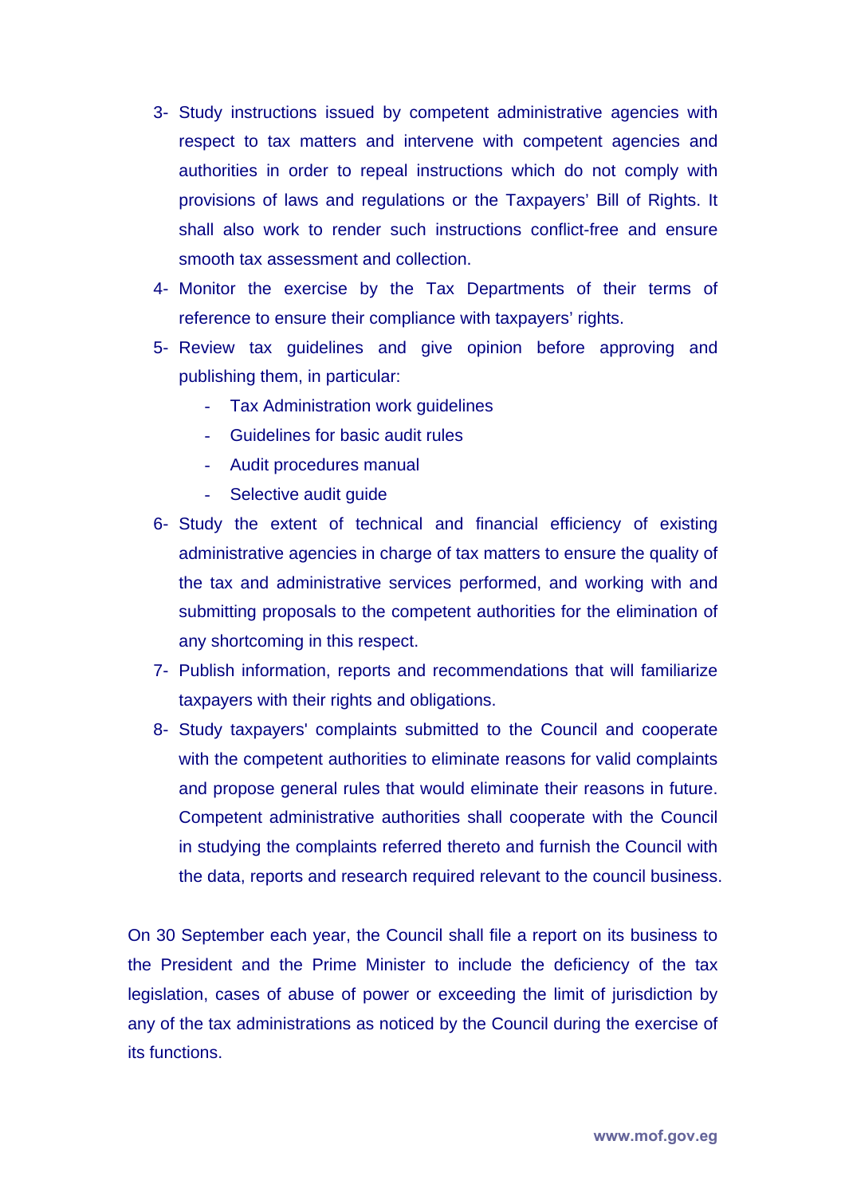3- Study instructions issued by competent administrative agencies with respect to tax matters and intervene with competent agencies and authorities in order to repeal instructions which do not comply with provisions of laws and regulations or the Taxpayers' Bill of Rights. It shall also work to render such instructions conflict-free and ensure smooth tax assessment and collection.

4- Monitor the exercise by the Tax Departments of their terms of reference to ensure their compliance with taxpayers' rights.

5- Review tax guidelines and give opinion before approving and publishing them, in particular:

   - Tax Administration work guidelines
   - Guidelines for basic audit rules
   - Audit procedures manual
   - Selective audit guide

6- Study the extent of technical and financial efficiency of existing administrative agencies in charge of tax matters to ensure the quality of the tax and administrative services performed, and working with and submitting proposals to the competent authorities for the elimination of any shortcoming in this respect.

7- Publish information, reports and recommendations that will familiarize taxpayers with their rights and obligations.

8- Study taxpayers' complaints submitted to the Council and cooperate with the competent authorities to eliminate reasons for valid complaints and propose general rules that would eliminate their reasons in future. Competent administrative authorities shall cooperate with the Council in studying the complaints referred thereto and furnish the Council with the data, reports and research required relevant to the council business.

On 30 September each year, the Council shall file a report on its business to the President and the Prime Minister to include the deficiency of the tax legislation, cases of abuse of power or exceeding the limit of jurisdiction by any of the tax administrations as noticed by the Council during the exercise of its functions.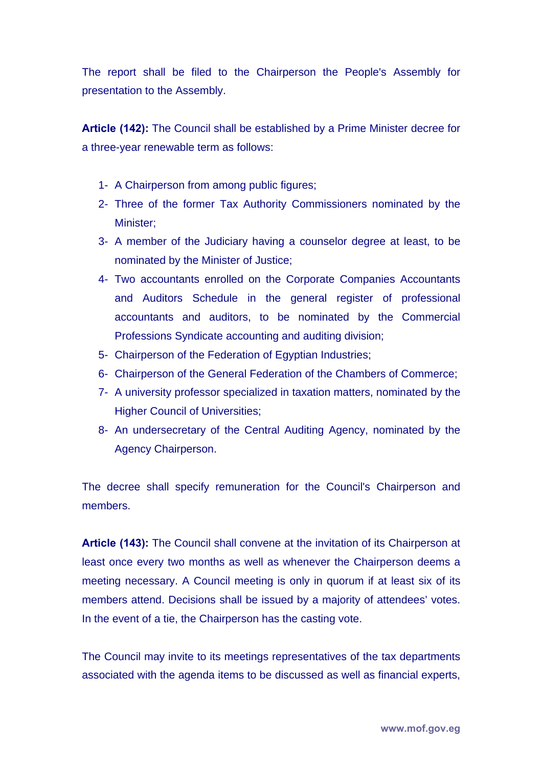The report shall be filed to the Chairperson the People's Assembly for presentation to the Assembly.

**Article (142):** The Council shall be established by a Prime Minister decree for a three-year renewable term as follows:

1- A Chairperson from among public figures;
2- Three of the former Tax Authority Commissioners nominated by the Minister;
3- A member of the Judiciary having a counselor degree at least, to be nominated by the Minister of Justice;
4- Two accountants enrolled on the Corporate Companies Accountants and Auditors Schedule in the general register of professional accountants and auditors, to be nominated by the Commercial Professions Syndicate accounting and auditing division;
5- Chairperson of the Federation of Egyptian Industries;
6- Chairperson of the General Federation of the Chambers of Commerce;
7- A university professor specialized in taxation matters, nominated by the Higher Council of Universities;
8- An undersecretary of the Central Auditing Agency, nominated by the Agency Chairperson.

The decree shall specify remuneration for the Council's Chairperson and members.

**Article (143):** The Council shall convene at the invitation of its Chairperson at least once every two months as well as whenever the Chairperson deems a meeting necessary. A Council meeting is only in quorum if at least six of its members attend. Decisions shall be issued by a majority of attendees' votes. In the event of a tie, the Chairperson has the casting vote.

The Council may invite to its meetings representatives of the tax departments associated with the agenda items to be discussed as well as financial experts,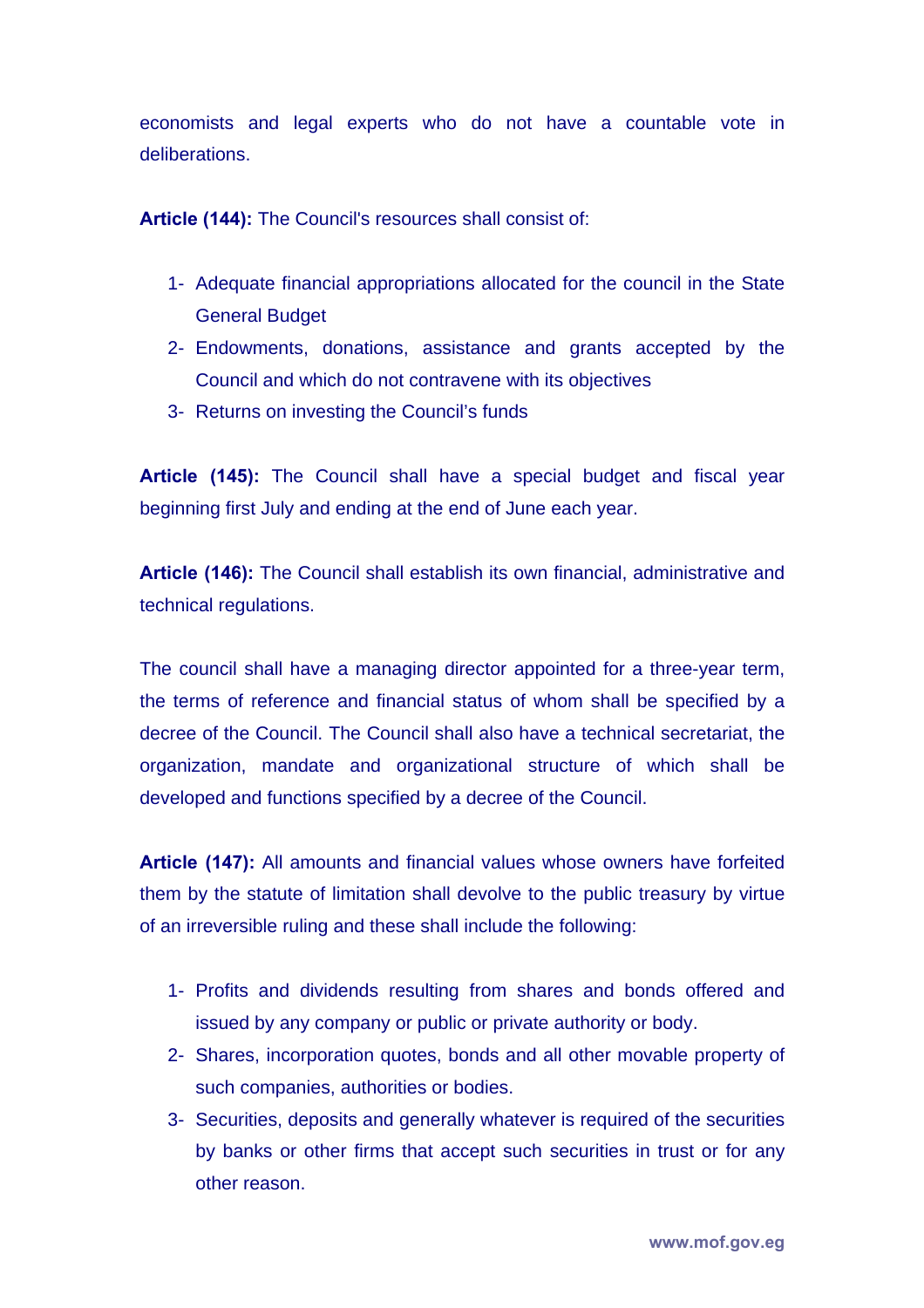economists and legal experts who do not have a countable vote in deliberations.

**Article (144):** The Council's resources shall consist of:

1- Adequate financial appropriations allocated for the council in the State General Budget
2- Endowments, donations, assistance and grants accepted by the Council and which do not contravene with its objectives
3- Returns on investing the Council's funds

**Article (145):** The Council shall have a special budget and fiscal year beginning first July and ending at the end of June each year.

**Article (146):** The Council shall establish its own financial, administrative and technical regulations.

The council shall have a managing director appointed for a three-year term, the terms of reference and financial status of whom shall be specified by a decree of the Council. The Council shall also have a technical secretariat, the organization, mandate and organizational structure of which shall be developed and functions specified by a decree of the Council.

**Article (147):** All amounts and financial values whose owners have forfeited them by the statute of limitation shall devolve to the public treasury by virtue of an irreversible ruling and these shall include the following:

1- Profits and dividends resulting from shares and bonds offered and issued by any company or public or private authority or body.
2- Shares, incorporation quotes, bonds and all other movable property of such companies, authorities or bodies.
3- Securities, deposits and generally whatever is required of the securities by banks or other firms that accept such securities in trust or for any other reason.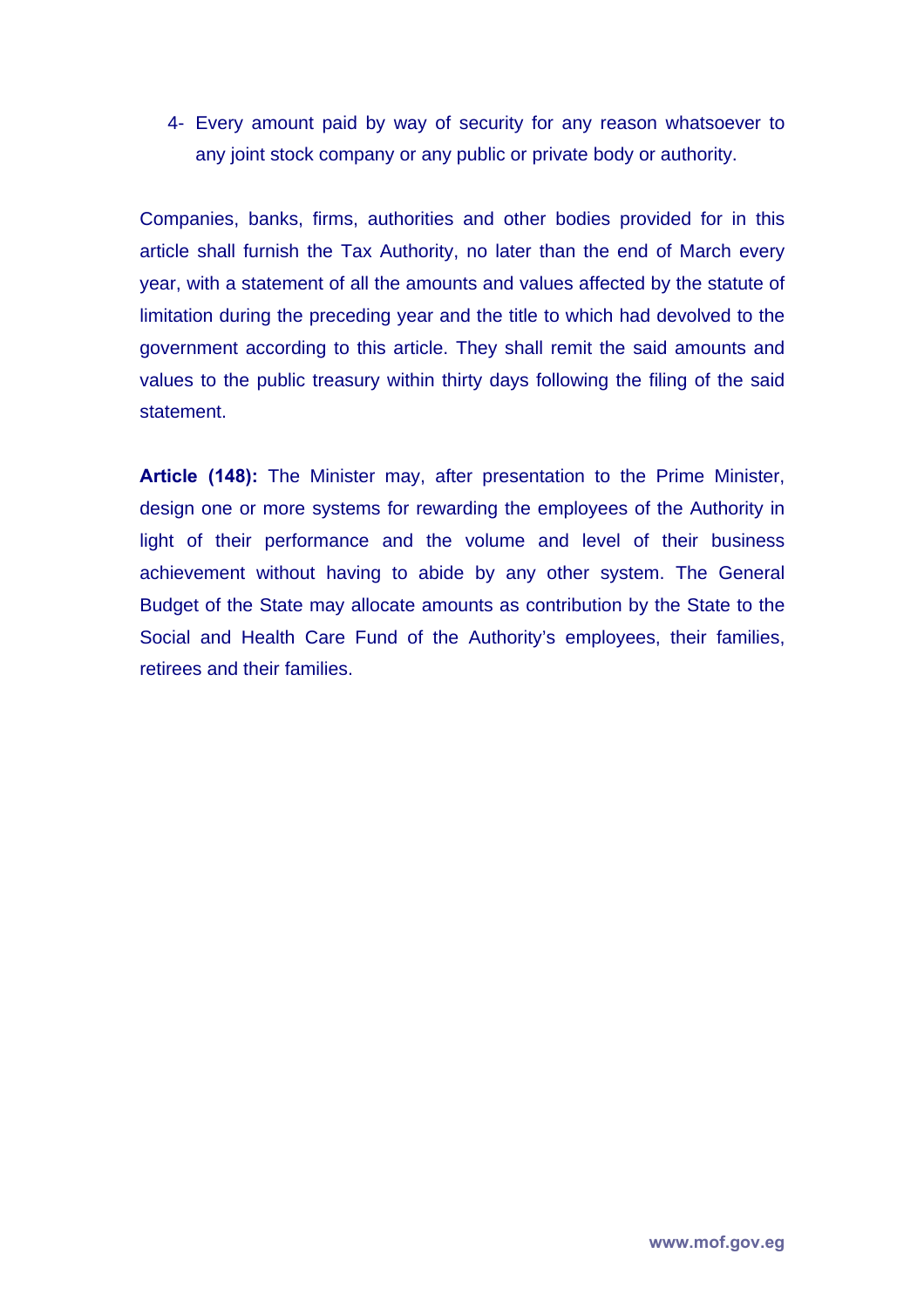4- Every amount paid by way of security for any reason whatsoever to any joint stock company or any public or private body or authority.

Companies, banks, firms, authorities and other bodies provided for in this article shall furnish the Tax Authority, no later than the end of March every year, with a statement of all the amounts and values affected by the statute of limitation during the preceding year and the title to which had devolved to the government according to this article. They shall remit the said amounts and values to the public treasury within thirty days following the filing of the said statement.

**Article (148):** The Minister may, after presentation to the Prime Minister, design one or more systems for rewarding the employees of the Authority in light of their performance and the volume and level of their business achievement without having to abide by any other system. The General Budget of the State may allocate amounts as contribution by the State to the Social and Health Care Fund of the Authority's employees, their families, retirees and their families.